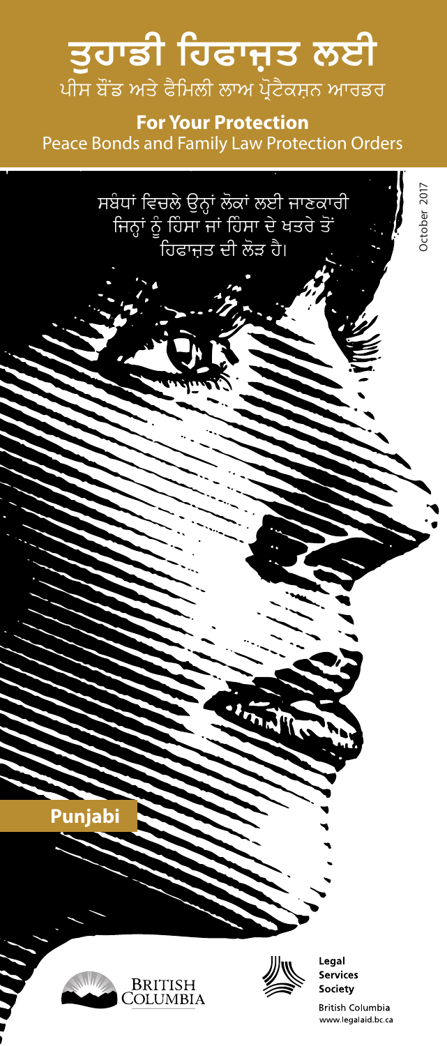# ਤੁਹਾਡੀ ਹਿਫਾਜ਼ਤ ਲਈ

ਪੀਸ ਬੌਂਡ ਅਤੇ ਫੈਮਿਲੀ ਲਾਅ ਪ੍ਰੋਟੈਕਸ਼ਨ ਆਰਡਰ

## For Your Protection

Peace Bonds and Family Law Protection Orders

October 2017

ਸਬੰਧਾਂ ਵਿਚਲੇ ਉਨ੍ਹਾਂ ਲੋਕਾਂ ਲਈ ਜਾਣਕਾਰੀ ਜਿਨ੍ਹਾਂ ਨੂੰ ਹਿੰਸਾ ਜਾਂ ਹਿੰਸਾ ਦੇ ਖਤਰੇ ਤੋਂ ਹਿਫਾਜ਼ਤ ਦੀ ਲੋੜ ਹੈ।

**Punjabi**

British Columbia

Legal Services Society

British Columbia

www.legalaid.bc.ca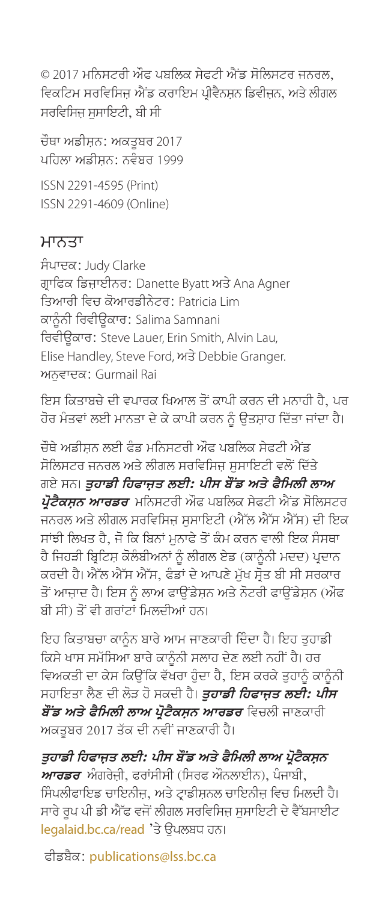© 2017 ਮਨਿਸਟਰੀ ਔਫ ਪਬਲਿਕ ਸੇਫਟੀ ਐਂਡ ਸੋਲਿਸਟਰ ਜਨਰਲ, ਵਿਕਟਿਮ ਸਰਵਿਸਿਜ਼ ਐਂਡ ਕਰਾਇਮ ਪ੍ਰੀਵੈਨਸ਼ਨ ਡਿਵੀਜ਼ਨ, ਅਤੇ ਲੀਗਲ ਸਰਵਿਸਿਜ਼ ਸੁਸਾਇਟੀ, ਬੀ ਸੀ

ਚੌਥਾ ਅਡੀਸ਼ਨ: ਅਕਤੂਬਰ 2017
ਪਹਿਲਾ ਅਡੀਸ਼ਨ: ਨਵੰਬਰ 1999

ISSN 2291-4595 (Print)
ISSN 2291-4609 (Online)

## ਮਾਨਤਾ

ਸੰਪਾਦਕ: Judy Clarke
ਗ੍ਰਾਫਿਕ ਡਿਜ਼ਾਈਨਰ: Danette Byatt ਅਤੇ Ana Agner
ਤਿਆਰੀ ਵਿਚ ਕੋਆਰਡੀਨੇਟਰ: Patricia Lim
ਕਾਨੂੰਨੀ ਰਿਵੀਊਕਾਰ: Salima Samnani
ਰਿਵੀਊਕਾਰ: Steve Lauer, Erin Smith, Alvin Lau, Elise Handley, Steve Ford, ਅਤੇ Debbie Granger.
ਅਨੁਵਾਦਕ: Gurmail Rai

ਇਸ ਕਿਤਾਬਚੇ ਦੀ ਵਪਾਰਕ ਖਿਆਲ ਤੋਂ ਕਾਪੀ ਕਰਨ ਦੀ ਮਨਾਹੀ ਹੈ, ਪਰ ਹੋਰ ਮੰਤਵਾਂ ਲਈ ਮਾਨਤਾ ਦੇ ਕੇ ਕਾਪੀ ਕਰਨ ਨੂੰ ਉਤਸ਼ਾਹ ਦਿੱਤਾ ਜਾਂਦਾ ਹੈ।

ਚੌਥੇ ਅਡੀਸ਼ਨ ਲਈ ਫੰਡ ਮਨਿਸਟਰੀ ਔਫ ਪਬਲਿਕ ਸੇਫਟੀ ਐਂਡ ਸੋਲਿਸਟਰ ਜਨਰਲ ਅਤੇ ਲੀਗਲ ਸਰਵਿਸਿਜ਼ ਸੁਸਾਇਟੀ ਵਲੋਂ ਦਿੱਤੇ ਗਏ ਸਨ। ***ਤੁਹਾਡੀ ਹਿਫਾਜ਼ਤ ਲਈ: ਪੀਸ ਬੌਂਡ ਅਤੇ ਫੈਮਿਲੀ ਲਾਅ ਪ੍ਰੋਟੈਕਸ਼ਨ ਆਰਡਰ*** ਮਨਿਸਟਰੀ ਔਫ ਪਬਲਿਕ ਸੇਫਟੀ ਐਂਡ ਸੋਲਿਸਟਰ ਜਨਰਲ ਅਤੇ ਲੀਗਲ ਸਰਵਿਸਿਜ਼ ਸੁਸਾਇਟੀ (ਐੱਲ ਐੱਸ ਐੱਸ) ਦੀ ਇਕ ਸਾਂਝੀ ਲਿਖਤ ਹੈ, ਜੋ ਕਿ ਬਿਨਾਂ ਮੁਨਾਫੇ ਤੋਂ ਕੰਮ ਕਰਨ ਵਾਲੀ ਇਕ ਸੰਸਥਾ ਹੈ ਜਿਹੜੀ ਬ੍ਰਿਟਿਸ਼ ਕੋਲੰਬੀਅਨਾਂ ਨੂੰ ਲੀਗਲ ਏਡ (ਕਾਨੂੰਨੀ ਮਦਦ) ਪ੍ਰਦਾਨ ਕਰਦੀ ਹੈ। ਐੱਲ ਐੱਸ ਐੱਸ, ਫੰਡਾਂ ਦੇ ਆਪਣੇ ਮੁੱਖ ਸ੍ਰੋਤ ਬੀ ਸੀ ਸਰਕਾਰ ਤੋਂ ਆਜ਼ਾਦ ਹੈ। ਇਸ ਨੂੰ ਲਾਅ ਫਾਉਂਡੇਸ਼ਨ ਅਤੇ ਨੋਟਰੀ ਫਾਉਂਡੇਸ਼ਨ (ਔਫ ਬੀ ਸੀ) ਤੋਂ ਵੀ ਗਰਾਂਟਾਂ ਮਿਲਦੀਆਂ ਹਨ।

ਇਹ ਕਿਤਾਬਚਾ ਕਾਨੂੰਨ ਬਾਰੇ ਆਮ ਜਾਣਕਾਰੀ ਦਿੰਦਾ ਹੈ। ਇਹ ਤੁਹਾਡੀ ਕਿਸੇ ਖਾਸ ਸਮੱਸਿਆ ਬਾਰੇ ਕਾਨੂੰਨੀ ਸਲਾਹ ਦੇਣ ਲਈ ਨਹੀਂ ਹੈ। ਹਰ ਵਿਅਕਤੀ ਦਾ ਕੇਸ ਕਿਉਂਕਿ ਵੱਖਰਾ ਹੁੰਦਾ ਹੈ, ਇਸ ਕਰਕੇ ਤੁਹਾਨੂੰ ਕਾਨੂੰਨੀ ਸਹਾਇਤਾ ਲੈਣ ਦੀ ਲੋੜ ਹੋ ਸਕਦੀ ਹੈ। ***ਤੁਹਾਡੀ ਹਿਫਾਜ਼ਤ ਲਈ: ਪੀਸ ਬੌਂਡ ਅਤੇ ਫੈਮਿਲੀ ਲਾਅ ਪ੍ਰੋਟੈਕਸ਼ਨ ਆਰਡਰ*** ਵਿਚਲੀ ਜਾਣਕਾਰੀ ਅਕਤੂਬਰ 2017 ਤੱਕ ਦੀ ਨਵੀਂ ਜਾਣਕਾਰੀ ਹੈ।

***ਤੁਹਾਡੀ ਹਿਫਾਜ਼ਤ ਲਈ: ਪੀਸ ਬੌਂਡ ਅਤੇ ਫੈਮਿਲੀ ਲਾਅ ਪ੍ਰੋਟੈਕਸ਼ਨ ਆਰਡਰ*** ਅੰਗਰੇਜ਼ੀ, ਫਰਾਂਸੀਸੀ (ਸਿਰਫ ਔਨਲਾਈਨ), ਪੰਜਾਬੀ, ਸਿੰਪਲੀਫਾਇਡ ਚਾਇਨੀਜ਼, ਅਤੇ ਟ੍ਰਾਡੀਸ਼ਨਲ ਚਾਇਨੀਜ਼ ਵਿਚ ਮਿਲਦੀ ਹੈ। ਸਾਰੇ ਰੂਪ ਪੀ ਡੀ ਐੱਫ ਵਜੋਂ ਲੀਗਲ ਸਰਵਿਸਿਜ਼ ਸੁਸਾਇਟੀ ਦੇ ਵੈੱਬਸਾਈਟ legalaid.bc.ca/read 'ਤੇ ਉਪਲਬਧ ਹਨ।

ਫੀਡਬੈਕ: publications@lss.bc.ca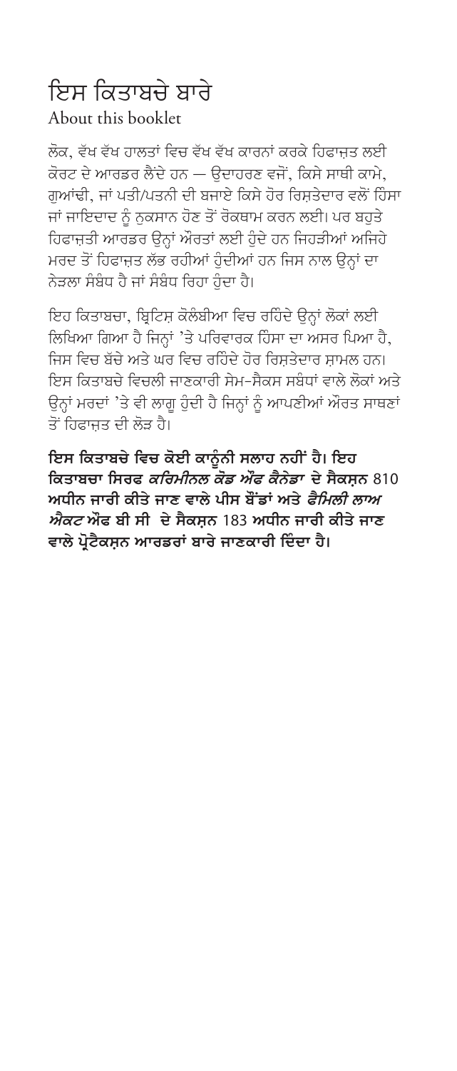# ਇਸ ਕਿਤਾਬਚੇ ਬਾਰੇ

About this booklet

ਲੋਕ, ਵੱਖ ਵੱਖ ਹਾਲਤਾਂ ਵਿਚ ਵੱਖ ਵੱਖ ਕਾਰਨਾਂ ਕਰਕੇ ਹਿਫਾਜ਼ਤ ਲਈ ਕੋਰਟ ਦੇ ਆਰਡਰ ਲੈਂਦੇ ਹਨ — ਉਦਾਹਰਣ ਵਜੋਂ, ਕਿਸੇ ਸਾਥੀ ਕਾਮੇ, ਗੁਆਂਢੀ, ਜਾਂ ਪਤੀ/ਪਤਨੀ ਦੀ ਬਜਾਏ ਕਿਸੇ ਹੋਰ ਰਿਸ਼ਤੇਦਾਰ ਵਲੋਂ ਹਿੰਸਾ ਜਾਂ ਜਾਇਦਾਦ ਨੂੰ ਨੁਕਸਾਨ ਹੋਣ ਤੋਂ ਰੋਕਥਾਮ ਕਰਨ ਲਈ। ਪਰ ਬਹੁਤੇ ਹਿਫਾਜ਼ਤੀ ਆਰਡਰ ਉਨ੍ਹਾਂ ਔਰਤਾਂ ਲਈ ਹੁੰਦੇ ਹਨ ਜਿਹੜੀਆਂ ਅਜਿਹੇ ਮਰਦ ਤੋਂ ਹਿਫਾਜ਼ਤ ਲੱਭ ਰਹੀਆਂ ਹੁੰਦੀਆਂ ਹਨ ਜਿਸ ਨਾਲ ਉਨ੍ਹਾਂ ਦਾ ਨੇੜਲਾ ਸੰਬੰਧ ਹੈ ਜਾਂ ਸੰਬੰਧ ਰਿਹਾ ਹੁੰਦਾ ਹੈ।

ਇਹ ਕਿਤਾਬਚਾ, ਬ੍ਰਿਟਿਸ਼ ਕੋਲੰਬੀਆ ਵਿਚ ਰਹਿੰਦੇ ਉਨ੍ਹਾਂ ਲੋਕਾਂ ਲਈ ਲਿਖਿਆ ਗਿਆ ਹੈ ਜਿਨ੍ਹਾਂ 'ਤੇ ਪਰਿਵਾਰਕ ਹਿੰਸਾ ਦਾ ਅਸਰ ਪਿਆ ਹੈ, ਜਿਸ ਵਿਚ ਬੱਚੇ ਅਤੇ ਘਰ ਵਿਚ ਰਹਿੰਦੇ ਹੋਰ ਰਿਸ਼ਤੇਦਾਰ ਸ਼ਾਮਲ ਹਨ। ਇਸ ਕਿਤਾਬਚੇ ਵਿਚਲੀ ਜਾਣਕਾਰੀ ਸੇਮ-ਸੈਕਸ ਸਬੰਧਾਂ ਵਾਲੇ ਲੋਕਾਂ ਅਤੇ ਉਨ੍ਹਾਂ ਮਰਦਾਂ 'ਤੇ ਵੀ ਲਾਗੂ ਹੁੰਦੀ ਹੈ ਜਿਨ੍ਹਾਂ ਨੂੰ ਆਪਣੀਆਂ ਔਰਤ ਸਾਥਣਾਂ ਤੋਂ ਹਿਫਾਜ਼ਤ ਦੀ ਲੋੜ ਹੈ।

**ਇਸ ਕਿਤਾਬਚੇ ਵਿਚ ਕੋਈ ਕਾਨੂੰਨੀ ਸਲਾਹ ਨਹੀਂ ਹੈ। ਇਹ ਕਿਤਾਬਚਾ ਸਿਰਫ *ਕਰਿਮੀਨਲ ਕੋਡ ਔਫ ਕੈਨੇਡਾ* ਦੇ ਸੈਕਸ਼ਨ 810 ਅਧੀਨ ਜਾਰੀ ਕੀਤੇ ਜਾਣ ਵਾਲੇ ਪੀਸ ਬੌਂਡਾਂ ਅਤੇ *ਫੈਮਿਲੀ ਲਾਅ ਐਕਟ* ਔਫ ਬੀ ਸੀ ਦੇ ਸੈਕਸ਼ਨ 183 ਅਧੀਨ ਜਾਰੀ ਕੀਤੇ ਜਾਣ ਵਾਲੇ ਪ੍ਰੋਟੈਕਸ਼ਨ ਆਰਡਰਾਂ ਬਾਰੇ ਜਾਣਕਾਰੀ ਦਿੰਦਾ ਹੈ।**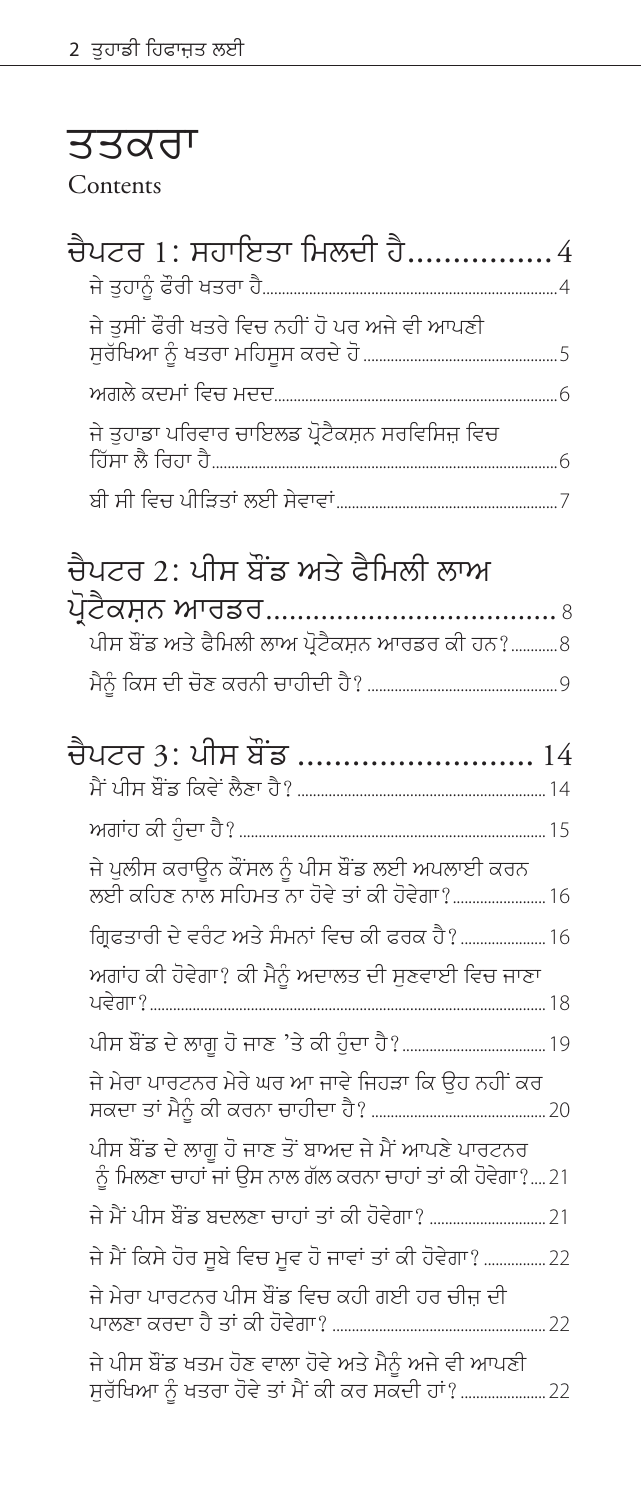# ਤਤਕਰਾ

Contents

## ਚੈਪਟਰ 1: ਸਹਾਇਤਾ ਮਿਲਦੀ ਹੈ................4

ਜੇ ਤੁਹਾਨੂੰ ਫੌਰੀ ਖਤਰਾ ਹੈ........................................................................4

ਜੇ ਤੁਸੀਂ ਫੌਰੀ ਖਤਰੇ ਵਿਚ ਨਹੀਂ ਹੋ ਪਰ ਅਜੇ ਵੀ ਆਪਣੀ ਸੁਰੱਖਿਆ ਨੂੰ ਖਤਰਾ ਮਹਿਸੂਸ ਕਰਦੇ ਹੋ..................................................5

ਅਗਲੇ ਕਦਮਾਂ ਵਿਚ ਮਦਦ........................................................................6

ਜੇ ਤੁਹਾਡਾ ਪਰਿਵਾਰ ਚਾਇਲਡ ਪ੍ਰੋਟੈਕਸ਼ਨ ਸਰਵਿਸਿਜ਼ ਵਿਚ ਹਿੱਸਾ ਲੈ ਰਿਹਾ ਹੈ........................................................................6

ਬੀ ਸੀ ਵਿਚ ਪੀੜਿਤਾਂ ਲਈ ਸੇਵਾਵਾਂ........................................................7

## ਚੈਪਟਰ 2: ਪੀਸ ਬੌਂਡ ਅਤੇ ਫੈਮਿਲੀ ਲਾਅ ਪ੍ਰੋਟੈਕਸ਼ਨ ਆਰਡਰ....................................8

ਪੀਸ ਬੌਂਡ ਅਤੇ ਫੈਮਿਲੀ ਲਾਅ ਪ੍ਰੋਟੈਕਸ਼ਨ ਆਰਡਰ ਕੀ ਹਨ?............8

ਮੈਨੂੰ ਕਿਸ ਦੀ ਚੋਣ ਕਰਨੀ ਚਾਹੀਦੀ ਹੈ?................................................9

## ਚੈਪਟਰ 3: ਪੀਸ ਬੌਂਡ ......................... 14

ਮੈਂ ਪੀਸ ਬੌਂਡ ਕਿਵੇਂ ਲੈਣਾ ਹੈ?...............................................................14

ਅਗਾਂਹ ਕੀ ਹੁੰਦਾ ਹੈ?..............................................................................15

ਜੇ ਪੁਲੀਸ ਕਰਾਊਨ ਕੌਂਸਲ ਨੂੰ ਪੀਸ ਬੌਂਡ ਲਈ ਅਪਲਾਈ ਕਰਨ ਲਈ ਕਹਿਣ ਨਾਲ ਸਹਿਮਤ ਨਾ ਹੋਵੇ ਤਾਂ ਕੀ ਹੋਵੇਗਾ?........................16

ਗ੍ਰਿਫਤਾਰੀ ਦੇ ਵਰੰਟ ਅਤੇ ਸੰਮਨਾਂ ਵਿਚ ਕੀ ਫਰਕ ਹੈ?......................16

ਅਗਾਂਹ ਕੀ ਹੋਵੇਗਾ? ਕੀ ਮੈਨੂੰ ਅਦਾਲਤ ਦੀ ਸੁਣਵਾਈ ਵਿਚ ਜਾਣਾ ਪਵੇਗਾ?.....................................................................................18

ਪੀਸ ਬੌਂਡ ਦੇ ਲਾਗੂ ਹੋ ਜਾਣ 'ਤੇ ਕੀ ਹੁੰਦਾ ਹੈ?....................................19

ਜੇ ਮੇਰਾ ਪਾਰਟਨਰ ਮੇਰੇ ਘਰ ਆ ਜਾਵੇ ਜਿਹੜਾ ਕਿ ਉਹ ਨਹੀਂ ਕਰ ਸਕਦਾ ਤਾਂ ਮੈਨੂੰ ਕੀ ਕਰਨਾ ਚਾਹੀਦਾ ਹੈ?............................................20

ਪੀਸ ਬੌਂਡ ਦੇ ਲਾਗੂ ਹੋ ਜਾਣ ਤੋਂ ਬਾਅਦ ਜੇ ਮੈਂ ਆਪਣੇ ਪਾਰਟਨਰ ਨੂੰ ਮਿਲਣਾ ਚਾਹਾਂ ਜਾਂ ਉਸ ਨਾਲ ਗੱਲ ਕਰਨਾ ਚਾਹਾਂ ਤਾਂ ਕੀ ਹੋਵੇਗਾ?....21

ਜੇ ਮੈਂ ਪੀਸ ਬੌਂਡ ਬਦਲਣਾ ਚਾਹਾਂ ਤਾਂ ਕੀ ਹੋਵੇਗਾ?..............................21

ਜੇ ਮੈਂ ਕਿਸੇ ਹੋਰ ਸੂਬੇ ਵਿਚ ਮੂਵ ਹੋ ਜਾਵਾਂ ਤਾਂ ਕੀ ਹੋਵੇਗਾ?................22

ਜੇ ਮੇਰਾ ਪਾਰਟਨਰ ਪੀਸ ਬੌਂਡ ਵਿਚ ਕਹੀ ਗਈ ਹਰ ਚੀਜ਼ ਦੀ ਪਾਲਣਾ ਕਰਦਾ ਹੈ ਤਾਂ ਕੀ ਹੋਵੇਗਾ?.......................................................22

ਜੇ ਪੀਸ ਬੌਂਡ ਖਤਮ ਹੋਣ ਵਾਲਾ ਹੋਵੇ ਅਤੇ ਮੈਨੂੰ ਅਜੇ ਵੀ ਆਪਣੀ ਸੁਰੱਖਿਆ ਨੂੰ ਖਤਰਾ ਹੋਵੇ ਤਾਂ ਮੈਂ ਕੀ ਕਰ ਸਕਦੀ ਹਾਂ?......................22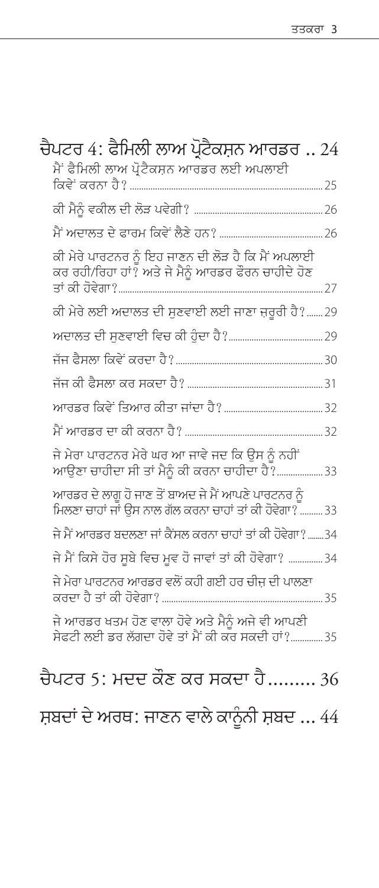## ਚੈਪਟਰ 4: ਫੈਮਿਲੀ ਲਾਅ ਪ੍ਰੋਟੈਕਸ਼ਨ ਆਰਡਰ .. 24

ਮੈਂ ਫੈਮਿਲੀ ਲਾਅ ਪ੍ਰੋਟੈਕਸ਼ਨ ਆਰਡਰ ਲਈ ਅਪਲਾਈ ਕਿਵੇਂ ਕਰਨਾ ਹੈ? ........ 25

ਕੀ ਮੈਨੂੰ ਵਕੀਲ ਦੀ ਲੋੜ ਪਵੇਗੀ? ........ 26

ਮੈਂ ਅਦਾਲਤ ਦੇ ਫਾਰਮ ਕਿਵੇਂ ਲੈਣੇ ਹਨ? ........ 26

ਕੀ ਮੇਰੇ ਪਾਰਟਨਰ ਨੂੰ ਇਹ ਜਾਣਨ ਦੀ ਲੋੜ ਹੈ ਕਿ ਮੈਂ ਅਪਲਾਈ ਕਰ ਰਹੀ/ਰਿਹਾ ਹਾਂ? ਅਤੇ ਜੇ ਮੈਨੂੰ ਆਰਡਰ ਫੌਰਨ ਚਾਹੀਦੇ ਹੋਣ ਤਾਂ ਕੀ ਹੋਵੇਗਾ? ........ 27

ਕੀ ਮੇਰੇ ਲਈ ਅਦਾਲਤ ਦੀ ਸੁਣਵਾਈ ਲਈ ਜਾਣਾ ਜ਼ਰੂਰੀ ਹੈ? ........ 29

ਅਦਾਲਤ ਦੀ ਸੁਣਵਾਈ ਵਿਚ ਕੀ ਹੁੰਦਾ ਹੈ? ........ 29

ਜੱਜ ਫੈਸਲਾ ਕਿਵੇਂ ਕਰਦਾ ਹੈ? ........ 30

ਜੱਜ ਕੀ ਫੈਸਲਾ ਕਰ ਸਕਦਾ ਹੈ? ........ 31

ਆਰਡਰ ਕਿਵੇਂ ਤਿਆਰ ਕੀਤਾ ਜਾਂਦਾ ਹੈ? ........ 32

ਮੈਂ ਆਰਡਰ ਦਾ ਕੀ ਕਰਨਾ ਹੈ? ........ 32

ਜੇ ਮੇਰਾ ਪਾਰਟਨਰ ਮੇਰੇ ਘਰ ਆ ਜਾਵੇ ਜਦ ਕਿ ਉਸ ਨੂੰ ਨਹੀਂ ਆਉਣਾ ਚਾਹੀਦਾ ਸੀ ਤਾਂ ਮੈਨੂੰ ਕੀ ਕਰਨਾ ਚਾਹੀਦਾ ਹੈ? ........ 33

ਆਰਡਰ ਦੇ ਲਾਗੂ ਹੋ ਜਾਣ ਤੋਂ ਬਾਅਦ ਜੇ ਮੈਂ ਆਪਣੇ ਪਾਰਟਨਰ ਨੂੰ ਮਿਲਣਾ ਚਾਹਾਂ ਜਾਂ ਉਸ ਨਾਲ ਗੱਲ ਕਰਨਾ ਚਾਹਾਂ ਤਾਂ ਕੀ ਹੋਵੇਗਾ? ........ 33

ਜੇ ਮੈਂ ਆਰਡਰ ਬਦਲਣਾ ਜਾਂ ਕੈਂਸਲ ਕਰਨਾ ਚਾਹਾਂ ਤਾਂ ਕੀ ਹੋਵੇਗਾ? ........ 34

ਜੇ ਮੈਂ ਕਿਸੇ ਹੋਰ ਸੂਬੇ ਵਿਚ ਮੂਵ ਹੋ ਜਾਵਾਂ ਤਾਂ ਕੀ ਹੋਵੇਗਾ? ........ 34

ਜੇ ਮੇਰਾ ਪਾਰਟਨਰ ਆਰਡਰ ਵਲੋਂ ਕਹੀ ਗਈ ਹਰ ਚੀਜ਼ ਦੀ ਪਾਲਣਾ ਕਰਦਾ ਹੈ ਤਾਂ ਕੀ ਹੋਵੇਗਾ? ........ 35

ਜੇ ਆਰਡਰ ਖਤਮ ਹੋਣ ਵਾਲਾ ਹੋਵੇ ਅਤੇ ਮੈਨੂੰ ਅਜੇ ਵੀ ਆਪਣੀ ਸੇਫਟੀ ਲਈ ਡਰ ਲੱਗਦਾ ਹੋਵੇ ਤਾਂ ਮੈਂ ਕੀ ਕਰ ਸਕਦੀ ਹਾਂ? ........ 35

## ਚੈਪਟਰ 5: ਮਦਦ ਕੌਣ ਕਰ ਸਕਦਾ ਹੈ ......... 36

## ਸ਼ਬਦਾਂ ਦੇ ਅਰਥ: ਜਾਣਨ ਵਾਲੇ ਕਾਨੂੰਨੀ ਸ਼ਬਦ ... 44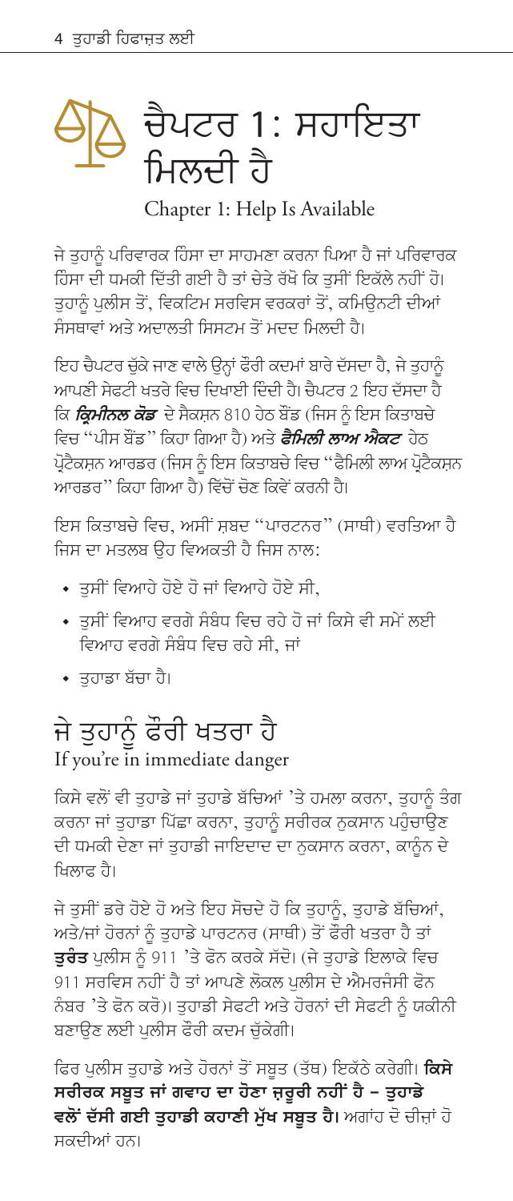# ਚੈਪਟਰ 1: ਸਹਾਇਤਾ ਮਿਲਦੀ ਹੈ

Chapter 1: Help Is Available

ਜੇ ਤੁਹਾਨੂੰ ਪਰਿਵਾਰਕ ਹਿੰਸਾ ਦਾ ਸਾਹਮਣਾ ਕਰਨਾ ਪਿਆ ਹੈ ਜਾਂ ਪਰਿਵਾਰਕ ਹਿੰਸਾ ਦੀ ਧਮਕੀ ਦਿੱਤੀ ਗਈ ਹੈ ਤਾਂ ਚੇਤੇ ਰੱਖੋ ਕਿ ਤੁਸੀਂ ਇਕੱਲੇ ਨਹੀਂ ਹੋ। ਤੁਹਾਨੂੰ ਪੁਲੀਸ ਤੋਂ, ਵਿਕਟਿਮ ਸਰਵਿਸ ਵਰਕਰਾਂ ਤੋਂ, ਕਮਿਊਨਟੀ ਦੀਆਂ ਸੰਸਥਾਵਾਂ ਅਤੇ ਅਦਾਲਤੀ ਸਿਸਟਮ ਤੋਂ ਮਦਦ ਮਿਲਦੀ ਹੈ।

ਇਹ ਚੈਪਟਰ ਚੁੱਕੇ ਜਾਣ ਵਾਲੇ ਉਨ੍ਹਾਂ ਫੌਰੀ ਕਦਮਾਂ ਬਾਰੇ ਦੱਸਦਾ ਹੈ, ਜੇ ਤੁਹਾਨੂੰ ਆਪਣੀ ਸੇਫਟੀ ਖਤਰੇ ਵਿਚ ਦਿਖਾਈ ਦਿੰਦੀ ਹੈ। ਚੈਪਟਰ 2 ਇਹ ਦੱਸਦਾ ਹੈ ਕਿ ***ਕ੍ਰਿਮੀਨਲ ਕੋਡ*** ਦੇ ਸੈਕਸ਼ਨ 810 ਹੇਠ ਬੌਂਡ (ਜਿਸ ਨੂੰ ਇਸ ਕਿਤਾਬਚੇ ਵਿਚ "ਪੀਸ ਬੌਂਡ" ਕਿਹਾ ਗਿਆ ਹੈ) ਅਤੇ ***ਫੈਮਿਲੀ ਲਾਅ ਐਕਟ*** ਹੇਠ ਪ੍ਰੋਟੈਕਸ਼ਨ ਆਰਡਰ (ਜਿਸ ਨੂੰ ਇਸ ਕਿਤਾਬਚੇ ਵਿਚ "ਫੈਮਿਲੀ ਲਾਅ ਪ੍ਰੋਟੈਕਸ਼ਨ ਆਰਡਰ" ਕਿਹਾ ਗਿਆ ਹੈ) ਵਿੱਚੋਂ ਚੋਣ ਕਿਵੇਂ ਕਰਨੀ ਹੈ।

ਇਸ ਕਿਤਾਬਚੇ ਵਿਚ, ਅਸੀਂ ਸ਼ਬਦ "ਪਾਰਟਨਰ" (ਸਾਥੀ) ਵਰਤਿਆ ਹੈ ਜਿਸ ਦਾ ਮਤਲਬ ਉਹ ਵਿਅਕਤੀ ਹੈ ਜਿਸ ਨਾਲ:

- ਤੁਸੀਂ ਵਿਆਹੇ ਹੋਏ ਹੋ ਜਾਂ ਵਿਆਹੇ ਹੋਏ ਸੀ,
- ਤੁਸੀਂ ਵਿਆਹ ਵਰਗੇ ਸੰਬੰਧ ਵਿਚ ਰਹੇ ਹੋ ਜਾਂ ਕਿਸੇ ਵੀ ਸਮੇਂ ਲਈ ਵਿਆਹ ਵਰਗੇ ਸੰਬੰਧ ਵਿਚ ਰਹੇ ਸੀ, ਜਾਂ
- ਤੁਹਾਡਾ ਬੱਚਾ ਹੈ।

## ਜੇ ਤੁਹਾਨੂੰ ਫੌਰੀ ਖਤਰਾ ਹੈ

If you're in immediate danger

ਕਿਸੇ ਵਲੋਂ ਵੀ ਤੁਹਾਡੇ ਜਾਂ ਤੁਹਾਡੇ ਬੱਚਿਆਂ 'ਤੇ ਹਮਲਾ ਕਰਨਾ, ਤੁਹਾਨੂੰ ਤੰਗ ਕਰਨਾ ਜਾਂ ਤੁਹਾਡਾ ਪਿੱਛਾ ਕਰਨਾ, ਤੁਹਾਨੂੰ ਸਰੀਰਕ ਨੁਕਸਾਨ ਪਹੁੰਚਾਉਣ ਦੀ ਧਮਕੀ ਦੇਣਾ ਜਾਂ ਤੁਹਾਡੀ ਜਾਇਦਾਦ ਦਾ ਨੁਕਸਾਨ ਕਰਨਾ, ਕਾਨੂੰਨ ਦੇ ਖਿਲਾਫ ਹੈ।

ਜੇ ਤੁਸੀਂ ਡਰੇ ਹੋਏ ਹੋ ਅਤੇ ਇਹ ਸੋਚਦੇ ਹੋ ਕਿ ਤੁਹਾਨੂੰ, ਤੁਹਾਡੇ ਬੱਚਿਆਂ, ਅਤੇ/ਜਾਂ ਹੋਰਨਾਂ ਨੂੰ ਤੁਹਾਡੇ ਪਾਰਟਨਰ (ਸਾਥੀ) ਤੋਂ ਫੌਰੀ ਖਤਰਾ ਹੈ ਤਾਂ **ਤੁਰੰਤ** ਪੁਲੀਸ ਨੂੰ 911 'ਤੇ ਫੋਨ ਕਰਕੇ ਸੱਦੋ। (ਜੇ ਤੁਹਾਡੇ ਇਲਾਕੇ ਵਿਚ 911 ਸਰਵਿਸ ਨਹੀਂ ਹੈ ਤਾਂ ਆਪਣੇ ਲੋਕਲ ਪੁਲੀਸ ਦੇ ਐਮਰਜੰਸੀ ਫੋਨ ਨੰਬਰ 'ਤੇ ਫੋਨ ਕਰੋ)। ਤੁਹਾਡੀ ਸੇਫਟੀ ਅਤੇ ਹੋਰਨਾਂ ਦੀ ਸੇਫਟੀ ਨੂੰ ਯਕੀਨੀ ਬਣਾਉਣ ਲਈ ਪੁਲੀਸ ਫੌਰੀ ਕਦਮ ਚੁੱਕੇਗੀ।

ਫਿਰ ਪੁਲੀਸ ਤੁਹਾਡੇ ਅਤੇ ਹੋਰਨਾਂ ਤੋਂ ਸਬੂਤ (ਤੱਥ) ਇਕੱਠੇ ਕਰੇਗੀ। **ਕਿਸੇ ਸਰੀਰਕ ਸਬੂਤ ਜਾਂ ਗਵਾਹ ਦਾ ਹੋਣਾ ਜ਼ਰੂਰੀ ਨਹੀਂ ਹੈ – ਤੁਹਾਡੇ ਵਲੋਂ ਦੱਸੀ ਗਈ ਤੁਹਾਡੀ ਕਹਾਣੀ ਮੁੱਖ ਸਬੂਤ ਹੈ।** ਅਗਾਂਹ ਦੋ ਚੀਜ਼ਾਂ ਹੋ ਸਕਦੀਆਂ ਹਨ।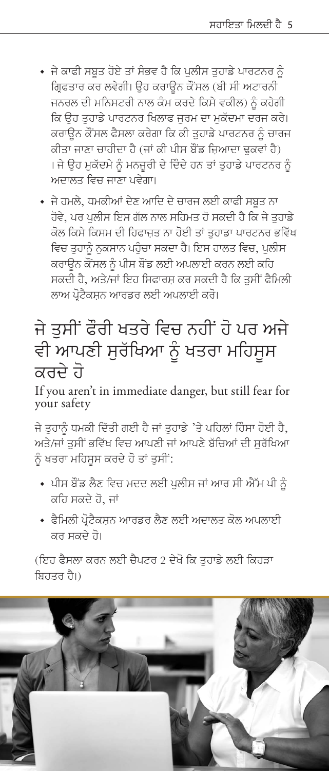- ਜੇ ਕਾਫੀ ਸਬੂਤ ਹੋਏ ਤਾਂ ਸੰਭਵ ਹੈ ਕਿ ਪੁਲੀਸ ਤੁਹਾਡੇ ਪਾਰਟਨਰ ਨੂੰ ਗ੍ਰਿਫਤਾਰ ਕਰ ਲਵੇਗੀ। ਉਹ ਕਰਾਊਨ ਕੌਂਸਲ (ਬੀ ਸੀ ਅਟਾਰਨੀ ਜਨਰਲ ਦੀ ਮਨਿਸਟਰੀ ਨਾਲ ਕੰਮ ਕਰਦੇ ਕਿਸੇ ਵਕੀਲ) ਨੂੰ ਕਹੇਗੀ ਕਿ ਉਹ ਤੁਹਾਡੇ ਪਾਰਟਨਰ ਖਿਲਾਫ ਜੁਰਮ ਦਾ ਮੁਕੱਦਮਾ ਦਰਜ ਕਰੇ। ਕਰਾਊਨ ਕੌਂਸਲ ਫੈਸਲਾ ਕਰੇਗਾ ਕਿ ਕੀ ਤੁਹਾਡੇ ਪਾਰਟਨਰ ਨੂੰ ਚਾਰਜ ਕੀਤਾ ਜਾਣਾ ਚਾਹੀਦਾ ਹੈ (ਜਾਂ ਕੀ ਪੀਸ ਬੌਂਡ ਜ਼ਿਆਦਾ ਢੁਕਵਾਂ ਹੈ)। ਜੇ ਉਹ ਮੁਕੱਦਮੇ ਨੂੰ ਮਨਜ਼ੂਰੀ ਦੇ ਦਿੰਦੇ ਹਨ ਤਾਂ ਤੁਹਾਡੇ ਪਾਰਟਨਰ ਨੂੰ ਅਦਾਲਤ ਵਿਚ ਜਾਣਾ ਪਵੇਗਾ।
- ਜੇ ਹਮਲੇ, ਧਮਕੀਆਂ ਦੇਣ ਆਦਿ ਦੇ ਚਾਰਜ ਲਈ ਕਾਫੀ ਸਬੂਤ ਨਾ ਹੋਵੇ, ਪਰ ਪੁਲੀਸ ਇਸ ਗੱਲ ਨਾਲ ਸਹਿਮਤ ਹੋ ਸਕਦੀ ਹੈ ਕਿ ਜੇ ਤੁਹਾਡੇ ਕੋਲ ਕਿਸੇ ਕਿਸਮ ਦੀ ਹਿਫਾਜ਼ਤ ਨਾ ਹੋਈ ਤਾਂ ਤੁਹਾਡਾ ਪਾਰਟਨਰ ਭਵਿੱਖ ਵਿਚ ਤੁਹਾਨੂੰ ਨੁਕਸਾਨ ਪਹੁੰਚਾ ਸਕਦਾ ਹੈ। ਇਸ ਹਾਲਤ ਵਿਚ, ਪੁਲੀਸ ਕਰਾਊਨ ਕੌਂਸਲ ਨੂੰ ਪੀਸ ਬੌਂਡ ਲਈ ਅਪਲਾਈ ਕਰਨ ਲਈ ਕਹਿ ਸਕਦੀ ਹੈ, ਅਤੇ/ਜਾਂ ਇਹ ਸਿਫਾਰਸ਼ ਕਰ ਸਕਦੀ ਹੈ ਕਿ ਤੁਸੀਂ ਫੈਮਿਲੀ ਲਾਅ ਪ੍ਰੋਟੈਕਸ਼ਨ ਆਰਡਰ ਲਈ ਅਪਲਾਈ ਕਰੋ।

## ਜੇ ਤੁਸੀਂ ਫੌਰੀ ਖਤਰੇ ਵਿਚ ਨਹੀਂ ਹੋ ਪਰ ਅਜੇ ਵੀ ਆਪਣੀ ਸੁਰੱਖਿਆ ਨੂੰ ਖਤਰਾ ਮਹਿਸੂਸ ਕਰਦੇ ਹੋ

If you aren't in immediate danger, but still fear for your safety

ਜੇ ਤੁਹਾਨੂੰ ਧਮਕੀ ਦਿੱਤੀ ਗਈ ਹੈ ਜਾਂ ਤੁਹਾਡੇ 'ਤੇ ਪਹਿਲਾਂ ਹਿੰਸਾ ਹੋਈ ਹੈ, ਅਤੇ/ਜਾਂ ਤੁਸੀਂ ਭਵਿੱਖ ਵਿਚ ਆਪਣੀ ਜਾਂ ਆਪਣੇ ਬੱਚਿਆਂ ਦੀ ਸੁਰੱਖਿਆ ਨੂੰ ਖਤਰਾ ਮਹਿਸੂਸ ਕਰਦੇ ਹੋ ਤਾਂ ਤੁਸੀਂ:

- ਪੀਸ ਬੌਂਡ ਲੈਣ ਵਿਚ ਮਦਦ ਲਈ ਪੁਲੀਸ ਜਾਂ ਆਰ ਸੀ ਐੱਮ ਪੀ ਨੂੰ ਕਹਿ ਸਕਦੇ ਹੋ, ਜਾਂ
- ਫੈਮਿਲੀ ਪ੍ਰੋਟੈਕਸ਼ਨ ਆਰਡਰ ਲੈਣ ਲਈ ਅਦਾਲਤ ਕੋਲ ਅਪਲਾਈ ਕਰ ਸਕਦੇ ਹੋ।

(ਇਹ ਫੈਸਲਾ ਕਰਨ ਲਈ ਚੈਪਟਰ 2 ਦੇਖੋ ਕਿ ਤੁਹਾਡੇ ਲਈ ਕਿਹੜਾ ਬਿਹਤਰ ਹੈ।)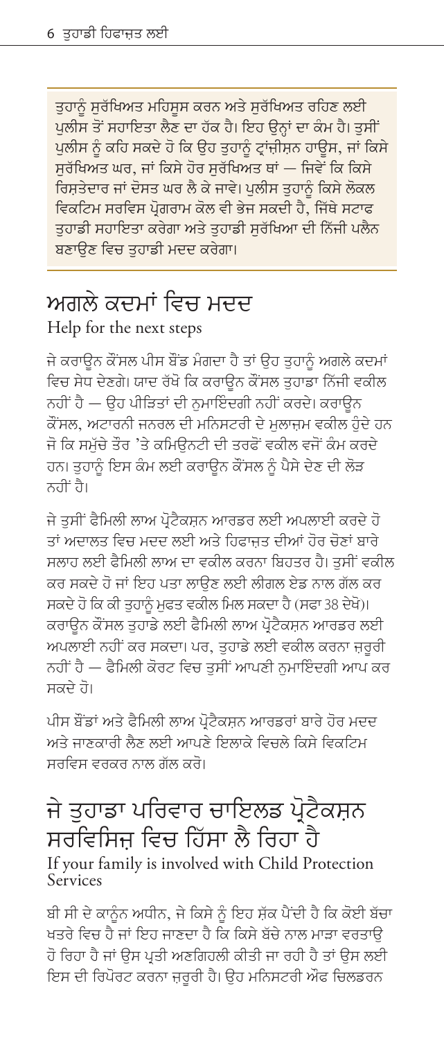ਤੁਹਾਨੂੰ ਸੁਰੱਖਿਅਤ ਮਹਿਸੂਸ ਕਰਨ ਅਤੇ ਸੁਰੱਖਿਅਤ ਰਹਿਣ ਲਈ ਪੁਲੀਸ ਤੋਂ ਸਹਾਇਤਾ ਲੈਣ ਦਾ ਹੱਕ ਹੈ। ਇਹ ਉਨ੍ਹਾਂ ਦਾ ਕੰਮ ਹੈ। ਤੁਸੀਂ ਪੁਲੀਸ ਨੂੰ ਕਹਿ ਸਕਦੇ ਹੋ ਕਿ ਉਹ ਤੁਹਾਨੂੰ ਟ੍ਰਾਂਜ਼ੀਸ਼ਨ ਹਾਊਸ, ਜਾਂ ਕਿਸੇ ਸੁਰੱਖਿਅਤ ਘਰ, ਜਾਂ ਕਿਸੇ ਹੋਰ ਸੁਰੱਖਿਅਤ ਥਾਂ — ਜਿਵੇਂ ਕਿ ਕਿਸੇ ਰਿਸ਼ਤੇਦਾਰ ਜਾਂ ਦੋਸਤ ਘਰ ਲੈ ਕੇ ਜਾਵੇ। ਪੁਲੀਸ ਤੁਹਾਨੂੰ ਕਿਸੇ ਲੋਕਲ ਵਿਕਟਿਮ ਸਰਵਿਸ ਪ੍ਰੋਗਰਾਮ ਕੋਲ ਵੀ ਭੇਜ ਸਕਦੀ ਹੈ, ਜਿੱਥੇ ਸਟਾਫ ਤੁਹਾਡੀ ਸਹਾਇਤਾ ਕਰੇਗਾ ਅਤੇ ਤੁਹਾਡੀ ਸੁਰੱਖਿਆ ਦੀ ਨਿੱਜੀ ਪਲੈਨ ਬਣਾਉਣ ਵਿਚ ਤੁਹਾਡੀ ਮਦਦ ਕਰੇਗਾ।

## ਅਗਲੇ ਕਦਮਾਂ ਵਿਚ ਮਦਦ

Help for the next steps

ਜੇ ਕਰਾਊਨ ਕੌਂਸਲ ਪੀਸ ਬੌਂਡ ਮੰਗਦਾ ਹੈ ਤਾਂ ਉਹ ਤੁਹਾਨੂੰ ਅਗਲੇ ਕਦਮਾਂ ਵਿਚ ਸੇਧ ਦੇਣਗੇ। ਯਾਦ ਰੱਖੋ ਕਿ ਕਰਾਊਨ ਕੌਂਸਲ ਤੁਹਾਡਾ ਨਿੱਜੀ ਵਕੀਲ ਨਹੀਂ ਹੈ — ਉਹ ਪੀੜਿਤਾਂ ਦੀ ਨੁਮਾਇੰਦਗੀ ਨਹੀਂ ਕਰਦੇ। ਕਰਾਊਨ ਕੌਂਸਲ, ਅਟਾਰਨੀ ਜਨਰਲ ਦੀ ਮਨਿਸਟਰੀ ਦੇ ਮੁਲਾਜ਼ਮ ਵਕੀਲ ਹੁੰਦੇ ਹਨ ਜੋ ਕਿ ਸਮੁੱਚੇ ਤੌਰ 'ਤੇ ਕਮਿਊਨਿਟੀ ਦੀ ਤਰਫੋਂ ਵਕੀਲ ਵਜੋਂ ਕੰਮ ਕਰਦੇ ਹਨ। ਤੁਹਾਨੂੰ ਇਸ ਕੰਮ ਲਈ ਕਰਾਊਨ ਕੌਂਸਲ ਨੂੰ ਪੈਸੇ ਦੇਣ ਦੀ ਲੋੜ ਨਹੀਂ ਹੈ।

ਜੇ ਤੁਸੀਂ ਫੈਮਿਲੀ ਲਾਅ ਪ੍ਰੋਟੈਕਸ਼ਨ ਆਰਡਰ ਲਈ ਅਪਲਾਈ ਕਰਦੇ ਹੋ ਤਾਂ ਅਦਾਲਤ ਵਿਚ ਮਦਦ ਲਈ ਅਤੇ ਹਿਫਾਜ਼ਤ ਦੀਆਂ ਹੋਰ ਚੋਣਾਂ ਬਾਰੇ ਸਲਾਹ ਲਈ ਫੈਮਿਲੀ ਲਾਅ ਦਾ ਵਕੀਲ ਕਰਨਾ ਬਿਹਤਰ ਹੈ। ਤੁਸੀਂ ਵਕੀਲ ਕਰ ਸਕਦੇ ਹੋ ਜਾਂ ਇਹ ਪਤਾ ਲਾਉਣ ਲਈ ਲੀਗਲ ਏਡ ਨਾਲ ਗੱਲ ਕਰ ਸਕਦੇ ਹੋ ਕਿ ਕੀ ਤੁਹਾਨੂੰ ਮੁਫਤ ਵਕੀਲ ਮਿਲ ਸਕਦਾ ਹੈ (ਸਫਾ 38 ਦੇਖੋ)। ਕਰਾਊਨ ਕੌਂਸਲ ਤੁਹਾਡੇ ਲਈ ਫੈਮਿਲੀ ਲਾਅ ਪ੍ਰੋਟੈਕਸ਼ਨ ਆਰਡਰ ਲਈ ਅਪਲਾਈ ਨਹੀਂ ਕਰ ਸਕਦਾ। ਪਰ, ਤੁਹਾਡੇ ਲਈ ਵਕੀਲ ਕਰਨਾ ਜ਼ਰੂਰੀ ਨਹੀਂ ਹੈ — ਫੈਮਿਲੀ ਕੋਰਟ ਵਿਚ ਤੁਸੀਂ ਆਪਣੀ ਨੁਮਾਇੰਦਗੀ ਆਪ ਕਰ ਸਕਦੇ ਹੋ।

ਪੀਸ ਬੌਂਡਾਂ ਅਤੇ ਫੈਮਿਲੀ ਲਾਅ ਪ੍ਰੋਟੈਕਸ਼ਨ ਆਰਡਰਾਂ ਬਾਰੇ ਹੋਰ ਮਦਦ ਅਤੇ ਜਾਣਕਾਰੀ ਲੈਣ ਲਈ ਆਪਣੇ ਇਲਾਕੇ ਵਿਚਲੇ ਕਿਸੇ ਵਿਕਟਿਮ ਸਰਵਿਸ ਵਰਕਰ ਨਾਲ ਗੱਲ ਕਰੋ।

## ਜੇ ਤੁਹਾਡਾ ਪਰਿਵਾਰ ਚਾਇਲਡ ਪ੍ਰੋਟੈਕਸ਼ਨ ਸਰਵਿਸਿਜ਼ ਵਿਚ ਹਿੱਸਾ ਲੈ ਰਿਹਾ ਹੈ

If your family is involved with Child Protection Services

ਬੀ ਸੀ ਦੇ ਕਾਨੂੰਨ ਅਧੀਨ, ਜੇ ਕਿਸੇ ਨੂੰ ਇਹ ਸ਼ੱਕ ਪੈਂਦੀ ਹੈ ਕਿ ਕੋਈ ਬੱਚਾ ਖਤਰੇ ਵਿਚ ਹੈ ਜਾਂ ਇਹ ਜਾਣਦਾ ਹੈ ਕਿ ਕਿਸੇ ਬੱਚੇ ਨਾਲ ਮਾੜਾ ਵਰਤਾਉ ਹੋ ਰਿਹਾ ਹੈ ਜਾਂ ਉਸ ਪ੍ਰਤੀ ਅਣਗਿਹਲੀ ਕੀਤੀ ਜਾ ਰਹੀ ਹੈ ਤਾਂ ਉਸ ਲਈ ਇਸ ਦੀ ਰਿਪੋਰਟ ਕਰਨਾ ਜ਼ਰੂਰੀ ਹੈ। ਉਹ ਮਨਿਸਟਰੀ ਔਫ ਚਿਲਡਰਨ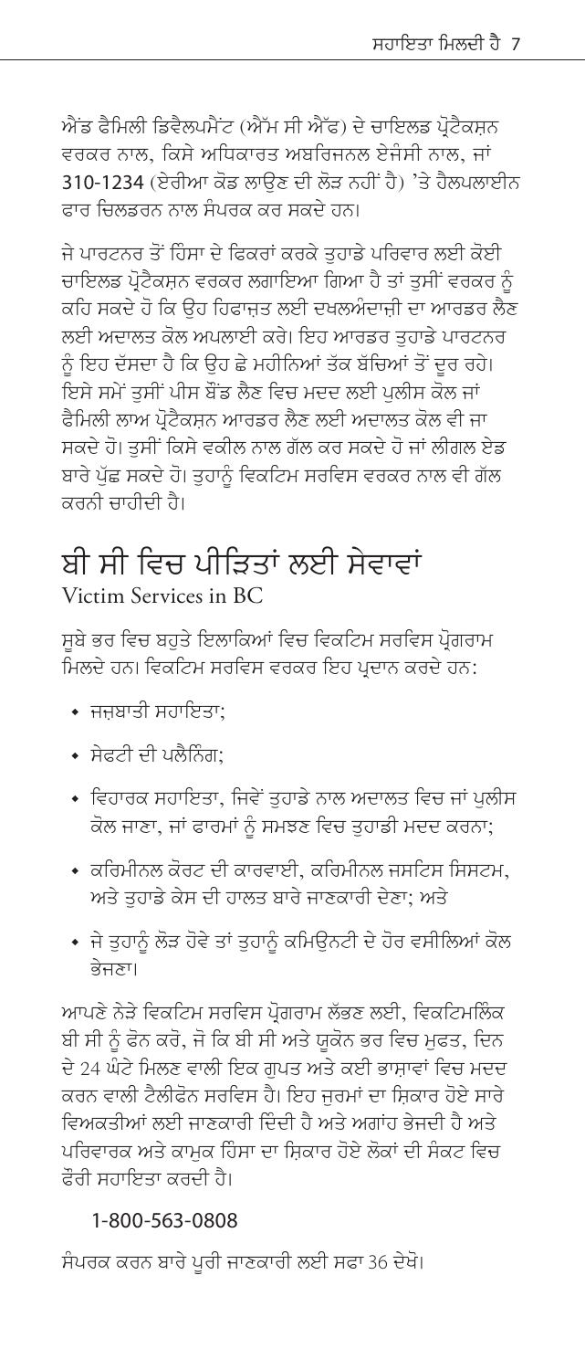ਐਂਡ ਫੈਮਿਲੀ ਡਿਵੈਲਪਮੈਂਟ (ਐੱਮ ਸੀ ਐੱਫ) ਦੇ ਚਾਇਲਡ ਪ੍ਰੋਟੈਕਸ਼ਨ ਵਰਕਰ ਨਾਲ, ਕਿਸੇ ਅਧਿਕਾਰਤ ਅਬਰਿਜਨਲ ਏਜੰਸੀ ਨਾਲ, ਜਾਂ 310-1234 (ਏਰੀਆ ਕੋਡ ਲਾਉਣ ਦੀ ਲੋੜ ਨਹੀਂ ਹੈ) 'ਤੇ ਹੈਲਪਲਾਈਨ ਫਾਰ ਚਿਲਡਰਨ ਨਾਲ ਸੰਪਰਕ ਕਰ ਸਕਦੇ ਹਨ।

ਜੇ ਪਾਰਟਨਰ ਤੋਂ ਹਿੰਸਾ ਦੇ ਫਿਕਰਾਂ ਕਰਕੇ ਤੁਹਾਡੇ ਪਰਿਵਾਰ ਲਈ ਕੋਈ ਚਾਇਲਡ ਪ੍ਰੋਟੈਕਸ਼ਨ ਵਰਕਰ ਲਗਾਇਆ ਗਿਆ ਹੈ ਤਾਂ ਤੁਸੀਂ ਵਰਕਰ ਨੂੰ ਕਹਿ ਸਕਦੇ ਹੋ ਕਿ ਉਹ ਹਿਫਾਜ਼ਤ ਲਈ ਦਖਲਅੰਦਾਜ਼ੀ ਦਾ ਆਰਡਰ ਲੈਣ ਲਈ ਅਦਾਲਤ ਕੋਲ ਅਪਲਾਈ ਕਰੇ। ਇਹ ਆਰਡਰ ਤੁਹਾਡੇ ਪਾਰਟਨਰ ਨੂੰ ਇਹ ਦੱਸਦਾ ਹੈ ਕਿ ਉਹ ਛੇ ਮਹੀਨਿਆਂ ਤੱਕ ਬੱਚਿਆਂ ਤੋਂ ਦੂਰ ਰਹੇ। ਇਸੇ ਸਮੇਂ ਤੁਸੀਂ ਪੀਸ ਬੌਂਡ ਲੈਣ ਵਿਚ ਮਦਦ ਲਈ ਪੁਲੀਸ ਕੋਲ ਜਾਂ ਫੈਮਿਲੀ ਲਾਅ ਪ੍ਰੋਟੈਕਸ਼ਨ ਆਰਡਰ ਲੈਣ ਲਈ ਅਦਾਲਤ ਕੋਲ ਵੀ ਜਾ ਸਕਦੇ ਹੋ। ਤੁਸੀਂ ਕਿਸੇ ਵਕੀਲ ਨਾਲ ਗੱਲ ਕਰ ਸਕਦੇ ਹੋ ਜਾਂ ਲੀਗਲ ਏਡ ਬਾਰੇ ਪੁੱਛ ਸਕਦੇ ਹੋ। ਤੁਹਾਨੂੰ ਵਿਕਟਿਮ ਸਰਵਿਸ ਵਰਕਰ ਨਾਲ ਵੀ ਗੱਲ ਕਰਨੀ ਚਾਹੀਦੀ ਹੈ।

## ਬੀ ਸੀ ਵਿਚ ਪੀੜਿਤਾਂ ਲਈ ਸੇਵਾਵਾਂ
Victim Services in BC

ਸੂਬੇ ਭਰ ਵਿਚ ਬਹੁਤੇ ਇਲਾਕਿਆਂ ਵਿਚ ਵਿਕਟਿਮ ਸਰਵਿਸ ਪ੍ਰੋਗਰਾਮ ਮਿਲਦੇ ਹਨ। ਵਿਕਟਿਮ ਸਰਵਿਸ ਵਰਕਰ ਇਹ ਪ੍ਰਦਾਨ ਕਰਦੇ ਹਨ:

- ਜਜ਼ਬਾਤੀ ਸਹਾਇਤਾ;
- ਸੇਫਟੀ ਦੀ ਪਲੈਨਿੰਗ;
- ਵਿਹਾਰਕ ਸਹਾਇਤਾ, ਜਿਵੇਂ ਤੁਹਾਡੇ ਨਾਲ ਅਦਾਲਤ ਵਿਚ ਜਾਂ ਪੁਲੀਸ ਕੋਲ ਜਾਣਾ, ਜਾਂ ਫਾਰਮਾਂ ਨੂੰ ਸਮਝਣ ਵਿਚ ਤੁਹਾਡੀ ਮਦਦ ਕਰਨਾ;
- ਕਰਿਮੀਨਲ ਕੋਰਟ ਦੀ ਕਾਰਵਾਈ, ਕਰਿਮੀਨਲ ਜਸਟਿਸ ਸਿਸਟਮ, ਅਤੇ ਤੁਹਾਡੇ ਕੇਸ ਦੀ ਹਾਲਤ ਬਾਰੇ ਜਾਣਕਾਰੀ ਦੇਣਾ; ਅਤੇ
- ਜੇ ਤੁਹਾਨੂੰ ਲੋੜ ਹੋਵੇ ਤਾਂ ਤੁਹਾਨੂੰ ਕਮਿਊਨਟੀ ਦੇ ਹੋਰ ਵਸੀਲਿਆਂ ਕੋਲ ਭੇਜਣਾ।

ਆਪਣੇ ਨੇੜੇ ਵਿਕਟਿਮ ਸਰਵਿਸ ਪ੍ਰੋਗਰਾਮ ਲੱਭਣ ਲਈ, ਵਿਕਟਿਮਲਿੰਕ ਬੀ ਸੀ ਨੂੰ ਫੋਨ ਕਰੋ, ਜੋ ਕਿ ਬੀ ਸੀ ਅਤੇ ਯੂਕੋਨ ਭਰ ਵਿਚ ਮੁਫਤ, ਦਿਨ ਦੇ 24 ਘੰਟੇ ਮਿਲਣ ਵਾਲੀ ਇਕ ਗੁਪਤ ਅਤੇ ਕਈ ਭਾਸ਼ਾਵਾਂ ਵਿਚ ਮਦਦ ਕਰਨ ਵਾਲੀ ਟੈਲੀਫੋਨ ਸਰਵਿਸ ਹੈ। ਇਹ ਜੁਰਮਾਂ ਦਾ ਸ਼ਿਕਾਰ ਹੋਏ ਸਾਰੇ ਵਿਅਕਤੀਆਂ ਲਈ ਜਾਣਕਾਰੀ ਦਿੰਦੀ ਹੈ ਅਤੇ ਅਗਾਂਹ ਭੇਜਦੀ ਹੈ ਅਤੇ ਪਰਿਵਾਰਕ ਅਤੇ ਕਾਮੁਕ ਹਿੰਸਾ ਦਾ ਸ਼ਿਕਾਰ ਹੋਏ ਲੋਕਾਂ ਦੀ ਸੰਕਟ ਵਿਚ ਫੌਰੀ ਸਹਾਇਤਾ ਕਰਦੀ ਹੈ।

1-800-563-0808

ਸੰਪਰਕ ਕਰਨ ਬਾਰੇ ਪੂਰੀ ਜਾਣਕਾਰੀ ਲਈ ਸਫਾ 36 ਦੇਖੋ।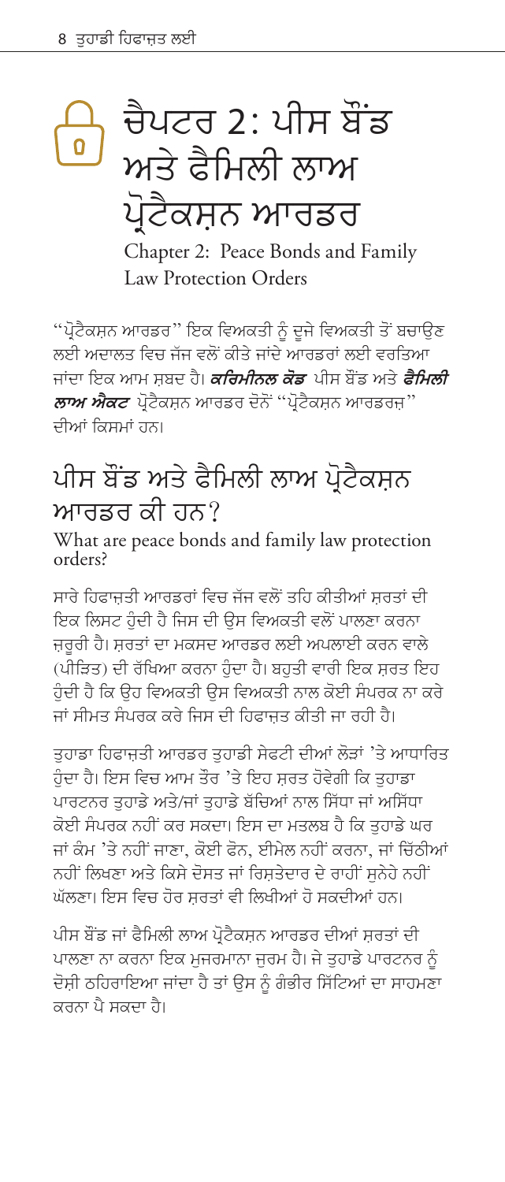# ਚੈਪਟਰ 2: ਪੀਸ ਬੌਂਡ ਅਤੇ ਫੈਮਿਲੀ ਲਾਅ ਪ੍ਰੋਟੈਕਸ਼ਨ ਆਰਡਰ

Chapter 2: Peace Bonds and Family Law Protection Orders

"ਪ੍ਰੋਟੈਕਸ਼ਨ ਆਰਡਰ" ਇਕ ਵਿਅਕਤੀ ਨੂੰ ਦੂਜੇ ਵਿਅਕਤੀ ਤੋਂ ਬਚਾਉਣ ਲਈ ਅਦਾਲਤ ਵਿਚ ਜੱਜ ਵਲੋਂ ਕੀਤੇ ਜਾਂਦੇ ਆਰਡਰਾਂ ਲਈ ਵਰਤਿਆ ਜਾਂਦਾ ਇਕ ਆਮ ਸ਼ਬਦ ਹੈ। ***ਕਰਿਮੀਨਲ ਕੋਡ*** ਪੀਸ ਬੌਂਡ ਅਤੇ ***ਫੈਮਿਲੀ ਲਾਅ ਐਕਟ*** ਪ੍ਰੋਟੈਕਸ਼ਨ ਆਰਡਰ ਦੋਨੋਂ "ਪ੍ਰੋਟੈਕਸ਼ਨ ਆਰਡਰਜ਼" ਦੀਆਂ ਕਿਸਮਾਂ ਹਨ।

## ਪੀਸ ਬੌਂਡ ਅਤੇ ਫੈਮਿਲੀ ਲਾਅ ਪ੍ਰੋਟੈਕਸ਼ਨ ਆਰਡਰ ਕੀ ਹਨ?

What are peace bonds and family law protection orders?

ਸਾਰੇ ਹਿਫਾਜ਼ਤੀ ਆਰਡਰਾਂ ਵਿਚ ਜੱਜ ਵਲੋਂ ਤਹਿ ਕੀਤੀਆਂ ਸ਼ਰਤਾਂ ਦੀ ਇਕ ਲਿਸਟ ਹੁੰਦੀ ਹੈ ਜਿਸ ਦੀ ਉਸ ਵਿਅਕਤੀ ਵਲੋਂ ਪਾਲਣਾ ਕਰਨਾ ਜ਼ਰੂਰੀ ਹੈ। ਸ਼ਰਤਾਂ ਦਾ ਮਕਸਦ ਆਰਡਰ ਲਈ ਅਪਲਾਈ ਕਰਨ ਵਾਲੇ (ਪੀੜਿਤ) ਦੀ ਰੱਖਿਆ ਕਰਨਾ ਹੁੰਦਾ ਹੈ। ਬਹੁਤੀ ਵਾਰੀ ਇਕ ਸ਼ਰਤ ਇਹ ਹੁੰਦੀ ਹੈ ਕਿ ਉਹ ਵਿਅਕਤੀ ਉਸ ਵਿਅਕਤੀ ਨਾਲ ਕੋਈ ਸੰਪਰਕ ਨਾ ਕਰੇ ਜਾਂ ਸੀਮਤ ਸੰਪਰਕ ਕਰੇ ਜਿਸ ਦੀ ਹਿਫਾਜ਼ਤ ਕੀਤੀ ਜਾ ਰਹੀ ਹੈ।

ਤੁਹਾਡਾ ਹਿਫਾਜ਼ਤੀ ਆਰਡਰ ਤੁਹਾਡੀ ਸੇਫਟੀ ਦੀਆਂ ਲੋੜਾਂ 'ਤੇ ਆਧਾਰਿਤ ਹੁੰਦਾ ਹੈ। ਇਸ ਵਿਚ ਆਮ ਤੌਰ 'ਤੇ ਇਹ ਸ਼ਰਤ ਹੋਵੇਗੀ ਕਿ ਤੁਹਾਡਾ ਪਾਰਟਨਰ ਤੁਹਾਡੇ ਅਤੇ/ਜਾਂ ਤੁਹਾਡੇ ਬੱਚਿਆਂ ਨਾਲ ਸਿੱਧਾ ਜਾਂ ਅਸਿੱਧਾ ਕੋਈ ਸੰਪਰਕ ਨਹੀਂ ਕਰ ਸਕਦਾ। ਇਸ ਦਾ ਮਤਲਬ ਹੈ ਕਿ ਤੁਹਾਡੇ ਘਰ ਜਾਂ ਕੰਮ 'ਤੇ ਨਹੀਂ ਜਾਣਾ, ਕੋਈ ਫੋਨ, ਈਮੇਲ ਨਹੀਂ ਕਰਨਾ, ਜਾਂ ਚਿੱਠੀਆਂ ਨਹੀਂ ਲਿਖਣਾ ਅਤੇ ਕਿਸੇ ਦੋਸਤ ਜਾਂ ਰਿਸ਼ਤੇਦਾਰ ਦੇ ਰਾਹੀਂ ਸੁਨੇਹੇ ਨਹੀਂ ਘੱਲਣਾ। ਇਸ ਵਿਚ ਹੋਰ ਸ਼ਰਤਾਂ ਵੀ ਲਿਖੀਆਂ ਹੋ ਸਕਦੀਆਂ ਹਨ।

ਪੀਸ ਬੌਂਡ ਜਾਂ ਫੈਮਿਲੀ ਲਾਅ ਪ੍ਰੋਟੈਕਸ਼ਨ ਆਰਡਰ ਦੀਆਂ ਸ਼ਰਤਾਂ ਦੀ ਪਾਲਣਾ ਨਾ ਕਰਨਾ ਇਕ ਮੁਜਰਮਾਨਾ ਜੁਰਮ ਹੈ। ਜੇ ਤੁਹਾਡੇ ਪਾਰਟਨਰ ਨੂੰ ਦੋਸ਼ੀ ਠਹਿਰਾਇਆ ਜਾਂਦਾ ਹੈ ਤਾਂ ਉਸ ਨੂੰ ਗੰਭੀਰ ਸਿੱਟਿਆਂ ਦਾ ਸਾਹਮਣਾ ਕਰਨਾ ਪੈ ਸਕਦਾ ਹੈ।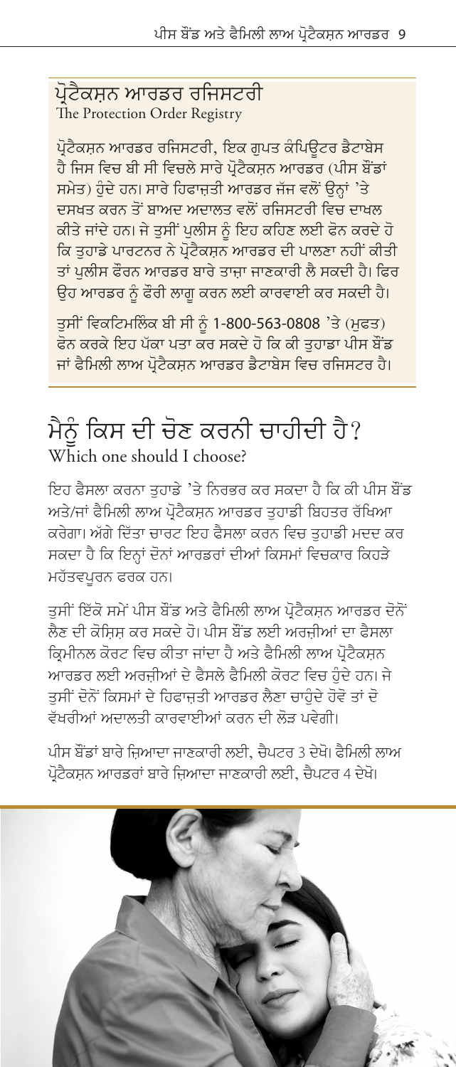### ਪ੍ਰੋਟੈਕਸ਼ਨ ਆਰਡਰ ਰਜਿਸਟਰੀ
The Protection Order Registry

ਪ੍ਰੋਟੈਕਸ਼ਨ ਆਰਡਰ ਰਜਿਸਟਰੀ, ਇਕ ਗੁਪਤ ਕੰਪਿਊਟਰ ਡੈਟਾਬੇਸ ਹੈ ਜਿਸ ਵਿਚ ਬੀ ਸੀ ਵਿਚਲੇ ਸਾਰੇ ਪ੍ਰੋਟੈਕਸ਼ਨ ਆਰਡਰ (ਪੀਸ ਬੌਂਡਾਂ ਸਮੇਤ) ਹੁੰਦੇ ਹਨ। ਸਾਰੇ ਹਿਫਾਜ਼ਤੀ ਆਰਡਰ ਜੱਜ ਵਲੋਂ ਉਨ੍ਹਾਂ 'ਤੇ ਦਸਖਤ ਕਰਨ ਤੋਂ ਬਾਅਦ ਅਦਾਲਤ ਵਲੋਂ ਰਜਿਸਟਰੀ ਵਿਚ ਦਾਖਲ ਕੀਤੇ ਜਾਂਦੇ ਹਨ। ਜੇ ਤੁਸੀਂ ਪੁਲੀਸ ਨੂੰ ਇਹ ਕਹਿਣ ਲਈ ਫੋਨ ਕਰਦੇ ਹੋ ਕਿ ਤੁਹਾਡੇ ਪਾਰਟਨਰ ਨੇ ਪ੍ਰੋਟੈਕਸ਼ਨ ਆਰਡਰ ਦੀ ਪਾਲਣਾ ਨਹੀਂ ਕੀਤੀ ਤਾਂ ਪੁਲੀਸ ਫੌਰਨ ਆਰਡਰ ਬਾਰੇ ਤਾਜ਼ਾ ਜਾਣਕਾਰੀ ਲੈ ਸਕਦੀ ਹੈ। ਫਿਰ ਉਹ ਆਰਡਰ ਨੂੰ ਫੌਰੀ ਲਾਗੂ ਕਰਨ ਲਈ ਕਾਰਵਾਈ ਕਰ ਸਕਦੀ ਹੈ।

ਤੁਸੀਂ ਵਿਕਟਿਮਲਿੰਕ ਬੀ ਸੀ ਨੂੰ 1-800-563-0808 'ਤੇ (ਮੁਫਤ) ਫੋਨ ਕਰਕੇ ਇਹ ਪੱਕਾ ਪਤਾ ਕਰ ਸਕਦੇ ਹੋ ਕਿ ਕੀ ਤੁਹਾਡਾ ਪੀਸ ਬੌਂਡ ਜਾਂ ਫੈਮਿਲੀ ਲਾਅ ਪ੍ਰੋਟੈਕਸ਼ਨ ਆਰਡਰ ਡੈਟਾਬੇਸ ਵਿਚ ਰਜਿਸਟਰ ਹੈ।

## ਮੈਨੂੰ ਕਿਸ ਦੀ ਚੋਣ ਕਰਨੀ ਚਾਹੀਦੀ ਹੈ?
Which one should I choose?

ਇਹ ਫੈਸਲਾ ਕਰਨਾ ਤੁਹਾਡੇ 'ਤੇ ਨਿਰਭਰ ਕਰ ਸਕਦਾ ਹੈ ਕਿ ਕੀ ਪੀਸ ਬੌਂਡ ਅਤੇ/ਜਾਂ ਫੈਮਿਲੀ ਲਾਅ ਪ੍ਰੋਟੈਕਸ਼ਨ ਆਰਡਰ ਤੁਹਾਡੀ ਬਿਹਤਰ ਰੱਖਿਆ ਕਰੇਗਾ। ਅੱਗੇ ਦਿੱਤਾ ਚਾਰਟ ਇਹ ਫੈਸਲਾ ਕਰਨ ਵਿਚ ਤੁਹਾਡੀ ਮਦਦ ਕਰ ਸਕਦਾ ਹੈ ਕਿ ਇਨ੍ਹਾਂ ਦੋਨਾਂ ਆਰਡਰਾਂ ਦੀਆਂ ਕਿਸਮਾਂ ਵਿਚਕਾਰ ਕਿਹੜੇ ਮਹੱਤਵਪੂਰਨ ਫਰਕ ਹਨ।

ਤੁਸੀਂ ਇੱਕੋ ਸਮੇਂ ਪੀਸ ਬੌਂਡ ਅਤੇ ਫੈਮਿਲੀ ਲਾਅ ਪ੍ਰੋਟੈਕਸ਼ਨ ਆਰਡਰ ਦੋਨੋਂ ਲੈਣ ਦੀ ਕੋਸ਼ਿਸ਼ ਕਰ ਸਕਦੇ ਹੋ। ਪੀਸ ਬੌਂਡ ਲਈ ਅਰਜ਼ੀਆਂ ਦਾ ਫੈਸਲਾ ਕ੍ਰਿਮੀਨਲ ਕੋਰਟ ਵਿਚ ਕੀਤਾ ਜਾਂਦਾ ਹੈ ਅਤੇ ਫੈਮਿਲੀ ਲਾਅ ਪ੍ਰੋਟੈਕਸ਼ਨ ਆਰਡਰ ਲਈ ਅਰਜ਼ੀਆਂ ਦੇ ਫੈਸਲੇ ਫੈਮਿਲੀ ਕੋਰਟ ਵਿਚ ਹੁੰਦੇ ਹਨ। ਜੇ ਤੁਸੀਂ ਦੋਨੋਂ ਕਿਸਮਾਂ ਦੇ ਹਿਫਾਜ਼ਤੀ ਆਰਡਰ ਲੈਣਾ ਚਾਹੁੰਦੇ ਹੋਵੋ ਤਾਂ ਦੋ ਵੱਖਰੀਆਂ ਅਦਾਲਤੀ ਕਾਰਵਾਈਆਂ ਕਰਨ ਦੀ ਲੋੜ ਪਵੇਗੀ।

ਪੀਸ ਬੌਂਡਾਂ ਬਾਰੇ ਜ਼ਿਆਦਾ ਜਾਣਕਾਰੀ ਲਈ, ਚੈਪਟਰ 3 ਦੇਖੋ। ਫੈਮਿਲੀ ਲਾਅ ਪ੍ਰੋਟੈਕਸ਼ਨ ਆਰਡਰਾਂ ਬਾਰੇ ਜ਼ਿਆਦਾ ਜਾਣਕਾਰੀ ਲਈ, ਚੈਪਟਰ 4 ਦੇਖੋ।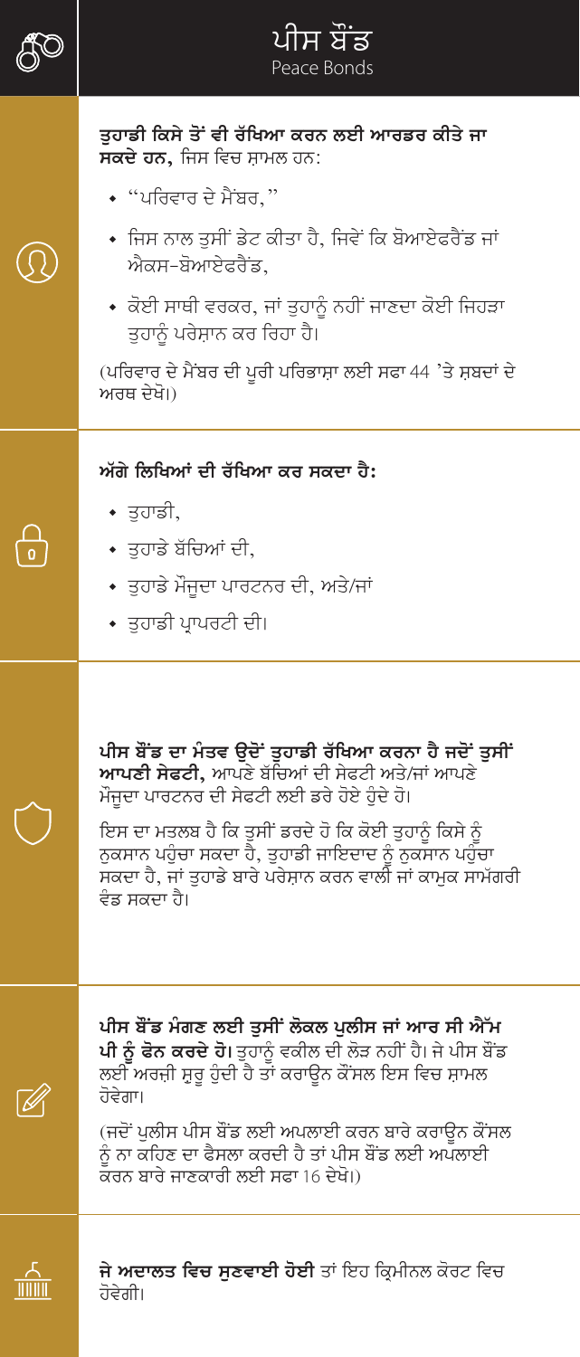# ਪੀਸ ਬੌਂਡ
Peace Bonds

**ਤੁਹਾਡੀ ਕਿਸੇ ਤੋਂ ਵੀ ਰੱਖਿਆ ਕਰਨ ਲਈ ਆਰਡਰ ਕੀਤੇ ਜਾ ਸਕਦੇ ਹਨ,** ਜਿਸ ਵਿਚ ਸ਼ਾਮਲ ਹਨ:

- "ਪਰਿਵਾਰ ਦੇ ਮੈਂਬਰ,"
- ਜਿਸ ਨਾਲ ਤੁਸੀਂ ਡੇਟ ਕੀਤਾ ਹੈ, ਜਿਵੇਂ ਕਿ ਬੋਆਏਫਰੈਂਡ ਜਾਂ ਐਕਸ-ਬੋਆਏਫਰੈਂਡ,
- ਕੋਈ ਸਾਥੀ ਵਰਕਰ, ਜਾਂ ਤੁਹਾਨੂੰ ਨਹੀਂ ਜਾਣਦਾ ਕੋਈ ਜਿਹੜਾ ਤੁਹਾਨੂੰ ਪਰੇਸ਼ਾਨ ਕਰ ਰਿਹਾ ਹੈ।

(ਪਰਿਵਾਰ ਦੇ ਮੈਂਬਰ ਦੀ ਪੂਰੀ ਪਰਿਭਾਸ਼ਾ ਲਈ ਸਫਾ 44 'ਤੇ ਸ਼ਬਦਾਂ ਦੇ ਅਰਥ ਦੇਖੋ।)

**ਅੱਗੇ ਲਿਖਿਆਂ ਦੀ ਰੱਖਿਆ ਕਰ ਸਕਦਾ ਹੈ:**

- ਤੁਹਾਡੀ,
- ਤੁਹਾਡੇ ਬੱਚਿਆਂ ਦੀ,
- ਤੁਹਾਡੇ ਮੌਜੂਦਾ ਪਾਰਟਨਰ ਦੀ, ਅਤੇ/ਜਾਂ
- ਤੁਹਾਡੀ ਪ੍ਰਾਪਰਟੀ ਦੀ।

**ਪੀਸ ਬੌਂਡ ਦਾ ਮੰਤਵ ਉਦੋਂ ਤੁਹਾਡੀ ਰੱਖਿਆ ਕਰਨਾ ਹੈ ਜਦੋਂ ਤੁਸੀਂ ਆਪਣੀ ਸੇਫਟੀ,** ਆਪਣੇ ਬੱਚਿਆਂ ਦੀ ਸੇਫਟੀ ਅਤੇ/ਜਾਂ ਆਪਣੇ ਮੌਜੂਦਾ ਪਾਰਟਨਰ ਦੀ ਸੇਫਟੀ ਲਈ ਡਰੇ ਹੋਏ ਹੁੰਦੇ ਹੋ।

ਇਸ ਦਾ ਮਤਲਬ ਹੈ ਕਿ ਤੁਸੀਂ ਡਰਦੇ ਹੋ ਕਿ ਕੋਈ ਤੁਹਾਨੂੰ ਕਿਸੇ ਨੂੰ ਨੁਕਸਾਨ ਪਹੁੰਚਾ ਸਕਦਾ ਹੈ, ਤੁਹਾਡੀ ਜਾਇਦਾਦ ਨੂੰ ਨੁਕਸਾਨ ਪਹੁੰਚਾ ਸਕਦਾ ਹੈ, ਜਾਂ ਤੁਹਾਡੇ ਬਾਰੇ ਪਰੇਸ਼ਾਨ ਕਰਨ ਵਾਲੀ ਜਾਂ ਕਾਮੁਕ ਸਾਮੱਗਰੀ ਵੰਡ ਸਕਦਾ ਹੈ।

**ਪੀਸ ਬੌਂਡ ਮੰਗਣ ਲਈ ਤੁਸੀਂ ਲੋਕਲ ਪੁਲੀਸ ਜਾਂ ਆਰ ਸੀ ਐੱਮ ਪੀ ਨੂੰ ਫੋਨ ਕਰਦੇ ਹੋ।** ਤੁਹਾਨੂੰ ਵਕੀਲ ਦੀ ਲੋੜ ਨਹੀਂ ਹੈ। ਜੇ ਪੀਸ ਬੌਂਡ ਲਈ ਅਰਜ਼ੀ ਸ਼ੁਰੂ ਹੁੰਦੀ ਹੈ ਤਾਂ ਕਰਾਊਨ ਕੌਂਸਲ ਇਸ ਵਿਚ ਸ਼ਾਮਲ ਹੋਵੇਗਾ।

(ਜਦੋਂ ਪੁਲੀਸ ਪੀਸ ਬੌਂਡ ਲਈ ਅਪਲਾਈ ਕਰਨ ਬਾਰੇ ਕਰਾਊਨ ਕੌਂਸਲ ਨੂੰ ਨਾ ਕਹਿਣ ਦਾ ਫੈਸਲਾ ਕਰਦੀ ਹੈ ਤਾਂ ਪੀਸ ਬੌਂਡ ਲਈ ਅਪਲਾਈ ਕਰਨ ਬਾਰੇ ਜਾਣਕਾਰੀ ਲਈ ਸਫਾ 16 ਦੇਖੋ।)

**ਜੇ ਅਦਾਲਤ ਵਿਚ ਸੁਣਵਾਈ ਹੋਈ** ਤਾਂ ਇਹ ਕ੍ਰਿਮੀਨਲ ਕੋਰਟ ਵਿਚ ਹੋਵੇਗੀ।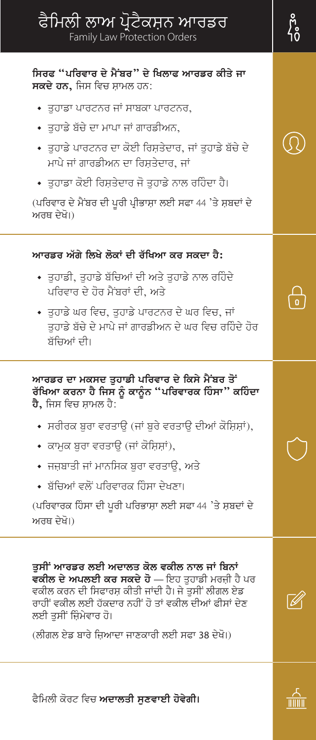# ਫੈਮਿਲੀ ਲਾਅ ਪ੍ਰੋਟੈਕਸ਼ਨ ਆਰਡਰ

Family Law Protection Orders

**ਸਿਰਫ "ਪਰਿਵਾਰ ਦੇ ਮੈਂਬਰ" ਦੇ ਖਿਲਾਫ ਆਰਡਰ ਕੀਤੇ ਜਾ ਸਕਦੇ ਹਨ,** ਜਿਸ ਵਿਚ ਸ਼ਾਮਲ ਹਨ:

- ਤੁਹਾਡਾ ਪਾਰਟਨਰ ਜਾਂ ਸਾਬਕਾ ਪਾਰਟਨਰ,
- ਤੁਹਾਡੇ ਬੱਚੇ ਦਾ ਮਾਪਾ ਜਾਂ ਗਾਰਡੀਅਨ,
- ਤੁਹਾਡੇ ਪਾਰਟਨਰ ਦਾ ਕੋਈ ਰਿਸ਼ਤੇਦਾਰ, ਜਾਂ ਤੁਹਾਡੇ ਬੱਚੇ ਦੇ ਮਾਪੇ ਜਾਂ ਗਾਰਡੀਅਨ ਦਾ ਰਿਸ਼ਤੇਦਾਰ, ਜਾਂ
- ਤੁਹਾਡਾ ਕੋਈ ਰਿਸ਼ਤੇਦਾਰ ਜੋ ਤੁਹਾਡੇ ਨਾਲ ਰਹਿੰਦਾ ਹੈ।

(ਪਰਿਵਾਰ ਦੇ ਮੈਂਬਰ ਦੀ ਪੂਰੀ ਪ੍ਰੀਭਾਸ਼ਾ ਲਈ ਸਫਾ 44 'ਤੇ ਸ਼ਬਦਾਂ ਦੇ ਅਰਥ ਦੇਖੋ।)

**ਆਰਡਰ ਅੱਗੇ ਲਿਖੇ ਲੋਕਾਂ ਦੀ ਰੱਖਿਆ ਕਰ ਸਕਦਾ ਹੈ:**

- ਤੁਹਾਡੀ, ਤੁਹਾਡੇ ਬੱਚਿਆਂ ਦੀ ਅਤੇ ਤੁਹਾਡੇ ਨਾਲ ਰਹਿੰਦੇ ਪਰਿਵਾਰ ਦੇ ਹੋਰ ਮੈਂਬਰਾਂ ਦੀ, ਅਤੇ
- ਤੁਹਾਡੇ ਘਰ ਵਿਚ, ਤੁਹਾਡੇ ਪਾਰਟਨਰ ਦੇ ਘਰ ਵਿਚ, ਜਾਂ ਤੁਹਾਡੇ ਬੱਚੇ ਦੇ ਮਾਪੇ ਜਾਂ ਗਾਰਡੀਅਨ ਦੇ ਘਰ ਵਿਚ ਰਹਿੰਦੇ ਹੋਰ ਬੱਚਿਆਂ ਦੀ।

**ਆਰਡਰ ਦਾ ਮਕਸਦ ਤੁਹਾਡੀ ਪਰਿਵਾਰ ਦੇ ਕਿਸੇ ਮੈਂਬਰ ਤੋਂ ਰੱਖਿਆ ਕਰਨਾ ਹੈ ਜਿਸ ਨੂੰ ਕਾਨੂੰਨ "ਪਰਿਵਾਰਕ ਹਿੰਸਾ" ਕਹਿੰਦਾ ਹੈ,** ਜਿਸ ਵਿਚ ਸ਼ਾਮਲ ਹੈ:

- ਸਰੀਰਕ ਬੁਰਾ ਵਰਤਾਉ (ਜਾਂ ਬੁਰੇ ਵਰਤਾਉ ਦੀਆਂ ਕੋਸ਼ਿਸ਼ਾਂ),
- ਕਾਮੁਕ ਬੁਰਾ ਵਰਤਾਉ (ਜਾਂ ਕੋਸ਼ਿਸ਼ਾਂ),
- ਜਜ਼ਬਾਤੀ ਜਾਂ ਮਾਨਸਿਕ ਬੁਰਾ ਵਰਤਾਉ, ਅਤੇ
- ਬੱਚਿਆਂ ਵਲੋਂ ਪਰਿਵਾਰਕ ਹਿੰਸਾ ਦੇਖਣਾ।

(ਪਰਿਵਾਰਕ ਹਿੰਸਾ ਦੀ ਪੂਰੀ ਪਰਿਭਾਸ਼ਾ ਲਈ ਸਫਾ 44 'ਤੇ ਸ਼ਬਦਾਂ ਦੇ ਅਰਥ ਦੇਖੋ।)

**ਤੁਸੀਂ ਆਰਡਰ ਲਈ ਅਦਾਲਤ ਕੋਲ ਵਕੀਲ ਨਾਲ ਜਾਂ ਬਿਨਾਂ ਵਕੀਲ ਦੇ ਅਪਲਈ ਕਰ ਸਕਦੇ ਹੋ** — ਇਹ ਤੁਹਾਡੀ ਮਰਜ਼ੀ ਹੈ ਪਰ ਵਕੀਲ ਕਰਨ ਦੀ ਸਿਫਾਰਸ਼ ਕੀਤੀ ਜਾਂਦੀ ਹੈ। ਜੇ ਤੁਸੀਂ ਲੀਗਲ ਏਡ ਰਾਹੀਂ ਵਕੀਲ ਲਈ ਹੱਕਦਾਰ ਨਹੀਂ ਹੋ ਤਾਂ ਵਕੀਲ ਦੀਆਂ ਫੀਸਾਂ ਦੇਣ ਲਈ ਤੁਸੀਂ ਜ਼ਿੰਮੇਵਾਰ ਹੋ।

(ਲੀਗਲ ਏਡ ਬਾਰੇ ਜ਼ਿਆਦਾ ਜਾਣਕਾਰੀ ਲਈ ਸਫਾ 38 ਦੇਖੋ।)

ਫੈਮਿਲੀ ਕੋਰਟ ਵਿਚ **ਅਦਾਲਤੀ ਸੁਣਵਾਈ ਹੋਵੇਗੀ।**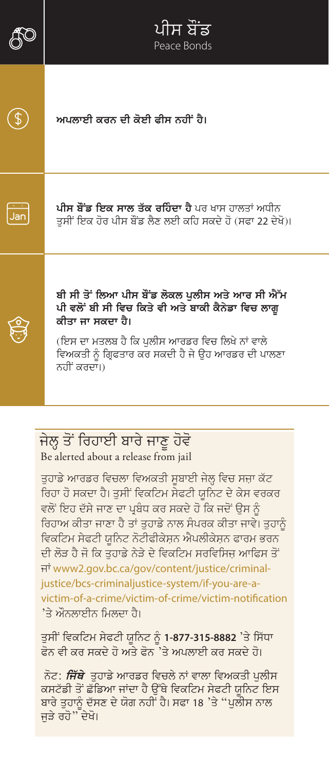# ਪੀਸ ਬੌਂਡ
Peace Bonds

**ਅਪਲਾਈ ਕਰਨ ਦੀ ਕੋਈ ਫੀਸ ਨਹੀਂ ਹੈ।**

**ਪੀਸ ਬੌਂਡ ਇਕ ਸਾਲ ਤੱਕ ਰਹਿੰਦਾ ਹੈ** ਪਰ ਖਾਸ ਹਾਲਤਾਂ ਅਧੀਨ ਤੁਸੀਂ ਇਕ ਹੋਰ ਪੀਸ ਬੌਂਡ ਲੈਣ ਲਈ ਕਹਿ ਸਕਦੇ ਹੋ (ਸਫਾ 22 ਦੇਖੋ)।

**ਬੀ ਸੀ ਤੋਂ ਲਿਆ ਪੀਸ ਬੌਂਡ ਲੋਕਲ ਪੁਲੀਸ ਅਤੇ ਆਰ ਸੀ ਐੱਮ ਪੀ ਵਲੋਂ ਬੀ ਸੀ ਵਿਚ ਕਿਤੇ ਵੀ ਅਤੇ ਬਾਕੀ ਕੈਨੇਡਾ ਵਿਚ ਲਾਗੂ ਕੀਤਾ ਜਾ ਸਕਦਾ ਹੈ।**

(ਇਸ ਦਾ ਮਤਲਬ ਹੈ ਕਿ ਪੁਲੀਸ ਆਰਡਰ ਵਿਚ ਲਿਖੇ ਨਾਂ ਵਾਲੇ ਵਿਅਕਤੀ ਨੂੰ ਗ੍ਰਿਫਤਾਰ ਕਰ ਸਕਦੀ ਹੈ ਜੇ ਉਹ ਆਰਡਰ ਦੀ ਪਾਲਣਾ ਨਹੀਂ ਕਰਦਾ।)

## ਜੇਲ੍ਹ ਤੋਂ ਰਿਹਾਈ ਬਾਰੇ ਜਾਣੂ ਹੋਵੋ
Be alerted about a release from jail

ਤੁਹਾਡੇ ਆਰਡਰ ਵਿਚਲਾ ਵਿਅਕਤੀ ਸੂਬਾਈ ਜੇਲ੍ਹ ਵਿਚ ਸਜ਼ਾ ਕੱਟ ਰਿਹਾ ਹੋ ਸਕਦਾ ਹੈ। ਤੁਸੀਂ ਵਿਕਟਿਮ ਸੇਫਟੀ ਯੂਨਿਟ ਦੇ ਕੇਸ ਵਰਕਰ ਵਲੋਂ ਇਹ ਦੱਸੇ ਜਾਣ ਦਾ ਪ੍ਰਬੰਧ ਕਰ ਸਕਦੇ ਹੋ ਕਿ ਜਦੋਂ ਉਸ ਨੂੰ ਰਿਹਾਅ ਕੀਤਾ ਜਾਣਾ ਹੈ ਤਾਂ ਤੁਹਾਡੇ ਨਾਲ ਸੰਪਰਕ ਕੀਤਾ ਜਾਵੇ। ਤੁਹਾਨੂੰ ਵਿਕਟਿਮ ਸੇਫਟੀ ਯੂਨਿਟ ਨੋਟੀਫੀਕੇਸ਼ਨ ਐਪਲੀਕੇਸ਼ਨ ਫਾਰਮ ਭਰਨ ਦੀ ਲੋੜ ਹੈ ਜੋ ਕਿ ਤੁਹਾਡੇ ਨੇੜੇ ਦੇ ਵਿਕਟਿਮ ਸਰਵਿਸਿਜ਼ ਆਫਿਸ ਤੋਂ ਜਾਂ www2.gov.bc.ca/gov/content/justice/criminal-justice/bcs-criminaljustice-system/if-you-are-a-victim-of-a-crime/victim-of-crime/victim-notification 'ਤੇ ਔਨਲਾਈਨ ਮਿਲਦਾ ਹੈ।

ਤੁਸੀਂ ਵਿਕਟਿਮ ਸੇਫਟੀ ਯੂਨਿਟ ਨੂੰ **1-877-315-8882** 'ਤੇ ਸਿੱਧਾ ਫੋਨ ਵੀ ਕਰ ਸਕਦੇ ਹੋ ਅਤੇ ਫੋਨ 'ਤੇ ਅਪਲਾਈ ਕਰ ਸਕਦੇ ਹੋ।

ਨੋਟ: ***ਜਿੱਥੇ*** ਤੁਹਾਡੇ ਆਰਡਰ ਵਿਚਲੇ ਨਾਂ ਵਾਲਾ ਵਿਅਕਤੀ ਪੁਲੀਸ ਕਸਟਡੀ ਤੋਂ ਛੱਡਿਆ ਜਾਂਦਾ ਹੈ ਉੱਥੇ ਵਿਕਟਿਮ ਸੇਫਟੀ ਯੂਨਿਟ ਇਸ ਬਾਰੇ ਤੁਹਾਨੂੰ ਦੱਸਣ ਦੇ ਯੋਗ ਨਹੀਂ ਹੈ। ਸਫਾ 18 'ਤੇ "ਪੁਲੀਸ ਨਾਲ ਜੁੜੇ ਰਹੋ" ਦੇਖੋ।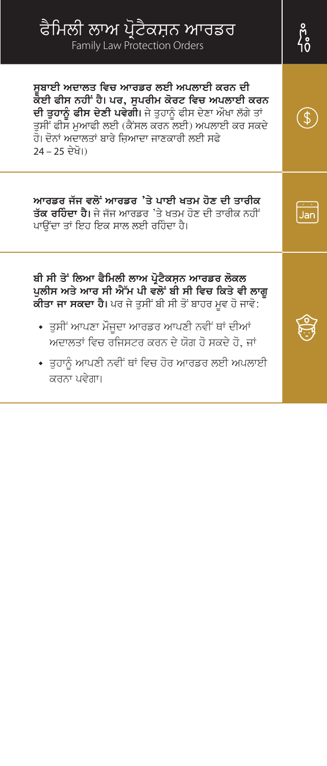# ਫੈਮਿਲੀ ਲਾਅ ਪ੍ਰੋਟੈਕਸ਼ਨ ਆਰਡਰ

Family Law Protection Orders

**ਸੂਬਾਈ ਅਦਾਲਤ ਵਿਚ ਆਰਡਰ ਲਈ ਅਪਲਾਈ ਕਰਨ ਦੀ ਕੋਈ ਫੀਸ ਨਹੀਂ ਹੈ। ਪਰ, ਸੁਪਰੀਮ ਕੋਰਟ ਵਿਚ ਅਪਲਾਈ ਕਰਨ ਦੀ ਤੁਹਾਨੂੰ ਫੀਸ ਦੇਣੀ ਪਵੇਗੀ।** ਜੇ ਤੁਹਾਨੂੰ ਫੀਸ ਦੇਣਾ ਔਖਾ ਲੱਗੇ ਤਾਂ ਤੁਸੀਂ ਫੀਸ ਮੁਆਫੀ ਲਈ (ਕੈਂਸਲ ਕਰਨ ਲਈ) ਅਪਲਾਈ ਕਰ ਸਕਦੇ ਹੋ। ਦੋਨਾਂ ਅਦਾਲਤਾਂ ਬਾਰੇ ਜ਼ਿਆਦਾ ਜਾਣਕਾਰੀ ਲਈ ਸਫੇ 24 – 25 ਦੇਖੋ।)

**ਆਰਡਰ ਜੱਜ ਵਲੋਂ ਆਰਡਰ 'ਤੇ ਪਾਈ ਖਤਮ ਹੋਣ ਦੀ ਤਾਰੀਕ ਤੱਕ ਰਹਿੰਦਾ ਹੈ।** ਜੇ ਜੱਜ ਆਰਡਰ 'ਤੇ ਖਤਮ ਹੋਣ ਦੀ ਤਾਰੀਕ ਨਹੀਂ ਪਾਉਂਦਾ ਤਾਂ ਇਹ ਇਕ ਸਾਲ ਲਈ ਰਹਿੰਦਾ ਹੈ।

**ਬੀ ਸੀ ਤੋਂ ਲਿਆ ਫੈਮਿਲੀ ਲਾਅ ਪ੍ਰੋਟੈਕਸ਼ਨ ਆਰਡਰ ਲੋਕਲ ਪੁਲੀਸ ਅਤੇ ਆਰ ਸੀ ਐੱਮ ਪੀ ਵਲੋਂ ਬੀ ਸੀ ਵਿਚ ਕਿਤੇ ਵੀ ਲਾਗੂ ਕੀਤਾ ਜਾ ਸਕਦਾ ਹੈ।** ਪਰ ਜੇ ਤੁਸੀਂ ਬੀ ਸੀ ਤੋਂ ਬਾਹਰ ਮੂਵ ਹੋ ਜਾਵੋ:

- ਤੁਸੀਂ ਆਪਣਾ ਮੌਜੂਦਾ ਆਰਡਰ ਆਪਣੀ ਨਵੀਂ ਥਾਂ ਦੀਆਂ ਅਦਾਲਤਾਂ ਵਿਚ ਰਜਿਸਟਰ ਕਰਨ ਦੇ ਯੋਗ ਹੋ ਸਕਦੇ ਹੋ, ਜਾਂ
- ਤੁਹਾਨੂੰ ਆਪਣੀ ਨਵੀਂ ਥਾਂ ਵਿਚ ਹੋਰ ਆਰਡਰ ਲਈ ਅਪਲਾਈ ਕਰਨਾ ਪਵੇਗਾ।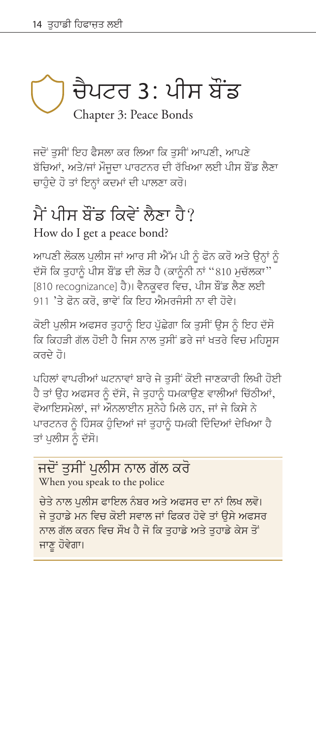# ਚੈਪਟਰ 3: ਪੀਸ ਬੌਂਡ

Chapter 3: Peace Bonds

ਜਦੋਂ ਤੁਸੀਂ ਇਹ ਫੈਸਲਾ ਕਰ ਲਿਆ ਕਿ ਤੁਸੀਂ ਆਪਣੀ, ਆਪਣੇ ਬੱਚਿਆਂ, ਅਤੇ/ਜਾਂ ਮੌਜੂਦਾ ਪਾਰਟਨਰ ਦੀ ਰੱਖਿਆ ਲਈ ਪੀਸ ਬੌਂਡ ਲੈਣਾ ਚਾਹੁੰਦੇ ਹੋ ਤਾਂ ਇਨ੍ਹਾਂ ਕਦਮਾਂ ਦੀ ਪਾਲਣਾ ਕਰੋ।

## ਮੈਂ ਪੀਸ ਬੌਂਡ ਕਿਵੇਂ ਲੈਣਾ ਹੈ?

How do I get a peace bond?

ਆਪਣੀ ਲੋਕਲ ਪੁਲੀਸ ਜਾਂ ਆਰ ਸੀ ਐੱਮ ਪੀ ਨੂੰ ਫੋਨ ਕਰੋ ਅਤੇ ਉਨ੍ਹਾਂ ਨੂੰ ਦੱਸੋ ਕਿ ਤੁਹਾਨੂੰ ਪੀਸ ਬੌਂਡ ਦੀ ਲੋੜ ਹੈ (ਕਾਨੂੰਨੀ ਨਾਂ "810 ਮੁਚੱਲਕਾ" [810 recognizance] ਹੈ)। ਵੈਨਕੂਵਰ ਵਿਚ, ਪੀਸ ਬੌਂਡ ਲੈਣ ਲਈ 911 'ਤੇ ਫੋਨ ਕਰੋ, ਭਾਵੇਂ ਕਿ ਇਹ ਐਮਰਜੰਸੀ ਨਾ ਵੀ ਹੋਵੇ।

ਕੋਈ ਪੁਲੀਸ ਅਫਸਰ ਤੁਹਾਨੂੰ ਇਹ ਪੁੱਛੇਗਾ ਕਿ ਤੁਸੀਂ ਉਸ ਨੂੰ ਇਹ ਦੱਸੋ ਕਿ ਕਿਹੜੀ ਗੱਲ ਹੋਈ ਹੈ ਜਿਸ ਨਾਲ ਤੁਸੀਂ ਡਰੇ ਜਾਂ ਖਤਰੇ ਵਿਚ ਮਹਿਸੂਸ ਕਰਦੇ ਹੋ।

ਪਹਿਲਾਂ ਵਾਪਰੀਆਂ ਘਟਨਾਵਾਂ ਬਾਰੇ ਜੇ ਤੁਸੀਂ ਕੋਈ ਜਾਣਕਾਰੀ ਲਿਖੀ ਹੋਈ ਹੈ ਤਾਂ ਉਹ ਅਫਸਰ ਨੂੰ ਦੱਸੋ, ਜੇ ਤੁਹਾਨੂੰ ਧਮਕਾਉਣ ਵਾਲੀਆਂ ਚਿੱਠੀਆਂ, ਵੋਆਇਸਮੇਲਾਂ, ਜਾਂ ਔਨਲਾਈਨ ਸੁਨੇਹੇ ਮਿਲੇ ਹਨ, ਜਾਂ ਜੇ ਕਿਸੇ ਨੇ ਪਾਰਟਨਰ ਨੂੰ ਹਿੰਸਕ ਹੁੰਦਿਆਂ ਜਾਂ ਤੁਹਾਨੂੰ ਧਮਕੀ ਦਿੰਦਿਆਂ ਦੇਖਿਆ ਹੈ ਤਾਂ ਪੁਲੀਸ ਨੂੰ ਦੱਸੋ।

### ਜਦੋਂ ਤੁਸੀਂ ਪੁਲੀਸ ਨਾਲ ਗੱਲ ਕਰੋ

When you speak to the police

ਚੇਤੇ ਨਾਲ ਪੁਲੀਸ ਫਾਇਲ ਨੰਬਰ ਅਤੇ ਅਫਸਰ ਦਾ ਨਾਂ ਲਿਖ ਲਵੋ। ਜੇ ਤੁਹਾਡੇ ਮਨ ਵਿਚ ਕੋਈ ਸਵਾਲ ਜਾਂ ਫਿਕਰ ਹੋਵੇ ਤਾਂ ਉਸੇ ਅਫਸਰ ਨਾਲ ਗੱਲ ਕਰਨ ਵਿਚ ਸੌਖ ਹੈ ਜੋ ਕਿ ਤੁਹਾਡੇ ਅਤੇ ਤੁਹਾਡੇ ਕੇਸ ਤੋਂ ਜਾਣੂ ਹੋਵੇਗਾ।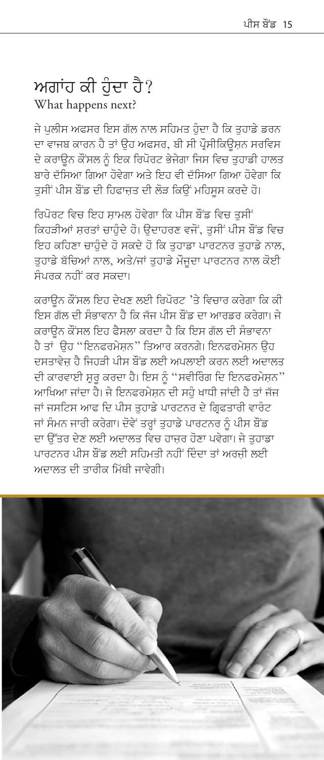## ਅਗਾਂਹ ਕੀ ਹੁੰਦਾ ਹੈ?

What happens next?

ਜੇ ਪੁਲੀਸ ਅਫਸਰ ਇਸ ਗੱਲ ਨਾਲ ਸਹਿਮਤ ਹੁੰਦਾ ਹੈ ਕਿ ਤੁਹਾਡੇ ਡਰਨ ਦਾ ਵਾਜਬ ਕਾਰਨ ਹੈ ਤਾਂ ਉਹ ਅਫਸਰ, ਬੀ ਸੀ ਪ੍ਰੌਸੀਕਿਊਸ਼ਨ ਸਰਵਿਸ ਦੇ ਕਰਾਊਨ ਕੌਂਸਲ ਨੂੰ ਇਕ ਰਿਪੋਰਟ ਭੇਜੇਗਾ ਜਿਸ ਵਿਚ ਤੁਹਾਡੀ ਹਾਲਤ ਬਾਰੇ ਦੱਸਿਆ ਗਿਆ ਹੋਵੇਗਾ ਅਤੇ ਇਹ ਵੀ ਦੱਸਿਆ ਗਿਆ ਹੋਵੇਗਾ ਕਿ ਤੁਸੀਂ ਪੀਸ ਬੌਂਡ ਦੀ ਹਿਫਾਜ਼ਤ ਦੀ ਲੋੜ ਕਿਉਂ ਮਹਿਸੂਸ ਕਰਦੇ ਹੋ।

ਰਿਪੋਰਟ ਵਿਚ ਇਹ ਸ਼ਾਮਲ ਹੋਵੇਗਾ ਕਿ ਪੀਸ ਬੌਂਡ ਵਿਚ ਤੁਸੀਂ ਕਿਹੜੀਆਂ ਸ਼ਰਤਾਂ ਚਾਹੁੰਦੇ ਹੋ। ਉਦਾਹਰਣ ਵਜੋਂ, ਤੁਸੀਂ ਪੀਸ ਬੌਂਡ ਵਿਚ ਇਹ ਕਹਿਣਾ ਚਾਹੁੰਦੇ ਹੋ ਸਕਦੇ ਹੋ ਕਿ ਤੁਹਾਡਾ ਪਾਰਟਨਰ ਤੁਹਾਡੇ ਨਾਲ, ਤੁਹਾਡੇ ਬੱਚਿਆਂ ਨਾਲ, ਅਤੇ/ਜਾਂ ਤੁਹਾਡੇ ਮੌਜੂਦਾ ਪਾਰਟਨਰ ਨਾਲ ਕੋਈ ਸੰਪਰਕ ਨਹੀਂ ਕਰ ਸਕਦਾ।

ਕਰਾਊਨ ਕੌਂਸਲ ਇਹ ਦੇਖਣ ਲਈ ਰਿਪੋਰਟ 'ਤੇ ਵਿਚਾਰ ਕਰੇਗਾ ਕਿ ਕੀ ਇਸ ਗੱਲ ਦੀ ਸੰਭਾਵਨਾ ਹੈ ਕਿ ਜੱਜ ਪੀਸ ਬੌਂਡ ਦਾ ਆਰਡਰ ਕਰੇਗਾ। ਜੇ ਕਰਾਊਨ ਕੌਂਸਲ ਇਹ ਫੈਸਲਾ ਕਰਦਾ ਹੈ ਕਿ ਇਸ ਗੱਲ ਦੀ ਸੰਭਾਵਨਾ ਹੈ ਤਾਂ ਉਹ "ਇਨਫਰਮੇਸ਼ਨ" ਤਿਆਰ ਕਰਨਗੇ। ਇਨਫਰਮੇਸ਼ਨ ਉਹ ਦਸਤਾਵੇਜ਼ ਹੈ ਜਿਹੜੀ ਪੀਸ ਬੌਂਡ ਲਈ ਅਪਲਾਈ ਕਰਨ ਲਈ ਅਦਾਲਤ ਦੀ ਕਾਰਵਾਈ ਸ਼ੁਰੂ ਕਰਦਾ ਹੈ। ਇਸ ਨੂੰ "ਸਵੀਰਿੰਗ ਦਿ ਇਨਫਰਮੇਸ਼ਨ" ਆਖਿਆ ਜਾਂਦਾ ਹੈ। ਜੇ ਇਨਫਰਮੇਸ਼ਨ ਦੀ ਸਹੁੰ ਖਾਧੀ ਜਾਂਦੀ ਹੈ ਤਾਂ ਜੱਜ ਜਾਂ ਜਸਟਿਸ ਆਫ ਦਿ ਪੀਸ ਤੁਹਾਡੇ ਪਾਰਟਨਰ ਦੇ ਗ੍ਰਿਫਤਾਰੀ ਵਾਰੰਟ ਜਾਂ ਸੰਮਨ ਜਾਰੀ ਕਰੇਗਾ। ਦੋਵੇਂ ਤਰ੍ਹਾਂ ਤੁਹਾਡੇ ਪਾਰਟਨਰ ਨੂੰ ਪੀਸ ਬੌਂਡ ਦਾ ਉੱਤਰ ਦੇਣ ਲਈ ਅਦਾਲਤ ਵਿਚ ਹਾਜ਼ਰ ਹੋਣਾ ਪਵੇਗਾ। ਜੇ ਤੁਹਾਡਾ ਪਾਰਟਨਰ ਪੀਸ ਬੌਂਡ ਲਈ ਸਹਿਮਤੀ ਨਹੀਂ ਦਿੰਦਾ ਤਾਂ ਅਰਜ਼ੀ ਲਈ ਅਦਾਲਤ ਦੀ ਤਾਰੀਕ ਮਿੱਥੀ ਜਾਵੇਗੀ।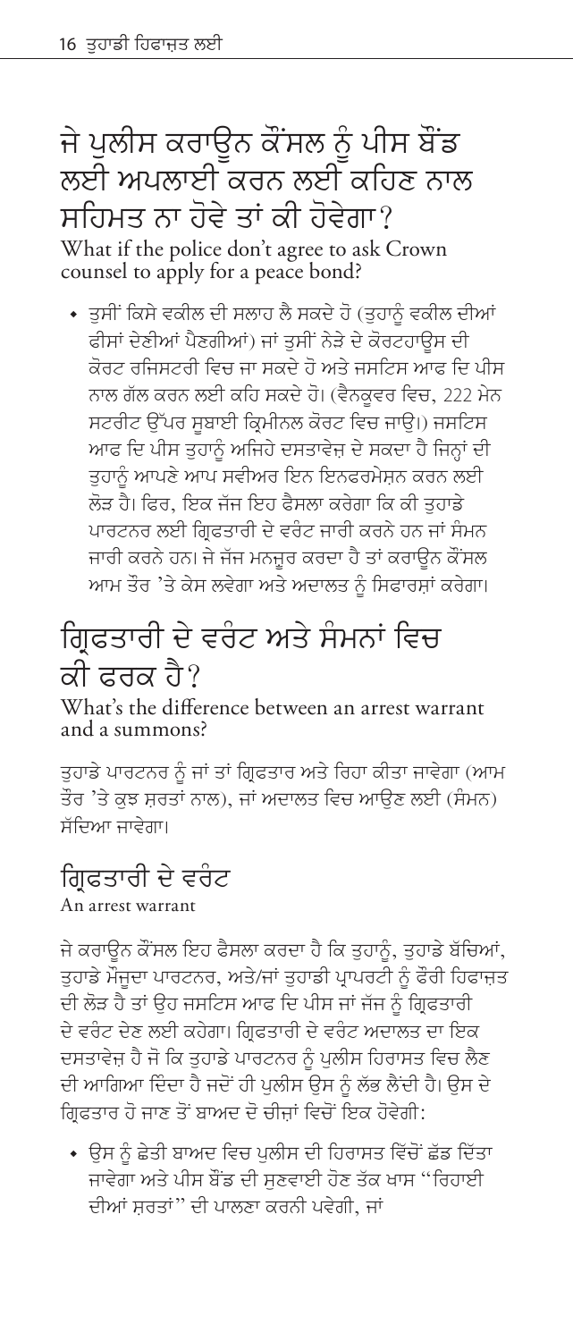## ਜੇ ਪੁਲੀਸ ਕਰਾਊਨ ਕੌਂਸਲ ਨੂੰ ਪੀਸ ਬੌਂਡ ਲਈ ਅਪਲਾਈ ਕਰਨ ਲਈ ਕਹਿਣ ਨਾਲ ਸਹਿਮਤ ਨਾ ਹੋਵੇ ਤਾਂ ਕੀ ਹੋਵੇਗਾ?

What if the police don't agree to ask Crown counsel to apply for a peace bond?

- ਤੁਸੀਂ ਕਿਸੇ ਵਕੀਲ ਦੀ ਸਲਾਹ ਲੈ ਸਕਦੇ ਹੋ (ਤੁਹਾਨੂੰ ਵਕੀਲ ਦੀਆਂ ਫੀਸਾਂ ਦੇਣੀਆਂ ਪੈਣਗੀਆਂ) ਜਾਂ ਤੁਸੀਂ ਨੇੜੇ ਦੇ ਕੋਰਟਹਾਊਸ ਦੀ ਕੋਰਟ ਰਜਿਸਟਰੀ ਵਿਚ ਜਾ ਸਕਦੇ ਹੋ ਅਤੇ ਜਸਟਿਸ ਆਫ ਦਿ ਪੀਸ ਨਾਲ ਗੱਲ ਕਰਨ ਲਈ ਕਹਿ ਸਕਦੇ ਹੋ। (ਵੈਨਕੂਵਰ ਵਿਚ, 222 ਮੇਨ ਸਟਰੀਟ ਉੱਪਰ ਸੂਬਾਈ ਕ੍ਰਿਮੀਨਲ ਕੋਰਟ ਵਿਚ ਜਾਉ।) ਜਸਟਿਸ ਆਫ ਦਿ ਪੀਸ ਤੁਹਾਨੂੰ ਅਜਿਹੇ ਦਸਤਾਵੇਜ਼ ਦੇ ਸਕਦਾ ਹੈ ਜਿਨ੍ਹਾਂ ਦੀ ਤੁਹਾਨੂੰ ਆਪਣੇ ਆਪ ਸਵੀਅਰ ਇਨ ਇਨਫਰਮੇਸ਼ਨ ਕਰਨ ਲਈ ਲੋੜ ਹੈ। ਫਿਰ, ਇਕ ਜੱਜ ਇਹ ਫੈਸਲਾ ਕਰੇਗਾ ਕਿ ਕੀ ਤੁਹਾਡੇ ਪਾਰਟਨਰ ਲਈ ਗ੍ਰਿਫਤਾਰੀ ਦੇ ਵਰੰਟ ਜਾਰੀ ਕਰਨੇ ਹਨ ਜਾਂ ਸੰਮਨ ਜਾਰੀ ਕਰਨੇ ਹਨ। ਜੇ ਜੱਜ ਮਨਜ਼ੂਰ ਕਰਦਾ ਹੈ ਤਾਂ ਕਰਾਊਨ ਕੌਂਸਲ ਆਮ ਤੌਰ 'ਤੇ ਕੇਸ ਲਵੇਗਾ ਅਤੇ ਅਦਾਲਤ ਨੂੰ ਸਿਫਾਰਸ਼ਾਂ ਕਰੇਗਾ।

## ਗ੍ਰਿਫਤਾਰੀ ਦੇ ਵਰੰਟ ਅਤੇ ਸੰਮਨਾਂ ਵਿਚ ਕੀ ਫਰਕ ਹੈ?

What's the difference between an arrest warrant and a summons?

ਤੁਹਾਡੇ ਪਾਰਟਨਰ ਨੂੰ ਜਾਂ ਤਾਂ ਗ੍ਰਿਫਤਾਰ ਅਤੇ ਰਿਹਾ ਕੀਤਾ ਜਾਵੇਗਾ (ਆਮ ਤੌਰ 'ਤੇ ਕੁਝ ਸ਼ਰਤਾਂ ਨਾਲ), ਜਾਂ ਅਦਾਲਤ ਵਿਚ ਆਉਣ ਲਈ (ਸੰਮਨ) ਸੱਦਿਆ ਜਾਵੇਗਾ।

### ਗ੍ਰਿਫਤਾਰੀ ਦੇ ਵਰੰਟ

An arrest warrant

ਜੇ ਕਰਾਊਨ ਕੌਂਸਲ ਇਹ ਫੈਸਲਾ ਕਰਦਾ ਹੈ ਕਿ ਤੁਹਾਨੂੰ, ਤੁਹਾਡੇ ਬੱਚਿਆਂ, ਤੁਹਾਡੇ ਮੌਜੂਦਾ ਪਾਰਟਨਰ, ਅਤੇ/ਜਾਂ ਤੁਹਾਡੀ ਪ੍ਰਾਪਰਟੀ ਨੂੰ ਫੌਰੀ ਹਿਫਾਜ਼ਤ ਦੀ ਲੋੜ ਹੈ ਤਾਂ ਉਹ ਜਸਟਿਸ ਆਫ ਦਿ ਪੀਸ ਜਾਂ ਜੱਜ ਨੂੰ ਗ੍ਰਿਫਤਾਰੀ ਦੇ ਵਰੰਟ ਦੇਣ ਲਈ ਕਹੇਗਾ। ਗ੍ਰਿਫਤਾਰੀ ਦੇ ਵਰੰਟ ਅਦਾਲਤ ਦਾ ਇਕ ਦਸਤਾਵੇਜ਼ ਹੈ ਜੋ ਕਿ ਤੁਹਾਡੇ ਪਾਰਟਨਰ ਨੂੰ ਪੁਲੀਸ ਹਿਰਾਸਤ ਵਿਚ ਲੈਣ ਦੀ ਆਗਿਆ ਦਿੰਦਾ ਹੈ ਜਦੋਂ ਹੀ ਪੁਲੀਸ ਉਸ ਨੂੰ ਲੱਭ ਲੈਂਦੀ ਹੈ। ਉਸ ਦੇ ਗ੍ਰਿਫਤਾਰ ਹੋ ਜਾਣ ਤੋਂ ਬਾਅਦ ਦੋ ਚੀਜ਼ਾਂ ਵਿਚੋਂ ਇਕ ਹੋਵੇਗੀ:

- ਉਸ ਨੂੰ ਛੇਤੀ ਬਾਅਦ ਵਿਚ ਪੁਲੀਸ ਦੀ ਹਿਰਾਸਤ ਵਿੱਚੋਂ ਛੱਡ ਦਿੱਤਾ ਜਾਵੇਗਾ ਅਤੇ ਪੀਸ ਬੌਂਡ ਦੀ ਸੁਣਵਾਈ ਹੋਣ ਤੱਕ ਖਾਸ "ਰਿਹਾਈ ਦੀਆਂ ਸ਼ਰਤਾਂ" ਦੀ ਪਾਲਣਾ ਕਰਨੀ ਪਵੇਗੀ, ਜਾਂ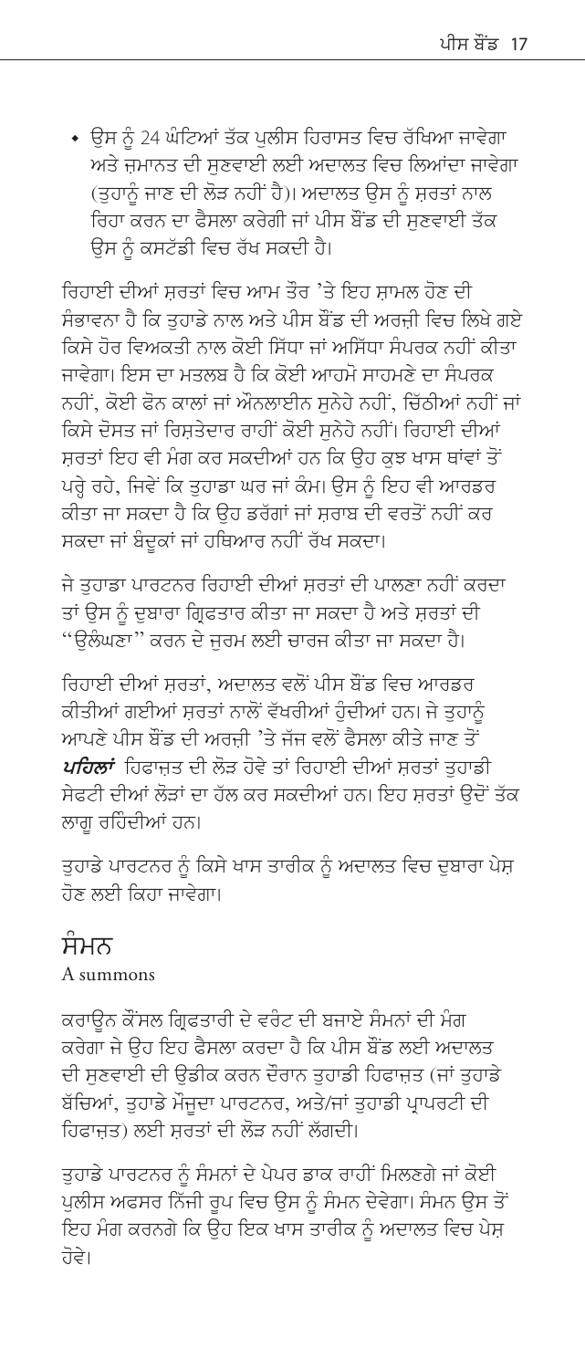- ਉਸ ਨੂੰ 24 ਘੰਟਿਆਂ ਤੱਕ ਪੁਲੀਸ ਹਿਰਾਸਤ ਵਿਚ ਰੱਖਿਆ ਜਾਵੇਗਾ ਅਤੇ ਜ਼ਮਾਨਤ ਦੀ ਸੁਣਵਾਈ ਲਈ ਅਦਾਲਤ ਵਿਚ ਲਿਆਂਦਾ ਜਾਵੇਗਾ (ਤੁਹਾਨੂੰ ਜਾਣ ਦੀ ਲੋੜ ਨਹੀਂ ਹੈ)। ਅਦਾਲਤ ਉਸ ਨੂੰ ਸ਼ਰਤਾਂ ਨਾਲ ਰਿਹਾ ਕਰਨ ਦਾ ਫੈਸਲਾ ਕਰੇਗੀ ਜਾਂ ਪੀਸ ਬੌਂਡ ਦੀ ਸੁਣਵਾਈ ਤੱਕ ਉਸ ਨੂੰ ਕਸਟੱਡੀ ਵਿਚ ਰੱਖ ਸਕਦੀ ਹੈ।

ਰਿਹਾਈ ਦੀਆਂ ਸ਼ਰਤਾਂ ਵਿਚ ਆਮ ਤੌਰ 'ਤੇ ਇਹ ਸ਼ਾਮਲ ਹੋਣ ਦੀ ਸੰਭਾਵਨਾ ਹੈ ਕਿ ਤੁਹਾਡੇ ਨਾਲ ਅਤੇ ਪੀਸ ਬੌਂਡ ਦੀ ਅਰਜ਼ੀ ਵਿਚ ਲਿਖੇ ਗਏ ਕਿਸੇ ਹੋਰ ਵਿਅਕਤੀ ਨਾਲ ਕੋਈ ਸਿੱਧਾ ਜਾਂ ਅਸਿੱਧਾ ਸੰਪਰਕ ਨਹੀਂ ਕੀਤਾ ਜਾਵੇਗਾ। ਇਸ ਦਾ ਮਤਲਬ ਹੈ ਕਿ ਕੋਈ ਆਹਮੋ ਸਾਹਮਣੇ ਦਾ ਸੰਪਰਕ ਨਹੀਂ, ਕੋਈ ਫੋਨ ਕਾਲਾਂ ਜਾਂ ਔਨਲਾਈਨ ਸੁਨੇਹੇ ਨਹੀਂ, ਚਿੱਠੀਆਂ ਨਹੀਂ ਜਾਂ ਕਿਸੇ ਦੋਸਤ ਜਾਂ ਰਿਸ਼ਤੇਦਾਰ ਰਾਹੀਂ ਕੋਈ ਸੁਨੇਹੇ ਨਹੀਂ। ਰਿਹਾਈ ਦੀਆਂ ਸ਼ਰਤਾਂ ਇਹ ਵੀ ਮੰਗ ਕਰ ਸਕਦੀਆਂ ਹਨ ਕਿ ਉਹ ਕੁਝ ਖਾਸ ਥਾਂਵਾਂ ਤੋਂ ਪਰ੍ਹੇ ਰਹੇ, ਜਿਵੇਂ ਕਿ ਤੁਹਾਡਾ ਘਰ ਜਾਂ ਕੰਮ। ਉਸ ਨੂੰ ਇਹ ਵੀ ਆਰਡਰ ਕੀਤਾ ਜਾ ਸਕਦਾ ਹੈ ਕਿ ਉਹ ਡਰੱਗਾਂ ਜਾਂ ਸ਼ਰਾਬ ਦੀ ਵਰਤੋਂ ਨਹੀਂ ਕਰ ਸਕਦਾ ਜਾਂ ਬੰਦੂਕਾਂ ਜਾਂ ਹਥਿਆਰ ਨਹੀਂ ਰੱਖ ਸਕਦਾ।

ਜੇ ਤੁਹਾਡਾ ਪਾਰਟਨਰ ਰਿਹਾਈ ਦੀਆਂ ਸ਼ਰਤਾਂ ਦੀ ਪਾਲਣਾ ਨਹੀਂ ਕਰਦਾ ਤਾਂ ਉਸ ਨੂੰ ਦੁਬਾਰਾ ਗ੍ਰਿਫਤਾਰ ਕੀਤਾ ਜਾ ਸਕਦਾ ਹੈ ਅਤੇ ਸ਼ਰਤਾਂ ਦੀ "ਉਲੰਘਣਾ" ਕਰਨ ਦੇ ਜੁਰਮ ਲਈ ਚਾਰਜ ਕੀਤਾ ਜਾ ਸਕਦਾ ਹੈ।

ਰਿਹਾਈ ਦੀਆਂ ਸ਼ਰਤਾਂ, ਅਦਾਲਤ ਵਲੋਂ ਪੀਸ ਬੌਂਡ ਵਿਚ ਆਰਡਰ ਕੀਤੀਆਂ ਗਈਆਂ ਸ਼ਰਤਾਂ ਨਾਲੋਂ ਵੱਖਰੀਆਂ ਹੁੰਦੀਆਂ ਹਨ। ਜੇ ਤੁਹਾਨੂੰ ਆਪਣੇ ਪੀਸ ਬੌਂਡ ਦੀ ਅਰਜ਼ੀ 'ਤੇ ਜੱਜ ਵਲੋਂ ਫੈਸਲਾ ਕੀਤੇ ਜਾਣ ਤੋਂ ***ਪਹਿਲਾਂ*** ਹਿਫਾਜ਼ਤ ਦੀ ਲੋੜ ਹੋਵੇ ਤਾਂ ਰਿਹਾਈ ਦੀਆਂ ਸ਼ਰਤਾਂ ਤੁਹਾਡੀ ਸੇਫਟੀ ਦੀਆਂ ਲੋੜਾਂ ਦਾ ਹੱਲ ਕਰ ਸਕਦੀਆਂ ਹਨ। ਇਹ ਸ਼ਰਤਾਂ ਉਦੋਂ ਤੱਕ ਲਾਗੂ ਰਹਿੰਦੀਆਂ ਹਨ।

ਤੁਹਾਡੇ ਪਾਰਟਨਰ ਨੂੰ ਕਿਸੇ ਖਾਸ ਤਾਰੀਕ ਨੂੰ ਅਦਾਲਤ ਵਿਚ ਦੁਬਾਰਾ ਪੇਸ਼ ਹੋਣ ਲਈ ਕਿਹਾ ਜਾਵੇਗਾ।

## ਸੰਮਨ

A summons

ਕਰਾਊਨ ਕੌਂਸਲ ਗ੍ਰਿਫਤਾਰੀ ਦੇ ਵਰੰਟ ਦੀ ਬਜਾਏ ਸੰਮਨਾਂ ਦੀ ਮੰਗ ਕਰੇਗਾ ਜੇ ਉਹ ਇਹ ਫੈਸਲਾ ਕਰਦਾ ਹੈ ਕਿ ਪੀਸ ਬੌਂਡ ਲਈ ਅਦਾਲਤ ਦੀ ਸੁਣਵਾਈ ਦੀ ਉਡੀਕ ਕਰਨ ਦੌਰਾਨ ਤੁਹਾਡੀ ਹਿਫਾਜ਼ਤ (ਜਾਂ ਤੁਹਾਡੇ ਬੱਚਿਆਂ, ਤੁਹਾਡੇ ਮੌਜੂਦਾ ਪਾਰਟਨਰ, ਅਤੇ/ਜਾਂ ਤੁਹਾਡੀ ਪ੍ਰਾਪਰਟੀ ਦੀ ਹਿਫਾਜ਼ਤ) ਲਈ ਸ਼ਰਤਾਂ ਦੀ ਲੋੜ ਨਹੀਂ ਲੱਗਦੀ।

ਤੁਹਾਡੇ ਪਾਰਟਨਰ ਨੂੰ ਸੰਮਨਾਂ ਦੇ ਪੇਪਰ ਡਾਕ ਰਾਹੀਂ ਮਿਲਣਗੇ ਜਾਂ ਕੋਈ ਪੁਲੀਸ ਅਫਸਰ ਨਿੱਜੀ ਰੂਪ ਵਿਚ ਉਸ ਨੂੰ ਸੰਮਨ ਦੇਵੇਗਾ। ਸੰਮਨ ਉਸ ਤੋਂ ਇਹ ਮੰਗ ਕਰਨਗੇ ਕਿ ਉਹ ਇਕ ਖਾਸ ਤਾਰੀਕ ਨੂੰ ਅਦਾਲਤ ਵਿਚ ਪੇਸ਼ ਹੋਵੇ।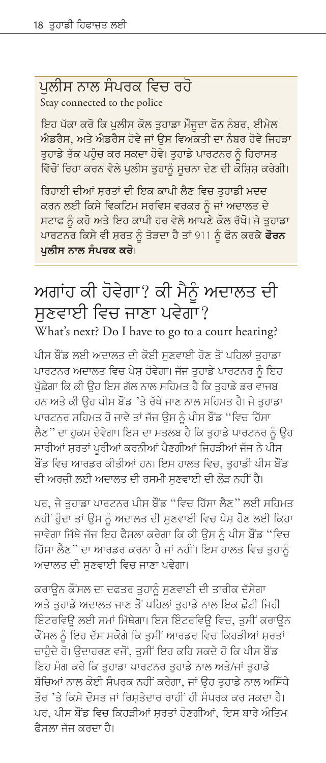## ਪੁਲੀਸ ਨਾਲ ਸੰਪਰਕ ਵਿਚ ਰਹੋ

Stay connected to the police

ਇਹ ਪੱਕਾ ਕਰੋ ਕਿ ਪੁਲੀਸ ਕੋਲ ਤੁਹਾਡਾ ਮੌਜੂਦਾ ਫੋਨ ਨੰਬਰ, ਈਮੇਲ ਐਡਰੈਸ, ਅਤੇ ਐਡਰੈਸ ਹੋਵੇ ਜਾਂ ਉਸ ਵਿਅਕਤੀ ਦਾ ਨੰਬਰ ਹੋਵੇ ਜਿਹੜਾ ਤੁਹਾਡੇ ਤੱਕ ਪਹੁੰਚ ਕਰ ਸਕਦਾ ਹੋਵੇ। ਤੁਹਾਡੇ ਪਾਰਟਨਰ ਨੂੰ ਹਿਰਾਸਤ ਵਿੱਚੋਂ ਰਿਹਾ ਕਰਨ ਵੇਲੇ ਪੁਲੀਸ ਤੁਹਾਨੂੰ ਸੂਚਨਾ ਦੇਣ ਦੀ ਕੋਸ਼ਿਸ਼ ਕਰੇਗੀ।

ਰਿਹਾਈ ਦੀਆਂ ਸ਼ਰਤਾਂ ਦੀ ਇਕ ਕਾਪੀ ਲੈਣ ਵਿਚ ਤੁਹਾਡੀ ਮਦਦ ਕਰਨ ਲਈ ਕਿਸੇ ਵਿਕਟਿਮ ਸਰਵਿਸ ਵਰਕਰ ਨੂੰ ਜਾਂ ਅਦਾਲਤ ਦੇ ਸਟਾਫ ਨੂੰ ਕਹੋ ਅਤੇ ਇਹ ਕਾਪੀ ਹਰ ਵੇਲੇ ਆਪਣੇ ਕੋਲ ਰੱਖੋ। ਜੇ ਤੁਹਾਡਾ ਪਾਰਟਨਰ ਕਿਸੇ ਵੀ ਸ਼ਰਤ ਨੂੰ ਤੋੜਦਾ ਹੈ ਤਾਂ 911 ਨੂੰ ਫੋਨ ਕਰਕੇ **ਫੌਰਨ ਪੁਲੀਸ ਨਾਲ ਸੰਪਰਕ ਕਰੋ**।

# ਅਗਾਂਹ ਕੀ ਹੋਵੇਗਾ? ਕੀ ਮੈਨੂੰ ਅਦਾਲਤ ਦੀ ਸੁਣਵਾਈ ਵਿਚ ਜਾਣਾ ਪਵੇਗਾ?

What's next? Do I have to go to a court hearing?

ਪੀਸ ਬੌਂਡ ਲਈ ਅਦਾਲਤ ਦੀ ਕੋਈ ਸੁਣਵਾਈ ਹੋਣ ਤੋਂ ਪਹਿਲਾਂ ਤੁਹਾਡਾ ਪਾਰਟਨਰ ਅਦਾਲਤ ਵਿਚ ਪੇਸ਼ ਹੋਵੇਗਾ। ਜੱਜ ਤੁਹਾਡੇ ਪਾਰਟਨਰ ਨੂੰ ਇਹ ਪੁੱਛੇਗਾ ਕਿ ਕੀ ਉਹ ਇਸ ਗੱਲ ਨਾਲ ਸਹਿਮਤ ਹੈ ਕਿ ਤੁਹਾਡੇ ਡਰ ਵਾਜਬ ਹਨ ਅਤੇ ਕੀ ਉਹ ਪੀਸ ਬੌਂਡ 'ਤੇ ਰੱਖੇ ਜਾਣ ਨਾਲ ਸਹਿਮਤ ਹੈ। ਜੇ ਤੁਹਾਡਾ ਪਾਰਟਨਰ ਸਹਿਮਤ ਹੋ ਜਾਵੇ ਤਾਂ ਜੱਜ ਉਸ ਨੂੰ ਪੀਸ ਬੌਂਡ "ਵਿਚ ਹਿੱਸਾ ਲੈਣ" ਦਾ ਹੁਕਮ ਦੇਵੇਗਾ। ਇਸ ਦਾ ਮਤਲਬ ਹੈ ਕਿ ਤੁਹਾਡੇ ਪਾਰਟਨਰ ਨੂੰ ਉਹ ਸਾਰੀਆਂ ਸ਼ਰਤਾਂ ਪੂਰੀਆਂ ਕਰਨੀਆਂ ਪੈਣਗੀਆਂ ਜਿਹੜੀਆਂ ਜੱਜ ਨੇ ਪੀਸ ਬੌਂਡ ਵਿਚ ਆਰਡਰ ਕੀਤੀਆਂ ਹਨ। ਇਸ ਹਾਲਤ ਵਿਚ, ਤੁਹਾਡੀ ਪੀਸ ਬੌਂਡ ਦੀ ਅਰਜ਼ੀ ਲਈ ਅਦਾਲਤ ਦੀ ਰਸਮੀ ਸੁਣਵਾਈ ਦੀ ਲੋੜ ਨਹੀਂ ਹੈ।

ਪਰ, ਜੇ ਤੁਹਾਡਾ ਪਾਰਟਨਰ ਪੀਸ ਬੌਂਡ "ਵਿਚ ਹਿੱਸਾ ਲੈਣ" ਲਈ ਸਹਿਮਤ ਨਹੀਂ ਹੁੰਦਾ ਤਾਂ ਉਸ ਨੂੰ ਅਦਾਲਤ ਦੀ ਸੁਣਵਾਈ ਵਿਚ ਪੇਸ਼ ਹੋਣ ਲਈ ਕਿਹਾ ਜਾਵੇਗਾ ਜਿੱਥੇ ਜੱਜ ਇਹ ਫੈਸਲਾ ਕਰੇਗਾ ਕਿ ਕੀ ਉਸ ਨੂੰ ਪੀਸ ਬੌਂਡ "ਵਿਚ ਹਿੱਸਾ ਲੈਣ" ਦਾ ਆਰਡਰ ਕਰਨਾ ਹੈ ਜਾਂ ਨਹੀਂ। ਇਸ ਹਾਲਤ ਵਿਚ ਤੁਹਾਨੂੰ ਅਦਾਲਤ ਦੀ ਸੁਣਵਾਈ ਵਿਚ ਜਾਣਾ ਪਵੇਗਾ।

ਕਰਾਊਨ ਕੌਂਸਲ ਦਾ ਦਫਤਰ ਤੁਹਾਨੂੰ ਸੁਣਵਾਈ ਦੀ ਤਾਰੀਕ ਦੱਸੇਗਾ ਅਤੇ ਤੁਹਾਡੇ ਅਦਾਲਤ ਜਾਣ ਤੋਂ ਪਹਿਲਾਂ ਤੁਹਾਡੇ ਨਾਲ ਇਕ ਛੋਟੀ ਜਿਹੀ ਇੰਟਰਵਿਊ ਲਈ ਸਮਾਂ ਮਿੱਥੇਗਾ। ਇਸ ਇੰਟਰਵਿਊ ਵਿਚ, ਤੁਸੀਂ ਕਰਾਊਨ ਕੌਂਸਲ ਨੂੰ ਇਹ ਦੱਸ ਸਕੋਗੇ ਕਿ ਤੁਸੀਂ ਆਰਡਰ ਵਿਚ ਕਿਹੜੀਆਂ ਸ਼ਰਤਾਂ ਚਾਹੁੰਦੇ ਹੋ। ਉਦਾਹਰਣ ਵਜੋਂ, ਤੁਸੀਂ ਇਹ ਕਹਿ ਸਕਦੇ ਹੋ ਕਿ ਪੀਸ ਬੌਂਡ ਇਹ ਮੰਗ ਕਰੇ ਕਿ ਤੁਹਾਡਾ ਪਾਰਟਨਰ ਤੁਹਾਡੇ ਨਾਲ ਅਤੇ/ਜਾਂ ਤੁਹਾਡੇ ਬੱਚਿਆਂ ਨਾਲ ਕੋਈ ਸੰਪਰਕ ਨਹੀਂ ਕਰੇਗਾ, ਜਾਂ ਉਹ ਤੁਹਾਡੇ ਨਾਲ ਅਸਿੱਧੇ ਤੌਰ 'ਤੇ ਕਿਸੇ ਦੋਸਤ ਜਾਂ ਰਿਸ਼ਤੇਦਾਰ ਰਾਹੀਂ ਹੀ ਸੰਪਰਕ ਕਰ ਸਕਦਾ ਹੈ। ਪਰ, ਪੀਸ ਬੌਂਡ ਵਿਚ ਕਿਹੜੀਆਂ ਸ਼ਰਤਾਂ ਹੋਣਗੀਆਂ, ਇਸ ਬਾਰੇ ਅੰਤਿਮ ਫੈਸਲਾ ਜੱਜ ਕਰਦਾ ਹੈ।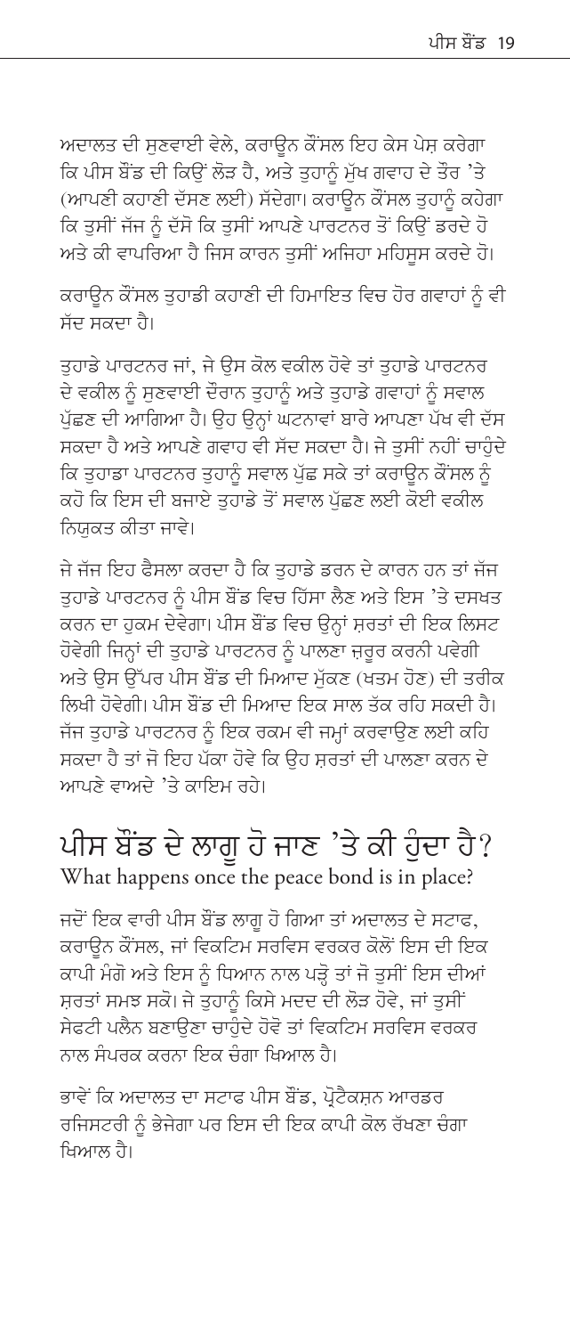ਅਦਾਲਤ ਦੀ ਸੁਣਵਾਈ ਵੇਲੇ, ਕਰਾਊਨ ਕੌਂਸਲ ਇਹ ਕੇਸ ਪੇਸ਼ ਕਰੇਗਾ ਕਿ ਪੀਸ ਬੌਂਡ ਦੀ ਕਿਉਂ ਲੋੜ ਹੈ, ਅਤੇ ਤੁਹਾਨੂੰ ਮੁੱਖ ਗਵਾਹ ਦੇ ਤੌਰ 'ਤੇ (ਆਪਣੀ ਕਹਾਣੀ ਦੱਸਣ ਲਈ) ਸੱਦੇਗਾ। ਕਰਾਊਨ ਕੌਂਸਲ ਤੁਹਾਨੂੰ ਕਹੇਗਾ ਕਿ ਤੁਸੀਂ ਜੱਜ ਨੂੰ ਦੱਸੋ ਕਿ ਤੁਸੀਂ ਆਪਣੇ ਪਾਰਟਨਰ ਤੋਂ ਕਿਉਂ ਡਰਦੇ ਹੋ ਅਤੇ ਕੀ ਵਾਪਰਿਆ ਹੈ ਜਿਸ ਕਾਰਨ ਤੁਸੀਂ ਅਜਿਹਾ ਮਹਿਸੂਸ ਕਰਦੇ ਹੋ।

ਕਰਾਊਨ ਕੌਂਸਲ ਤੁਹਾਡੀ ਕਹਾਣੀ ਦੀ ਹਿਮਾਇਤ ਵਿਚ ਹੋਰ ਗਵਾਹਾਂ ਨੂੰ ਵੀ ਸੱਦ ਸਕਦਾ ਹੈ।

ਤੁਹਾਡੇ ਪਾਰਟਨਰ ਜਾਂ, ਜੇ ਉਸ ਕੋਲ ਵਕੀਲ ਹੋਵੇ ਤਾਂ ਤੁਹਾਡੇ ਪਾਰਟਨਰ ਦੇ ਵਕੀਲ ਨੂੰ ਸੁਣਵਾਈ ਦੌਰਾਨ ਤੁਹਾਨੂੰ ਅਤੇ ਤੁਹਾਡੇ ਗਵਾਹਾਂ ਨੂੰ ਸਵਾਲ ਪੁੱਛਣ ਦੀ ਆਗਿਆ ਹੈ। ਉਹ ਉਨ੍ਹਾਂ ਘਟਨਾਵਾਂ ਬਾਰੇ ਆਪਣਾ ਪੱਖ ਵੀ ਦੱਸ ਸਕਦਾ ਹੈ ਅਤੇ ਆਪਣੇ ਗਵਾਹ ਵੀ ਸੱਦ ਸਕਦਾ ਹੈ। ਜੇ ਤੁਸੀਂ ਨਹੀਂ ਚਾਹੁੰਦੇ ਕਿ ਤੁਹਾਡਾ ਪਾਰਟਨਰ ਤੁਹਾਨੂੰ ਸਵਾਲ ਪੁੱਛ ਸਕੇ ਤਾਂ ਕਰਾਊਨ ਕੌਂਸਲ ਨੂੰ ਕਹੋ ਕਿ ਇਸ ਦੀ ਬਜਾਏ ਤੁਹਾਡੇ ਤੋਂ ਸਵਾਲ ਪੁੱਛਣ ਲਈ ਕੋਈ ਵਕੀਲ ਨਿਯੁਕਤ ਕੀਤਾ ਜਾਵੇ।

ਜੇ ਜੱਜ ਇਹ ਫੈਸਲਾ ਕਰਦਾ ਹੈ ਕਿ ਤੁਹਾਡੇ ਡਰਨ ਦੇ ਕਾਰਨ ਹਨ ਤਾਂ ਜੱਜ ਤੁਹਾਡੇ ਪਾਰਟਨਰ ਨੂੰ ਪੀਸ ਬੌਂਡ ਵਿਚ ਹਿੱਸਾ ਲੈਣ ਅਤੇ ਇਸ 'ਤੇ ਦਸਖਤ ਕਰਨ ਦਾ ਹੁਕਮ ਦੇਵੇਗਾ। ਪੀਸ ਬੌਂਡ ਵਿਚ ਉਨ੍ਹਾਂ ਸ਼ਰਤਾਂ ਦੀ ਇਕ ਲਿਸਟ ਹੋਵੇਗੀ ਜਿਨ੍ਹਾਂ ਦੀ ਤੁਹਾਡੇ ਪਾਰਟਨਰ ਨੂੰ ਪਾਲਣਾ ਜ਼ਰੂਰ ਕਰਨੀ ਪਵੇਗੀ ਅਤੇ ਉਸ ਉੱਪਰ ਪੀਸ ਬੌਂਡ ਦੀ ਮਿਆਦ ਮੁੱਕਣ (ਖਤਮ ਹੋਣ) ਦੀ ਤਰੀਕ ਲਿਖੀ ਹੋਵੇਗੀ। ਪੀਸ ਬੌਂਡ ਦੀ ਮਿਆਦ ਇਕ ਸਾਲ ਤੱਕ ਰਹਿ ਸਕਦੀ ਹੈ। ਜੱਜ ਤੁਹਾਡੇ ਪਾਰਟਨਰ ਨੂੰ ਇਕ ਰਕਮ ਵੀ ਜਮ੍ਹਾਂ ਕਰਵਾਉਣ ਲਈ ਕਹਿ ਸਕਦਾ ਹੈ ਤਾਂ ਜੋ ਇਹ ਪੱਕਾ ਹੋਵੇ ਕਿ ਉਹ ਸ਼ਰਤਾਂ ਦੀ ਪਾਲਣਾ ਕਰਨ ਦੇ ਆਪਣੇ ਵਾਅਦੇ 'ਤੇ ਕਾਇਮ ਰਹੇ।

## ਪੀਸ ਬੌਂਡ ਦੇ ਲਾਗੂ ਹੋ ਜਾਣ 'ਤੇ ਕੀ ਹੁੰਦਾ ਹੈ?
What happens once the peace bond is in place?

ਜਦੋਂ ਇਕ ਵਾਰੀ ਪੀਸ ਬੌਂਡ ਲਾਗੂ ਹੋ ਗਿਆ ਤਾਂ ਅਦਾਲਤ ਦੇ ਸਟਾਫ, ਕਰਾਊਨ ਕੌਂਸਲ, ਜਾਂ ਵਿਕਟਿਮ ਸਰਵਿਸ ਵਰਕਰ ਕੋਲੋਂ ਇਸ ਦੀ ਇਕ ਕਾਪੀ ਮੰਗੋ ਅਤੇ ਇਸ ਨੂੰ ਧਿਆਨ ਨਾਲ ਪੜ੍ਹੋ ਤਾਂ ਜੋ ਤੁਸੀਂ ਇਸ ਦੀਆਂ ਸ਼ਰਤਾਂ ਸਮਝ ਸਕੋ। ਜੇ ਤੁਹਾਨੂੰ ਕਿਸੇ ਮਦਦ ਦੀ ਲੋੜ ਹੋਵੇ, ਜਾਂ ਤੁਸੀਂ ਸੇਫਟੀ ਪਲੈਨ ਬਣਾਉਣਾ ਚਾਹੁੰਦੇ ਹੋਵੋ ਤਾਂ ਵਿਕਟਿਮ ਸਰਵਿਸ ਵਰਕਰ ਨਾਲ ਸੰਪਰਕ ਕਰਨਾ ਇਕ ਚੰਗਾ ਖਿਆਲ ਹੈ।

ਭਾਵੇਂ ਕਿ ਅਦਾਲਤ ਦਾ ਸਟਾਫ ਪੀਸ ਬੌਂਡ, ਪ੍ਰੋਟੈਕਸ਼ਨ ਆਰਡਰ ਰਜਿਸਟਰੀ ਨੂੰ ਭੇਜੇਗਾ ਪਰ ਇਸ ਦੀ ਇਕ ਕਾਪੀ ਕੋਲ ਰੱਖਣਾ ਚੰਗਾ ਖਿਆਲ ਹੈ।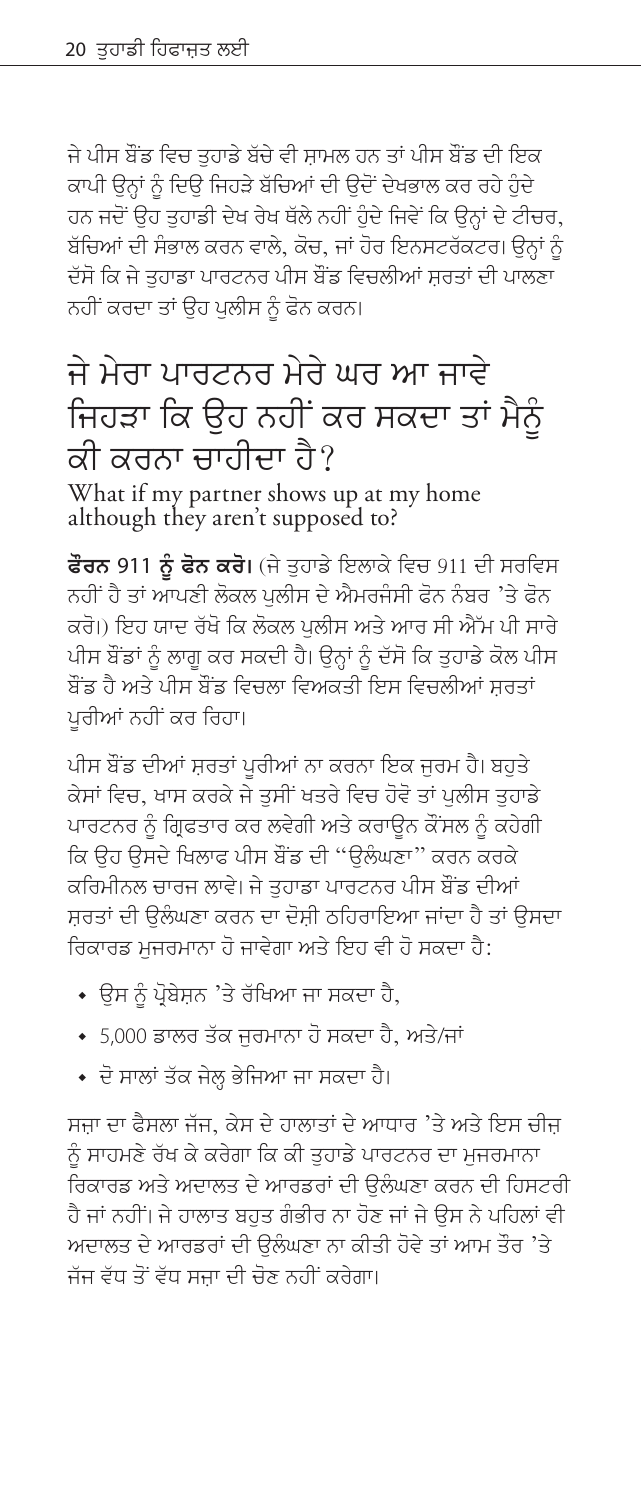ਜੇ ਪੀਸ ਬੌਂਡ ਵਿਚ ਤੁਹਾਡੇ ਬੱਚੇ ਵੀ ਸ਼ਾਮਲ ਹਨ ਤਾਂ ਪੀਸ ਬੌਂਡ ਦੀ ਇਕ ਕਾਪੀ ਉਨ੍ਹਾਂ ਨੂੰ ਦਿਉ ਜਿਹੜੇ ਬੱਚਿਆਂ ਦੀ ਉਦੋਂ ਦੇਖਭਾਲ ਕਰ ਰਹੇ ਹੁੰਦੇ ਹਨ ਜਦੋਂ ਉਹ ਤੁਹਾਡੀ ਦੇਖ ਰੇਖ ਥੱਲੇ ਨਹੀਂ ਹੁੰਦੇ ਜਿਵੇਂ ਕਿ ਉਨ੍ਹਾਂ ਦੇ ਟੀਚਰ, ਬੱਚਿਆਂ ਦੀ ਸੰਭਾਲ ਕਰਨ ਵਾਲੇ, ਕੋਚ, ਜਾਂ ਹੋਰ ਇਨਸਟਰੱਕਟਰ। ਉਨ੍ਹਾਂ ਨੂੰ ਦੱਸੋ ਕਿ ਜੇ ਤੁਹਾਡਾ ਪਾਰਟਨਰ ਪੀਸ ਬੌਂਡ ਵਿਚਲੀਆਂ ਸ਼ਰਤਾਂ ਦੀ ਪਾਲਣਾ ਨਹੀਂ ਕਰਦਾ ਤਾਂ ਉਹ ਪੁਲੀਸ ਨੂੰ ਫੋਨ ਕਰਨ।

## ਜੇ ਮੇਰਾ ਪਾਰਟਨਰ ਮੇਰੇ ਘਰ ਆ ਜਾਵੇ ਜਿਹੜਾ ਕਿ ਉਹ ਨਹੀਂ ਕਰ ਸਕਦਾ ਤਾਂ ਮੈਨੂੰ ਕੀ ਕਰਨਾ ਚਾਹੀਦਾ ਹੈ?

What if my partner shows up at my home although they aren't supposed to?

**ਫੌਰਨ 911 ਨੂੰ ਫੋਨ ਕਰੋ।** (ਜੇ ਤੁਹਾਡੇ ਇਲਾਕੇ ਵਿਚ 911 ਦੀ ਸਰਵਿਸ ਨਹੀਂ ਹੈ ਤਾਂ ਆਪਣੀ ਲੋਕਲ ਪੁਲੀਸ ਦੇ ਐਮਰਜੰਸੀ ਫੋਨ ਨੰਬਰ 'ਤੇ ਫੋਨ ਕਰੋ।) ਇਹ ਯਾਦ ਰੱਖੋ ਕਿ ਲੋਕਲ ਪੁਲੀਸ ਅਤੇ ਆਰ ਸੀ ਐੱਮ ਪੀ ਸਾਰੇ ਪੀਸ ਬੌਂਡਾਂ ਨੂੰ ਲਾਗੂ ਕਰ ਸਕਦੀ ਹੈ। ਉਨ੍ਹਾਂ ਨੂੰ ਦੱਸੋ ਕਿ ਤੁਹਾਡੇ ਕੋਲ ਪੀਸ ਬੌਂਡ ਹੈ ਅਤੇ ਪੀਸ ਬੌਂਡ ਵਿਚਲਾ ਵਿਅਕਤੀ ਇਸ ਵਿਚਲੀਆਂ ਸ਼ਰਤਾਂ ਪੂਰੀਆਂ ਨਹੀਂ ਕਰ ਰਿਹਾ।

ਪੀਸ ਬੌਂਡ ਦੀਆਂ ਸ਼ਰਤਾਂ ਪੂਰੀਆਂ ਨਾ ਕਰਨਾ ਇਕ ਜੁਰਮ ਹੈ। ਬਹੁਤੇ ਕੇਸਾਂ ਵਿਚ, ਖਾਸ ਕਰਕੇ ਜੇ ਤੁਸੀਂ ਖਤਰੇ ਵਿਚ ਹੋਵੋ ਤਾਂ ਪੁਲੀਸ ਤੁਹਾਡੇ ਪਾਰਟਨਰ ਨੂੰ ਗ੍ਰਿਫਤਾਰ ਕਰ ਲਵੇਗੀ ਅਤੇ ਕਰਾਊਨ ਕੌਂਸਲ ਨੂੰ ਕਹੇਗੀ ਕਿ ਉਹ ਉਸਦੇ ਖਿਲਾਫ ਪੀਸ ਬੌਂਡ ਦੀ "ਉਲੰਘਣਾ" ਕਰਨ ਕਰਕੇ ਕਰਿਮੀਨਲ ਚਾਰਜ ਲਾਵੇ। ਜੇ ਤੁਹਾਡਾ ਪਾਰਟਨਰ ਪੀਸ ਬੌਂਡ ਦੀਆਂ ਸ਼ਰਤਾਂ ਦੀ ਉਲੰਘਣਾ ਕਰਨ ਦਾ ਦੋਸ਼ੀ ਠਹਿਰਾਇਆ ਜਾਂਦਾ ਹੈ ਤਾਂ ਉਸਦਾ ਰਿਕਾਰਡ ਮੁਜਰਮਾਨਾ ਹੋ ਜਾਵੇਗਾ ਅਤੇ ਇਹ ਵੀ ਹੋ ਸਕਦਾ ਹੈ:

- ਉਸ ਨੂੰ ਪ੍ਰੋਬੇਸ਼ਨ 'ਤੇ ਰੱਖਿਆ ਜਾ ਸਕਦਾ ਹੈ,
- 5,000 ਡਾਲਰ ਤੱਕ ਜੁਰਮਾਨਾ ਹੋ ਸਕਦਾ ਹੈ, ਅਤੇ/ਜਾਂ
- ਦੋ ਸਾਲਾਂ ਤੱਕ ਜੇਲ੍ਹ ਭੇਜਿਆ ਜਾ ਸਕਦਾ ਹੈ।

ਸਜ਼ਾ ਦਾ ਫੈਸਲਾ ਜੱਜ, ਕੇਸ ਦੇ ਹਾਲਾਤਾਂ ਦੇ ਆਧਾਰ 'ਤੇ ਅਤੇ ਇਸ ਚੀਜ਼ ਨੂੰ ਸਾਹਮਣੇ ਰੱਖ ਕੇ ਕਰੇਗਾ ਕਿ ਕੀ ਤੁਹਾਡੇ ਪਾਰਟਨਰ ਦਾ ਮੁਜਰਮਾਨਾ ਰਿਕਾਰਡ ਅਤੇ ਅਦਾਲਤ ਦੇ ਆਰਡਰਾਂ ਦੀ ਉਲੰਘਣਾ ਕਰਨ ਦੀ ਹਿਸਟਰੀ ਹੈ ਜਾਂ ਨਹੀਂ। ਜੇ ਹਾਲਾਤ ਬਹੁਤ ਗੰਭੀਰ ਨਾ ਹੋਣ ਜਾਂ ਜੇ ਉਸ ਨੇ ਪਹਿਲਾਂ ਵੀ ਅਦਾਲਤ ਦੇ ਆਰਡਰਾਂ ਦੀ ਉਲੰਘਣਾ ਨਾ ਕੀਤੀ ਹੋਵੇ ਤਾਂ ਆਮ ਤੌਰ 'ਤੇ ਜੱਜ ਵੱਧ ਤੋਂ ਵੱਧ ਸਜ਼ਾ ਦੀ ਚੋਣ ਨਹੀਂ ਕਰੇਗਾ।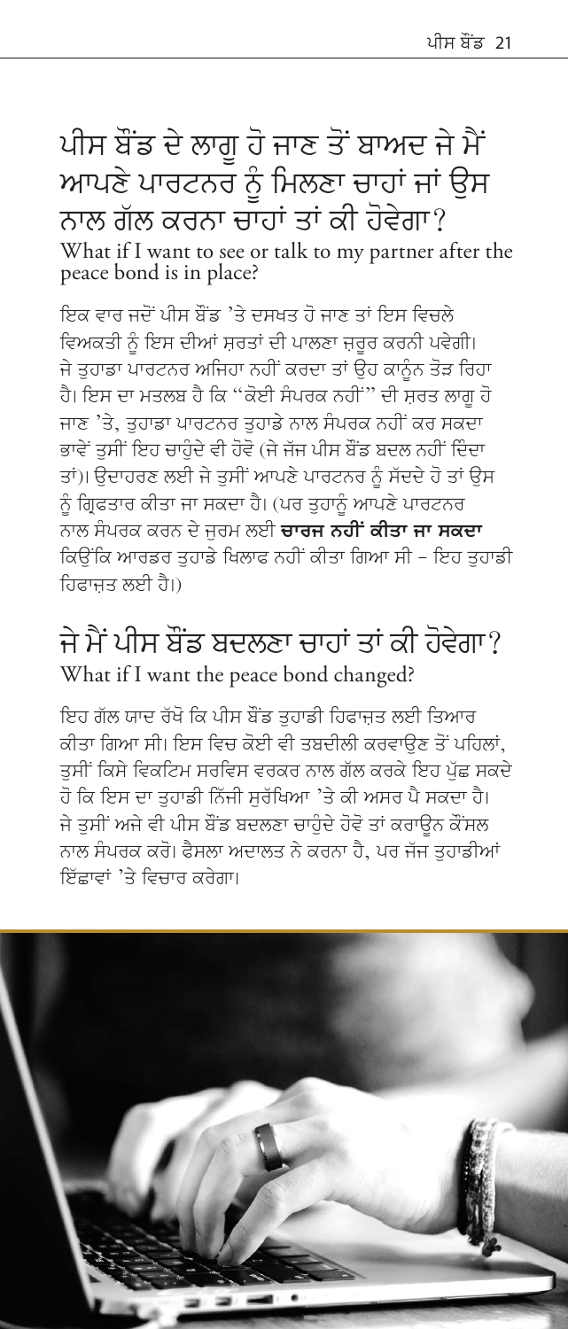## ਪੀਸ ਬੌਂਡ ਦੇ ਲਾਗੂ ਹੋ ਜਾਣ ਤੋਂ ਬਾਅਦ ਜੇ ਮੈਂ ਆਪਣੇ ਪਾਰਟਨਰ ਨੂੰ ਮਿਲਣਾ ਚਾਹਾਂ ਜਾਂ ਉਸ ਨਾਲ ਗੱਲ ਕਰਨਾ ਚਾਹਾਂ ਤਾਂ ਕੀ ਹੋਵੇਗਾ?

What if I want to see or talk to my partner after the peace bond is in place?

ਇਕ ਵਾਰ ਜਦੋਂ ਪੀਸ ਬੌਂਡ 'ਤੇ ਦਸਖਤ ਹੋ ਜਾਣ ਤਾਂ ਇਸ ਵਿਚਲੇ ਵਿਅਕਤੀ ਨੂੰ ਇਸ ਦੀਆਂ ਸ਼ਰਤਾਂ ਦੀ ਪਾਲਣਾ ਜ਼ਰੂਰ ਕਰਨੀ ਪਵੇਗੀ। ਜੇ ਤੁਹਾਡਾ ਪਾਰਟਨਰ ਅਜਿਹਾ ਨਹੀਂ ਕਰਦਾ ਤਾਂ ਉਹ ਕਾਨੂੰਨ ਤੋੜ ਰਿਹਾ ਹੈ। ਇਸ ਦਾ ਮਤਲਬ ਹੈ ਕਿ "ਕੋਈ ਸੰਪਰਕ ਨਹੀਂ" ਦੀ ਸ਼ਰਤ ਲਾਗੂ ਹੋ ਜਾਣ 'ਤੇ, ਤੁਹਾਡਾ ਪਾਰਟਨਰ ਤੁਹਾਡੇ ਨਾਲ ਸੰਪਰਕ ਨਹੀਂ ਕਰ ਸਕਦਾ ਭਾਵੇਂ ਤੁਸੀਂ ਇਹ ਚਾਹੁੰਦੇ ਵੀ ਹੋਵੋ (ਜੇ ਜੱਜ ਪੀਸ ਬੌਂਡ ਬਦਲ ਨਹੀਂ ਦਿੰਦਾ ਤਾਂ)। ਉਦਾਹਰਣ ਲਈ ਜੇ ਤੁਸੀਂ ਆਪਣੇ ਪਾਰਟਨਰ ਨੂੰ ਸੱਦਦੇ ਹੋ ਤਾਂ ਉਸ ਨੂੰ ਗ੍ਰਿਫਤਾਰ ਕੀਤਾ ਜਾ ਸਕਦਾ ਹੈ। (ਪਰ ਤੁਹਾਨੂੰ ਆਪਣੇ ਪਾਰਟਨਰ ਨਾਲ ਸੰਪਰਕ ਕਰਨ ਦੇ ਜੁਰਮ ਲਈ **ਚਾਰਜ ਨਹੀਂ ਕੀਤਾ ਜਾ ਸਕਦਾ** ਕਿਉਂਕਿ ਆਰਡਰ ਤੁਹਾਡੇ ਖਿਲਾਫ ਨਹੀਂ ਕੀਤਾ ਗਿਆ ਸੀ – ਇਹ ਤੁਹਾਡੀ ਹਿਫਾਜ਼ਤ ਲਈ ਹੈ।)

## ਜੇ ਮੈਂ ਪੀਸ ਬੌਂਡ ਬਦਲਣਾ ਚਾਹਾਂ ਤਾਂ ਕੀ ਹੋਵੇਗਾ?

What if I want the peace bond changed?

ਇਹ ਗੱਲ ਯਾਦ ਰੱਖੋ ਕਿ ਪੀਸ ਬੌਂਡ ਤੁਹਾਡੀ ਹਿਫਾਜ਼ਤ ਲਈ ਤਿਆਰ ਕੀਤਾ ਗਿਆ ਸੀ। ਇਸ ਵਿਚ ਕੋਈ ਵੀ ਤਬਦੀਲੀ ਕਰਵਾਉਣ ਤੋਂ ਪਹਿਲਾਂ, ਤੁਸੀਂ ਕਿਸੇ ਵਿਕਟਿਮ ਸਰਵਿਸ ਵਰਕਰ ਨਾਲ ਗੱਲ ਕਰਕੇ ਇਹ ਪੁੱਛ ਸਕਦੇ ਹੋ ਕਿ ਇਸ ਦਾ ਤੁਹਾਡੀ ਨਿੱਜੀ ਸੁਰੱਖਿਆ 'ਤੇ ਕੀ ਅਸਰ ਪੈ ਸਕਦਾ ਹੈ। ਜੇ ਤੁਸੀਂ ਅਜੇ ਵੀ ਪੀਸ ਬੌਂਡ ਬਦਲਣਾ ਚਾਹੁੰਦੇ ਹੋਵੋ ਤਾਂ ਕਰਾਊਨ ਕੌਂਸਲ ਨਾਲ ਸੰਪਰਕ ਕਰੋ। ਫੈਸਲਾ ਅਦਾਲਤ ਨੇ ਕਰਨਾ ਹੈ, ਪਰ ਜੱਜ ਤੁਹਾਡੀਆਂ ਇੱਛਾਵਾਂ 'ਤੇ ਵਿਚਾਰ ਕਰੇਗਾ।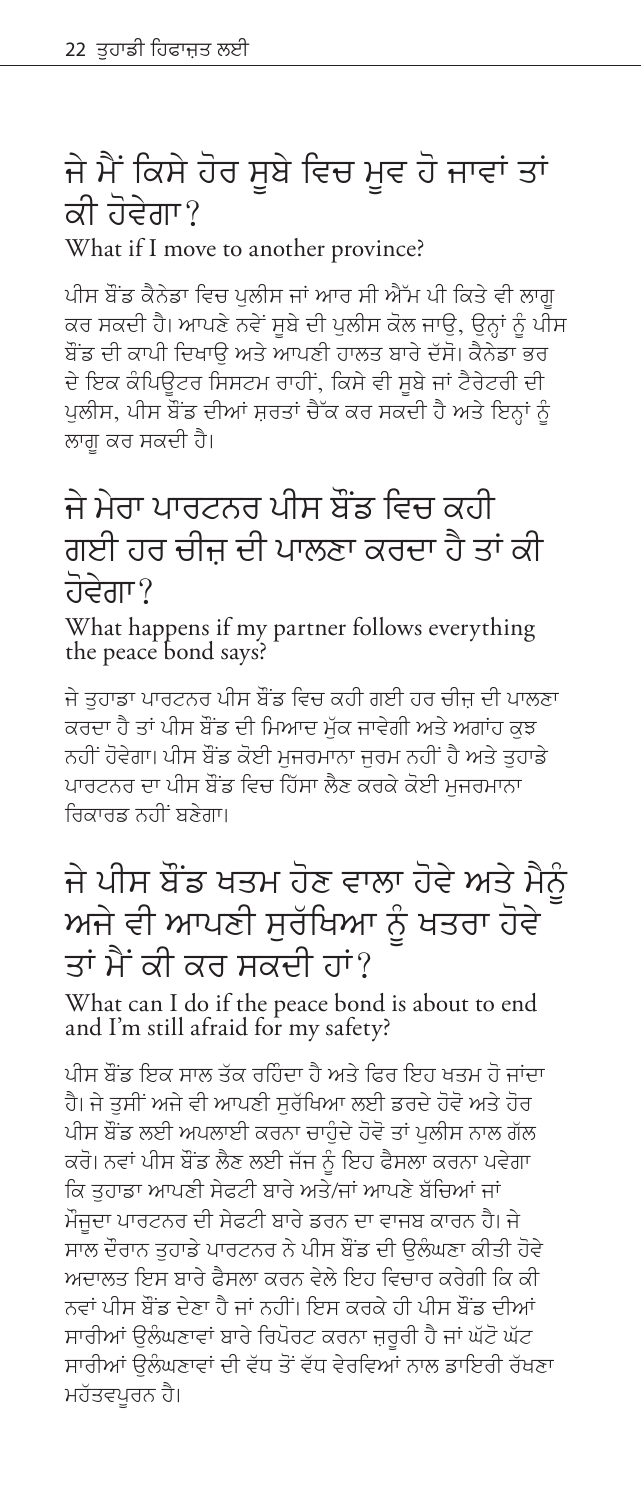## ਜੇ ਮੈਂ ਕਿਸੇ ਹੋਰ ਸੂਬੇ ਵਿਚ ਮੂਵ ਹੋ ਜਾਵਾਂ ਤਾਂ ਕੀ ਹੋਵੇਗਾ?

What if I move to another province?

ਪੀਸ ਬੌਂਡ ਕੈਨੇਡਾ ਵਿਚ ਪੁਲੀਸ ਜਾਂ ਆਰ ਸੀ ਐੱਮ ਪੀ ਕਿਤੇ ਵੀ ਲਾਗੂ ਕਰ ਸਕਦੀ ਹੈ। ਆਪਣੇ ਨਵੇਂ ਸੂਬੇ ਦੀ ਪੁਲੀਸ ਕੋਲ ਜਾਉ, ਉਨ੍ਹਾਂ ਨੂੰ ਪੀਸ ਬੌਂਡ ਦੀ ਕਾਪੀ ਦਿਖਾਉ ਅਤੇ ਆਪਣੀ ਹਾਲਤ ਬਾਰੇ ਦੱਸੋ। ਕੈਨੇਡਾ ਭਰ ਦੇ ਇਕ ਕੰਪਿਊਟਰ ਸਿਸਟਮ ਰਾਹੀਂ, ਕਿਸੇ ਵੀ ਸੂਬੇ ਜਾਂ ਟੈਰੇਟਰੀ ਦੀ ਪੁਲੀਸ, ਪੀਸ ਬੌਂਡ ਦੀਆਂ ਸ਼ਰਤਾਂ ਚੈੱਕ ਕਰ ਸਕਦੀ ਹੈ ਅਤੇ ਇਨ੍ਹਾਂ ਨੂੰ ਲਾਗੂ ਕਰ ਸਕਦੀ ਹੈ।

## ਜੇ ਮੇਰਾ ਪਾਰਟਨਰ ਪੀਸ ਬੌਂਡ ਵਿਚ ਕਹੀ ਗਈ ਹਰ ਚੀਜ਼ ਦੀ ਪਾਲਣਾ ਕਰਦਾ ਹੈ ਤਾਂ ਕੀ ਹੋਵੇਗਾ?

What happens if my partner follows everything the peace bond says?

ਜੇ ਤੁਹਾਡਾ ਪਾਰਟਨਰ ਪੀਸ ਬੌਂਡ ਵਿਚ ਕਹੀ ਗਈ ਹਰ ਚੀਜ਼ ਦੀ ਪਾਲਣਾ ਕਰਦਾ ਹੈ ਤਾਂ ਪੀਸ ਬੌਂਡ ਦੀ ਮਿਆਦ ਮੁੱਕ ਜਾਵੇਗੀ ਅਤੇ ਅਗਾਂਹ ਕੁਝ ਨਹੀਂ ਹੋਵੇਗਾ। ਪੀਸ ਬੌਂਡ ਕੋਈ ਮੁਜਰਮਾਨਾ ਜੁਰਮ ਨਹੀਂ ਹੈ ਅਤੇ ਤੁਹਾਡੇ ਪਾਰਟਨਰ ਦਾ ਪੀਸ ਬੌਂਡ ਵਿਚ ਹਿੱਸਾ ਲੈਣ ਕਰਕੇ ਕੋਈ ਮੁਜਰਮਾਨਾ ਰਿਕਾਰਡ ਨਹੀਂ ਬਣੇਗਾ।

## ਜੇ ਪੀਸ ਬੌਂਡ ਖਤਮ ਹੋਣ ਵਾਲਾ ਹੋਵੇ ਅਤੇ ਮੈਨੂੰ ਅਜੇ ਵੀ ਆਪਣੀ ਸੁਰੱਖਿਆ ਨੂੰ ਖਤਰਾ ਹੋਵੇ ਤਾਂ ਮੈਂ ਕੀ ਕਰ ਸਕਦੀ ਹਾਂ?

What can I do if the peace bond is about to end and I'm still afraid for my safety?

ਪੀਸ ਬੌਂਡ ਇਕ ਸਾਲ ਤੱਕ ਰਹਿੰਦਾ ਹੈ ਅਤੇ ਫਿਰ ਇਹ ਖਤਮ ਹੋ ਜਾਂਦਾ ਹੈ। ਜੇ ਤੁਸੀਂ ਅਜੇ ਵੀ ਆਪਣੀ ਸੁਰੱਖਿਆ ਲਈ ਡਰਦੇ ਹੋਵੋ ਅਤੇ ਹੋਰ ਪੀਸ ਬੌਂਡ ਲਈ ਅਪਲਾਈ ਕਰਨਾ ਚਾਹੁੰਦੇ ਹੋਵੋ ਤਾਂ ਪੁਲੀਸ ਨਾਲ ਗੱਲ ਕਰੋ। ਨਵਾਂ ਪੀਸ ਬੌਂਡ ਲੈਣ ਲਈ ਜੱਜ ਨੂੰ ਇਹ ਫੈਸਲਾ ਕਰਨਾ ਪਵੇਗਾ ਕਿ ਤੁਹਾਡਾ ਆਪਣੀ ਸੇਫਟੀ ਬਾਰੇ ਅਤੇ/ਜਾਂ ਆਪਣੇ ਬੱਚਿਆਂ ਜਾਂ ਮੌਜੂਦਾ ਪਾਰਟਨਰ ਦੀ ਸੇਫਟੀ ਬਾਰੇ ਡਰਨ ਦਾ ਵਾਜਬ ਕਾਰਨ ਹੈ। ਜੇ ਸਾਲ ਦੌਰਾਨ ਤੁਹਾਡੇ ਪਾਰਟਨਰ ਨੇ ਪੀਸ ਬੌਂਡ ਦੀ ਉਲੰਘਣਾ ਕੀਤੀ ਹੋਵੇ ਅਦਾਲਤ ਇਸ ਬਾਰੇ ਫੈਸਲਾ ਕਰਨ ਵੇਲੇ ਇਹ ਵਿਚਾਰ ਕਰੇਗੀ ਕਿ ਕੀ ਨਵਾਂ ਪੀਸ ਬੌਂਡ ਦੇਣਾ ਹੈ ਜਾਂ ਨਹੀਂ। ਇਸ ਕਰਕੇ ਹੀ ਪੀਸ ਬੌਂਡ ਦੀਆਂ ਸਾਰੀਆਂ ਉਲੰਘਣਾਵਾਂ ਬਾਰੇ ਰਿਪੋਰਟ ਕਰਨਾ ਜ਼ਰੂਰੀ ਹੈ ਜਾਂ ਘੱਟੋ ਘੱਟ ਸਾਰੀਆਂ ਉਲੰਘਣਾਵਾਂ ਦੀ ਵੱਧ ਤੋਂ ਵੱਧ ਵੇਰਵਿਆਂ ਨਾਲ ਡਾਇਰੀ ਰੱਖਣਾ ਮਹੱਤਵਪੂਰਨ ਹੈ।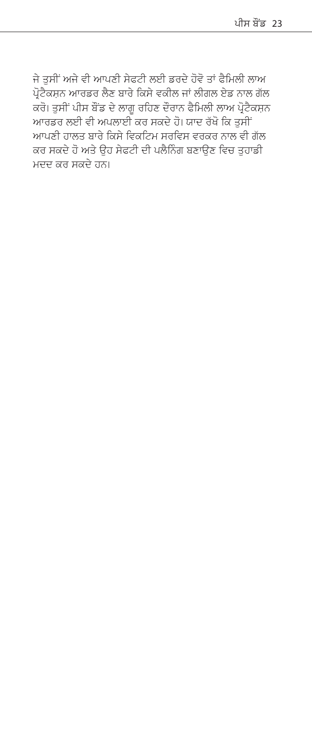ਜੇ ਤੁਸੀਂ ਅਜੇ ਵੀ ਆਪਣੀ ਸੇਫਟੀ ਲਈ ਡਰਦੇ ਹੋਵੋ ਤਾਂ ਫੈਮਿਲੀ ਲਾਅ ਪ੍ਰੋਟੈਕਸ਼ਨ ਆਰਡਰ ਲੈਣ ਬਾਰੇ ਕਿਸੇ ਵਕੀਲ ਜਾਂ ਲੀਗਲ ਏਡ ਨਾਲ ਗੱਲ ਕਰੋ। ਤੁਸੀਂ ਪੀਸ ਬੌਂਡ ਦੇ ਲਾਗੂ ਰਹਿਣ ਦੌਰਾਨ ਫੈਮਿਲੀ ਲਾਅ ਪ੍ਰੋਟੈਕਸ਼ਨ ਆਰਡਰ ਲਈ ਵੀ ਅਪਲਾਈ ਕਰ ਸਕਦੇ ਹੋ। ਯਾਦ ਰੱਖੋ ਕਿ ਤੁਸੀਂ ਆਪਣੀ ਹਾਲਤ ਬਾਰੇ ਕਿਸੇ ਵਿਕਟਿਮ ਸਰਵਿਸ ਵਰਕਰ ਨਾਲ ਵੀ ਗੱਲ ਕਰ ਸਕਦੇ ਹੋ ਅਤੇ ਉਹ ਸੇਫਟੀ ਦੀ ਪਲੈਨਿੰਗ ਬਣਾਉਣ ਵਿਚ ਤੁਹਾਡੀ ਮਦਦ ਕਰ ਸਕਦੇ ਹਨ।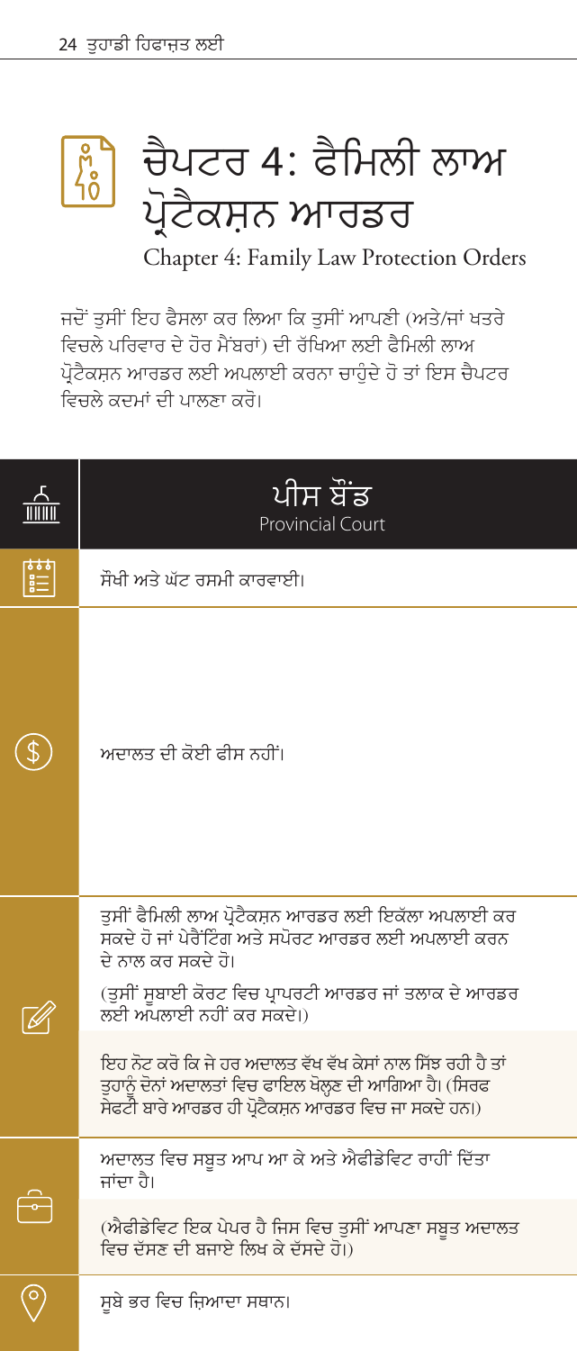# ਚੈਪਟਰ 4: ਫੈਮਿਲੀ ਲਾਅ ਪ੍ਰੋਟੈਕਸ਼ਨ ਆਰਡਰ

Chapter 4: Family Law Protection Orders

ਜਦੋਂ ਤੁਸੀਂ ਇਹ ਫੈਸਲਾ ਕਰ ਲਿਆ ਕਿ ਤੁਸੀਂ ਆਪਣੀ (ਅਤੇ/ਜਾਂ ਖਤਰੇ ਵਿਚਲੇ ਪਰਿਵਾਰ ਦੇ ਹੋਰ ਮੈਂਬਰਾਂ) ਦੀ ਰੱਖਿਆ ਲਈ ਫੈਮਿਲੀ ਲਾਅ ਪ੍ਰੋਟੈਕਸ਼ਨ ਆਰਡਰ ਲਈ ਅਪਲਾਈ ਕਰਨਾ ਚਾਹੁੰਦੇ ਹੋ ਤਾਂ ਇਸ ਚੈਪਟਰ ਵਿਚਲੇ ਕਦਮਾਂ ਦੀ ਪਾਲਣਾ ਕਰੋ।

| | ਪੀਸ ਬੌਂਡ<br>Provincial Court |
|---|---|
| | ਸੌਖੀ ਅਤੇ ਘੱਟ ਰਸਮੀ ਕਾਰਵਾਈ। |
| | ਅਦਾਲਤ ਦੀ ਕੋਈ ਫੀਸ ਨਹੀਂ। |
| | ਤੁਸੀਂ ਫੈਮਿਲੀ ਲਾਅ ਪ੍ਰੋਟੈਕਸ਼ਨ ਆਰਡਰ ਲਈ ਇਕੱਲਾ ਅਪਲਾਈ ਕਰ ਸਕਦੇ ਹੋ ਜਾਂ ਪੇਰੈਂਟਿੰਗ ਅਤੇ ਸਪੋਰਟ ਆਰਡਰ ਲਈ ਅਪਲਾਈ ਕਰਨ ਦੇ ਨਾਲ ਕਰ ਸਕਦੇ ਹੋ।<br>(ਤੁਸੀਂ ਸੂਬਾਈ ਕੋਰਟ ਵਿਚ ਪ੍ਰਾਪਰਟੀ ਆਰਡਰ ਜਾਂ ਤਲਾਕ ਦੇ ਆਰਡਰ ਲਈ ਅਪਲਾਈ ਨਹੀਂ ਕਰ ਸਕਦੇ।)<br>ਇਹ ਨੋਟ ਕਰੋ ਕਿ ਜੇ ਹਰ ਅਦਾਲਤ ਵੱਖ ਵੱਖ ਕੇਸਾਂ ਨਾਲ ਸਿੱਝ ਰਹੀ ਹੈ ਤਾਂ ਤੁਹਾਨੂੰ ਦੋਨਾਂ ਅਦਾਲਤਾਂ ਵਿਚ ਫਾਈਲ ਖੋਲ੍ਹਣ ਦੀ ਆਗਿਆ ਹੈ। (ਸਿਰਫ ਸੇਫਟੀ ਬਾਰੇ ਆਰਡਰ ਹੀ ਪ੍ਰੋਟੈਕਸ਼ਨ ਆਰਡਰ ਵਿਚ ਜਾ ਸਕਦੇ ਹਨ।) |
| | ਅਦਾਲਤ ਵਿਚ ਸਬੂਤ ਆਪ ਆ ਕੇ ਅਤੇ ਐਫੀਡੇਵਿਟ ਰਾਹੀਂ ਦਿੱਤਾ ਜਾਂਦਾ ਹੈ।<br>(ਐਫੀਡੇਵਿਟ ਇਕ ਪੇਪਰ ਹੈ ਜਿਸ ਵਿਚ ਤੁਸੀਂ ਆਪਣਾ ਸਬੂਤ ਅਦਾਲਤ ਵਿਚ ਦੱਸਣ ਦੀ ਬਜਾਏ ਲਿਖ ਕੇ ਦੱਸਦੇ ਹੋ।) |
| | ਸੂਬੇ ਭਰ ਵਿਚ ਜ਼ਿਆਦਾ ਸਥਾਨ। |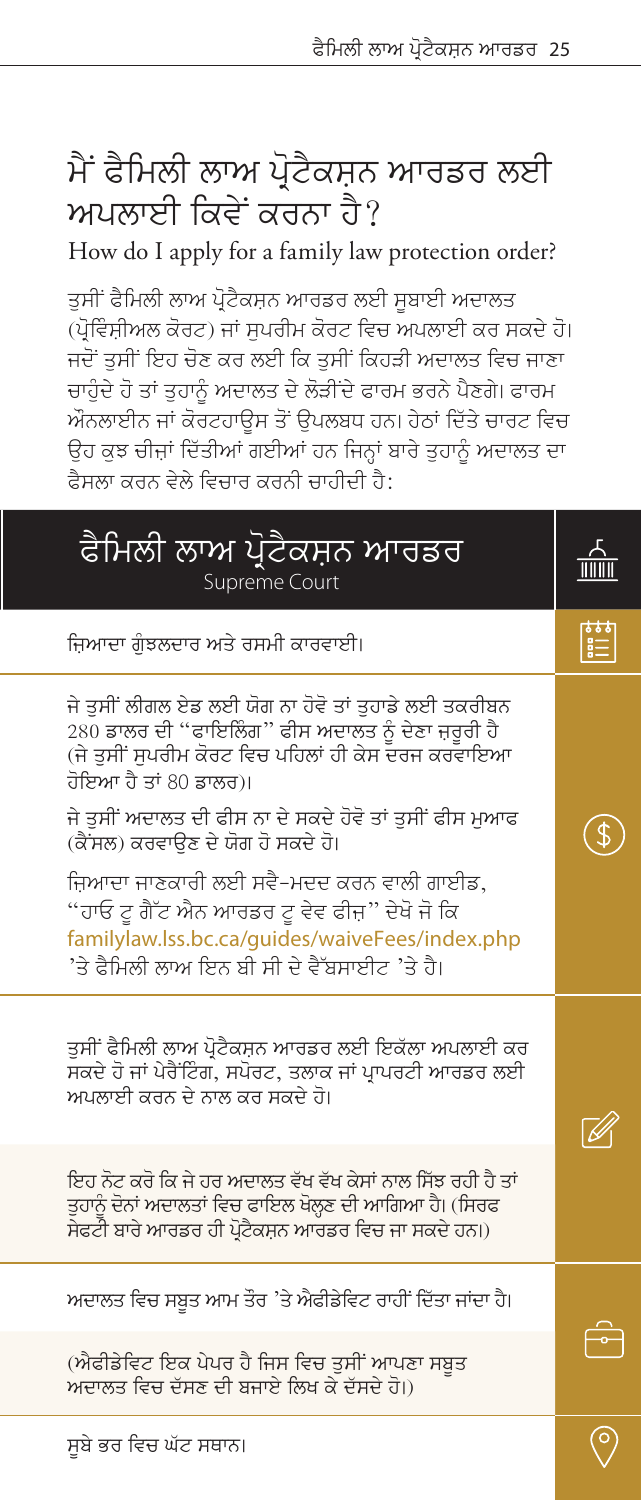# ਮੈਂ ਫੈਮਿਲੀ ਲਾਅ ਪ੍ਰੋਟੈਕਸ਼ਨ ਆਰਡਰ ਲਈ ਅਪਲਾਈ ਕਿਵੇਂ ਕਰਨਾ ਹੈ?

How do I apply for a family law protection order?

ਤੁਸੀਂ ਫੈਮਿਲੀ ਲਾਅ ਪ੍ਰੋਟੈਕਸ਼ਨ ਆਰਡਰ ਲਈ ਸੂਬਾਈ ਅਦਾਲਤ (ਪ੍ਰੋਵਿੰਸ਼ੀਅਲ ਕੋਰਟ) ਜਾਂ ਸੁਪਰੀਮ ਕੋਰਟ ਵਿਚ ਅਪਲਾਈ ਕਰ ਸਕਦੇ ਹੋ। ਜਦੋਂ ਤੁਸੀਂ ਇਹ ਚੋਣ ਕਰ ਲਈ ਕਿ ਤੁਸੀਂ ਕਿਹੜੀ ਅਦਾਲਤ ਵਿਚ ਜਾਣਾ ਚਾਹੁੰਦੇ ਹੋ ਤਾਂ ਤੁਹਾਨੂੰ ਅਦਾਲਤ ਦੇ ਲੋੜੀਂਦੇ ਫਾਰਮ ਭਰਨੇ ਪੈਣਗੇ। ਫਾਰਮ ਔਨਲਾਈਨ ਜਾਂ ਕੋਰਟਹਾਊਸ ਤੋਂ ਉਪਲਬਧ ਹਨ। ਹੇਠਾਂ ਦਿੱਤੇ ਚਾਰਟ ਵਿਚ ਉਹ ਕੁਝ ਚੀਜ਼ਾਂ ਦਿੱਤੀਆਂ ਗਈਆਂ ਹਨ ਜਿਨ੍ਹਾਂ ਬਾਰੇ ਤੁਹਾਨੂੰ ਅਦਾਲਤ ਦਾ ਫੈਸਲਾ ਕਰਨ ਵੇਲੇ ਵਿਚਾਰ ਕਰਨੀ ਚਾਹੀਦੀ ਹੈ:

## ਫੈਮਿਲੀ ਲਾਅ ਪ੍ਰੋਟੈਕਸ਼ਨ ਆਰਡਰ

Supreme Court

ਜ਼ਿਆਦਾ ਗੁੰਝਲਦਾਰ ਅਤੇ ਰਸਮੀ ਕਾਰਵਾਈ।

ਜੇ ਤੁਸੀਂ ਲੀਗਲ ਏਡ ਲਈ ਯੋਗ ਨਾ ਹੋਵੋ ਤਾਂ ਤੁਹਾਡੇ ਲਈ ਤਕਰੀਬਨ 280 ਡਾਲਰ ਦੀ "ਫਾਇਲਿੰਗ" ਫੀਸ ਅਦਾਲਤ ਨੂੰ ਦੇਣਾ ਜ਼ਰੂਰੀ ਹੈ (ਜੇ ਤੁਸੀਂ ਸੁਪਰੀਮ ਕੋਰਟ ਵਿਚ ਪਹਿਲਾਂ ਹੀ ਕੇਸ ਦਰਜ ਕਰਵਾਇਆ ਹੋਇਆ ਹੈ ਤਾਂ 80 ਡਾਲਰ)।

ਜੇ ਤੁਸੀਂ ਅਦਾਲਤ ਦੀ ਫੀਸ ਨਾ ਦੇ ਸਕਦੇ ਹੋਵੋ ਤਾਂ ਤੁਸੀਂ ਫੀਸ ਮੁਆਫ (ਕੈਂਸਲ) ਕਰਵਾਉਣ ਦੇ ਯੋਗ ਹੋ ਸਕਦੇ ਹੋ।

ਜ਼ਿਆਦਾ ਜਾਣਕਾਰੀ ਲਈ ਸਵੈ-ਮਦਦ ਕਰਨ ਵਾਲੀ ਗਾਈਡ, "ਹਾਓ ਟੂ ਗੈੱਟ ਐਨ ਆਰਡਰ ਟੂ ਵੇਵ ਫੀਜ਼" ਦੇਖੋ ਜੋ ਕਿ familylaw.lss.bc.ca/guides/waiveFees/index.php 'ਤੇ ਫੈਮਿਲੀ ਲਾਅ ਇਨ ਬੀ ਸੀ ਦੇ ਵੈੱਬਸਾਈਟ 'ਤੇ ਹੈ।

ਤੁਸੀਂ ਫੈਮਿਲੀ ਲਾਅ ਪ੍ਰੋਟੈਕਸ਼ਨ ਆਰਡਰ ਲਈ ਇਕੱਲਾ ਅਪਲਾਈ ਕਰ ਸਕਦੇ ਹੋ ਜਾਂ ਪੇਰੈਂਟਿੰਗ, ਸਪੋਰਟ, ਤਲਾਕ ਜਾਂ ਪ੍ਰਾਪਰਟੀ ਆਰਡਰ ਲਈ ਅਪਲਾਈ ਕਰਨ ਦੇ ਨਾਲ ਕਰ ਸਕਦੇ ਹੋ।

ਇਹ ਨੋਟ ਕਰੋ ਕਿ ਜੇ ਹਰ ਅਦਾਲਤ ਵੱਖ ਵੱਖ ਕੇਸਾਂ ਨਾਲ ਸਿੱਝ ਰਹੀ ਹੈ ਤਾਂ ਤੁਹਾਨੂੰ ਦੋਨਾਂ ਅਦਾਲਤਾਂ ਵਿਚ ਫਾਇਲ ਖੋਲ੍ਹਣ ਦੀ ਆਗਿਆ ਹੈ। (ਸਿਰਫ ਸੇਫਟੀ ਬਾਰੇ ਆਰਡਰ ਹੀ ਪ੍ਰੋਟੈਕਸ਼ਨ ਆਰਡਰ ਵਿਚ ਜਾ ਸਕਦੇ ਹਨ।)

ਅਦਾਲਤ ਵਿਚ ਸਬੂਤ ਆਮ ਤੌਰ 'ਤੇ ਐਫੀਡੇਵਿਟ ਰਾਹੀਂ ਦਿੱਤਾ ਜਾਂਦਾ ਹੈ।

(ਐਫੀਡੇਵਿਟ ਇਕ ਪੇਪਰ ਹੈ ਜਿਸ ਵਿਚ ਤੁਸੀਂ ਆਪਣਾ ਸਬੂਤ ਅਦਾਲਤ ਵਿਚ ਦੱਸਣ ਦੀ ਬਜਾਏ ਲਿਖ ਕੇ ਦੱਸਦੇ ਹੋ।)

ਸੂਬੇ ਭਰ ਵਿਚ ਘੱਟ ਸਥਾਨ।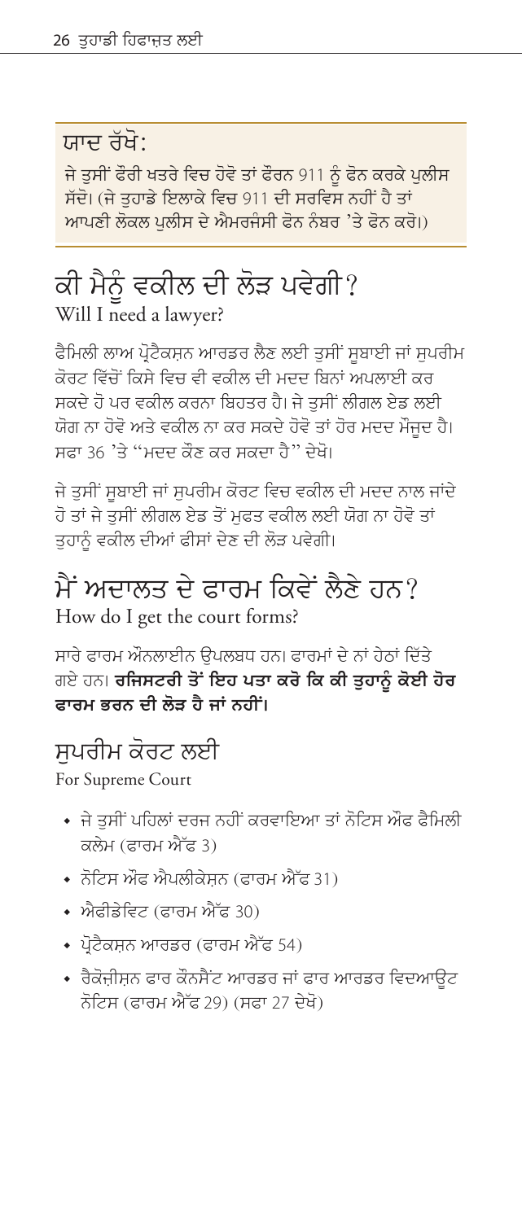**ਯਾਦ ਰੱਖੋ:**

ਜੇ ਤੁਸੀਂ ਫੌਰੀ ਖਤਰੇ ਵਿਚ ਹੋਵੋ ਤਾਂ ਫੌਰਨ 911 ਨੂੰ ਫੋਨ ਕਰਕੇ ਪੁਲੀਸ ਸੱਦੋ। (ਜੇ ਤੁਹਾਡੇ ਇਲਾਕੇ ਵਿਚ 911 ਦੀ ਸਰਵਿਸ ਨਹੀਂ ਹੈ ਤਾਂ ਆਪਣੀ ਲੋਕਲ ਪੁਲੀਸ ਦੇ ਐਮਰਜੰਸੀ ਫੋਨ ਨੰਬਰ 'ਤੇ ਫੋਨ ਕਰੋ।)

# ਕੀ ਮੈਨੂੰ ਵਕੀਲ ਦੀ ਲੋੜ ਪਵੇਗੀ?

Will I need a lawyer?

ਫੈਮਿਲੀ ਲਾਅ ਪ੍ਰੋਟੈਕਸ਼ਨ ਆਰਡਰ ਲੈਣ ਲਈ ਤੁਸੀਂ ਸੂਬਾਈ ਜਾਂ ਸੁਪਰੀਮ ਕੋਰਟ ਵਿੱਚੋਂ ਕਿਸੇ ਵਿਚ ਵੀ ਵਕੀਲ ਦੀ ਮਦਦ ਬਿਨਾਂ ਅਪਲਾਈ ਕਰ ਸਕਦੇ ਹੋ ਪਰ ਵਕੀਲ ਕਰਨਾ ਬਿਹਤਰ ਹੈ। ਜੇ ਤੁਸੀਂ ਲੀਗਲ ਏਡ ਲਈ ਯੋਗ ਨਾ ਹੋਵੋ ਅਤੇ ਵਕੀਲ ਨਾ ਕਰ ਸਕਦੇ ਹੋਵੋ ਤਾਂ ਹੋਰ ਮਦਦ ਮੌਜੂਦ ਹੈ। ਸਫਾ 36 'ਤੇ "ਮਦਦ ਕੌਣ ਕਰ ਸਕਦਾ ਹੈ" ਦੇਖੋ।

ਜੇ ਤੁਸੀਂ ਸੂਬਾਈ ਜਾਂ ਸੁਪਰੀਮ ਕੋਰਟ ਵਿਚ ਵਕੀਲ ਦੀ ਮਦਦ ਨਾਲ ਜਾਂਦੇ ਹੋ ਤਾਂ ਜੇ ਤੁਸੀਂ ਲੀਗਲ ਏਡ ਤੋਂ ਮੁਫਤ ਵਕੀਲ ਲਈ ਯੋਗ ਨਾ ਹੋਵੋ ਤਾਂ ਤੁਹਾਨੂੰ ਵਕੀਲ ਦੀਆਂ ਫੀਸਾਂ ਦੇਣ ਦੀ ਲੋੜ ਪਵੇਗੀ।

# ਮੈਂ ਅਦਾਲਤ ਦੇ ਫਾਰਮ ਕਿਵੇਂ ਲੈਣੇ ਹਨ?

How do I get the court forms?

ਸਾਰੇ ਫਾਰਮ ਔਨਲਾਈਨ ਉਪਲਬਧ ਹਨ। ਫਾਰਮਾਂ ਦੇ ਨਾਂ ਹੇਠਾਂ ਦਿੱਤੇ ਗਏ ਹਨ। **ਰਜਿਸਟਰੀ ਤੋਂ ਇਹ ਪਤਾ ਕਰੋ ਕਿ ਕੀ ਤੁਹਾਨੂੰ ਕੋਈ ਹੋਰ ਫਾਰਮ ਭਰਨ ਦੀ ਲੋੜ ਹੈ ਜਾਂ ਨਹੀਂ।**

## ਸੁਪਰੀਮ ਕੋਰਟ ਲਈ

For Supreme Court

- ਜੇ ਤੁਸੀਂ ਪਹਿਲਾਂ ਦਰਜ ਨਹੀਂ ਕਰਵਾਇਆ ਤਾਂ ਨੋਟਿਸ ਔਫ ਫੈਮਿਲੀ ਕਲੇਮ (ਫਾਰਮ ਐੱਫ 3)
- ਨੋਟਿਸ ਔਫ ਐਪਲੀਕੇਸ਼ਨ (ਫਾਰਮ ਐੱਫ 31)
- ਐਫੀਡੇਵਿਟ (ਫਾਰਮ ਐੱਫ 30)
- ਪ੍ਰੋਟੈਕਸ਼ਨ ਆਰਡਰ (ਫਾਰਮ ਐੱਫ 54)
- ਰੈਕੋਗ੍ਨੀਸ਼ਨ ਫਾਰ ਕੌਨਸੈਂਟ ਆਰਡਰ ਜਾਂ ਫਾਰ ਆਰਡਰ ਵਿਦਆਊਟ ਨੋਟਿਸ (ਫਾਰਮ ਐੱਫ 29) (ਸਫਾ 27 ਦੇਖੋ)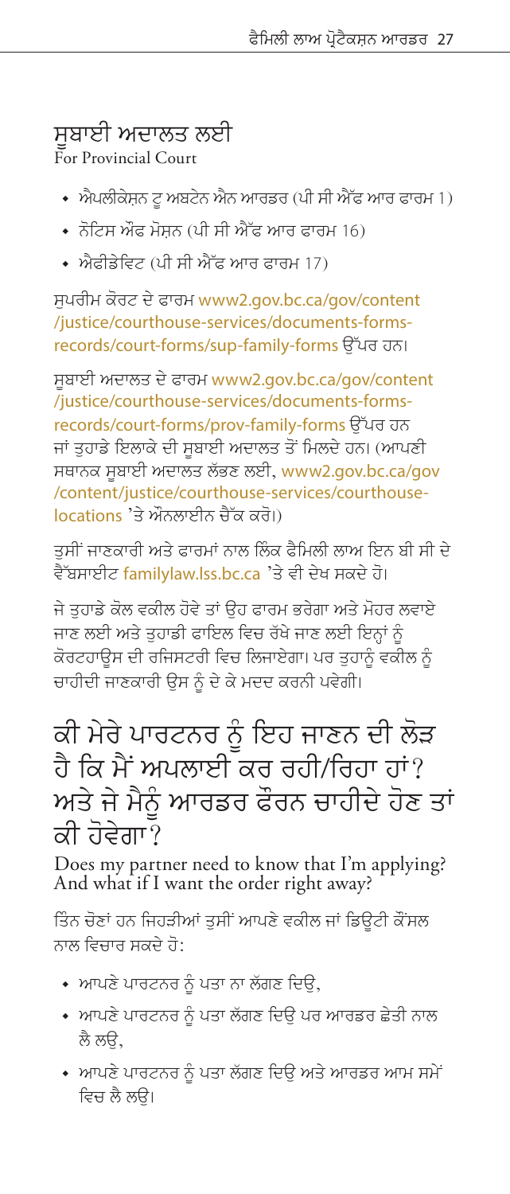## ਸੂਬਾਈ ਅਦਾਲਤ ਲਈ

For Provincial Court

- ਐਪਲੀਕੇਸ਼ਨ ਟੂ ਅਬਟੇਨ ਐਨ ਆਰਡਰ (ਪੀ ਸੀ ਐੱਫ ਆਰ ਫਾਰਮ 1)
- ਨੋਟਿਸ ਔਫ ਮੋਸ਼ਨ (ਪੀ ਸੀ ਐੱਫ ਆਰ ਫਾਰਮ 16)
- ਐਫੀਡੇਵਿਟ (ਪੀ ਸੀ ਐੱਫ ਆਰ ਫਾਰਮ 17)

ਸੁਪਰੀਮ ਕੋਰਟ ਦੇ ਫਾਰਮ www2.gov.bc.ca/gov/content/justice/courthouse-services/documents-forms-records/court-forms/sup-family-forms ਉੱਪਰ ਹਨ।

ਸੂਬਾਈ ਅਦਾਲਤ ਦੇ ਫਾਰਮ www2.gov.bc.ca/gov/content/justice/courthouse-services/documents-forms-records/court-forms/prov-family-forms ਉੱਪਰ ਹਨ ਜਾਂ ਤੁਹਾਡੇ ਇਲਾਕੇ ਦੀ ਸੂਬਾਈ ਅਦਾਲਤ ਤੋਂ ਮਿਲਦੇ ਹਨ। (ਆਪਣੀ ਸਥਾਨਕ ਸੂਬਾਈ ਅਦਾਲਤ ਲੱਭਣ ਲਈ, www2.gov.bc.ca/gov/content/justice/courthouse-services/courthouse-locations 'ਤੇ ਔਨਲਾਈਨ ਚੈੱਕ ਕਰੋ।)

ਤੁਸੀਂ ਜਾਣਕਾਰੀ ਅਤੇ ਫਾਰਮਾਂ ਨਾਲ ਲਿੰਕ ਫੈਮਿਲੀ ਲਾਅ ਇਨ ਬੀ ਸੀ ਦੇ ਵੈੱਬਸਾਈਟ familylaw.lss.bc.ca 'ਤੇ ਵੀ ਦੇਖ ਸਕਦੇ ਹੋ।

ਜੇ ਤੁਹਾਡੇ ਕੋਲ ਵਕੀਲ ਹੋਵੇ ਤਾਂ ਉਹ ਫਾਰਮ ਭਰੇਗਾ ਅਤੇ ਮੋਹਰ ਲਵਾਏ ਜਾਣ ਲਈ ਅਤੇ ਤੁਹਾਡੀ ਫਾਇਲ ਵਿਚ ਰੱਖੇ ਜਾਣ ਲਈ ਇਨ੍ਹਾਂ ਨੂੰ ਕੋਰਟਹਾਊਸ ਦੀ ਰਜਿਸਟਰੀ ਵਿਚ ਲਿਜਾਏਗਾ। ਪਰ ਤੁਹਾਨੂੰ ਵਕੀਲ ਨੂੰ ਚਾਹੀਦੀ ਜਾਣਕਾਰੀ ਉਸ ਨੂੰ ਦੇ ਕੇ ਮਦਦ ਕਰਨੀ ਪਵੇਗੀ।

# ਕੀ ਮੇਰੇ ਪਾਰਟਨਰ ਨੂੰ ਇਹ ਜਾਣਨ ਦੀ ਲੋੜ ਹੈ ਕਿ ਮੈਂ ਅਪਲਾਈ ਕਰ ਰਹੀ/ਰਿਹਾ ਹਾਂ? ਅਤੇ ਜੇ ਮੈਨੂੰ ਆਰਡਰ ਫੌਰਨ ਚਾਹੀਦੇ ਹੋਣ ਤਾਂ ਕੀ ਹੋਵੇਗਾ?

Does my partner need to know that I'm applying? And what if I want the order right away?

ਤਿੰਨ ਚੋਣਾਂ ਹਨ ਜਿਹੜੀਆਂ ਤੁਸੀਂ ਆਪਣੇ ਵਕੀਲ ਜਾਂ ਡਿਊਟੀ ਕੌਂਸਲ ਨਾਲ ਵਿਚਾਰ ਸਕਦੇ ਹੋ:

- ਆਪਣੇ ਪਾਰਟਨਰ ਨੂੰ ਪਤਾ ਨਾ ਲੱਗਣ ਦਿਉ,
- ਆਪਣੇ ਪਾਰਟਨਰ ਨੂੰ ਪਤਾ ਲੱਗਣ ਦਿਉ ਪਰ ਆਰਡਰ ਛੇਤੀ ਨਾਲ ਲੈ ਲਉ,
- ਆਪਣੇ ਪਾਰਟਨਰ ਨੂੰ ਪਤਾ ਲੱਗਣ ਦਿਉ ਅਤੇ ਆਰਡਰ ਆਮ ਸਮੇਂ ਵਿਚ ਲੈ ਲਉ।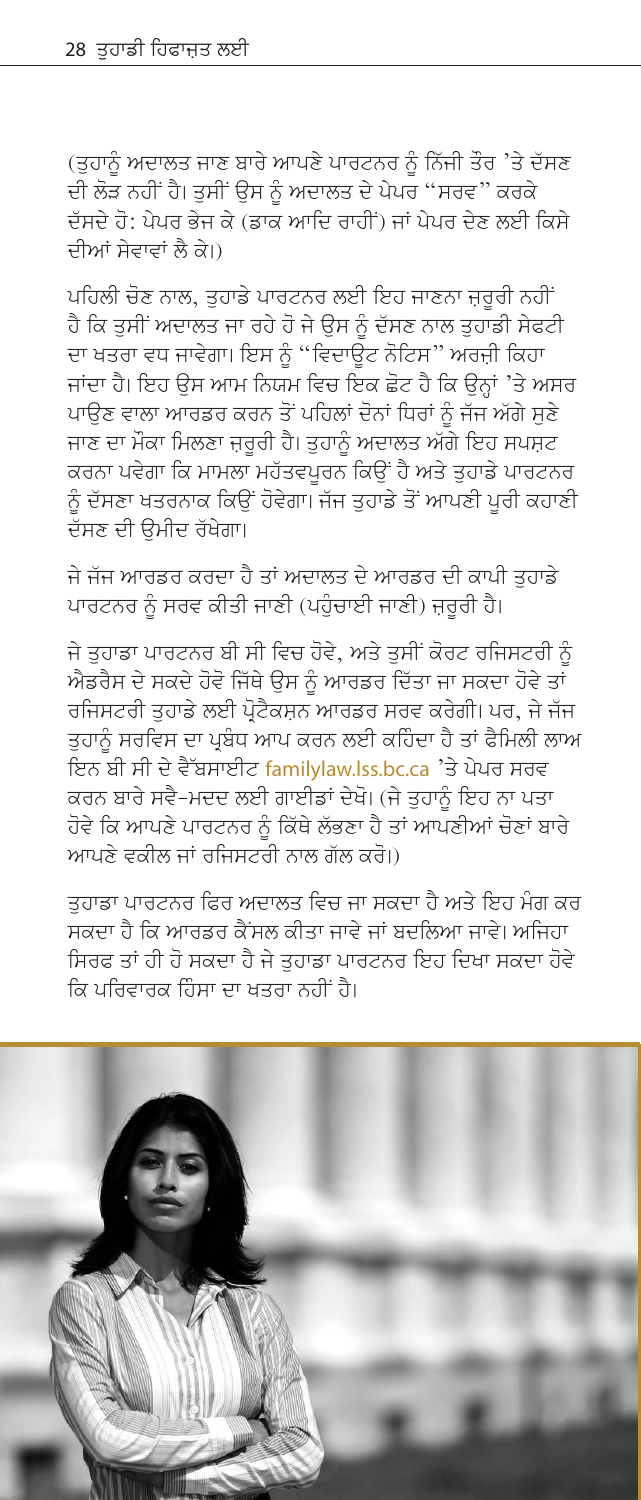(ਤੁਹਾਨੂੰ ਅਦਾਲਤ ਜਾਣ ਬਾਰੇ ਆਪਣੇ ਪਾਰਟਨਰ ਨੂੰ ਨਿੱਜੀ ਤੌਰ 'ਤੇ ਦੱਸਣ ਦੀ ਲੋੜ ਨਹੀਂ ਹੈ। ਤੁਸੀਂ ਉਸ ਨੂੰ ਅਦਾਲਤ ਦੇ ਪੇਪਰ "ਸਰਵ" ਕਰਕੇ ਦੱਸਦੇ ਹੋ: ਪੇਪਰ ਭੇਜ ਕੇ (ਡਾਕ ਆਦਿ ਰਾਹੀਂ) ਜਾਂ ਪੇਪਰ ਦੇਣ ਲਈ ਕਿਸੇ ਦੀਆਂ ਸੇਵਾਵਾਂ ਲੈ ਕੇ।)

ਪਹਿਲੀ ਚੋਣ ਨਾਲ, ਤੁਹਾਡੇ ਪਾਰਟਨਰ ਲਈ ਇਹ ਜਾਣਨਾ ਜ਼ਰੂਰੀ ਨਹੀਂ ਹੈ ਕਿ ਤੁਸੀਂ ਅਦਾਲਤ ਜਾ ਰਹੇ ਹੋ ਜੇ ਉਸ ਨੂੰ ਦੱਸਣ ਨਾਲ ਤੁਹਾਡੀ ਸੇਫਟੀ ਦਾ ਖਤਰਾ ਵਧ ਜਾਵੇਗਾ। ਇਸ ਨੂੰ "ਵਿਦਾਊਟ ਨੋਟਿਸ" ਅਰਜ਼ੀ ਕਿਹਾ ਜਾਂਦਾ ਹੈ। ਇਹ ਉਸ ਆਮ ਨਿਯਮ ਵਿਚ ਇਕ ਛੋਟ ਹੈ ਕਿ ਉਨ੍ਹਾਂ 'ਤੇ ਅਸਰ ਪਾਉਣ ਵਾਲਾ ਆਰਡਰ ਕਰਨ ਤੋਂ ਪਹਿਲਾਂ ਦੋਨਾਂ ਧਿਰਾਂ ਨੂੰ ਜੱਜ ਅੱਗੇ ਸੁਣੇ ਜਾਣ ਦਾ ਮੌਕਾ ਮਿਲਣਾ ਜ਼ਰੂਰੀ ਹੈ। ਤੁਹਾਨੂੰ ਅਦਾਲਤ ਅੱਗੇ ਇਹ ਸਪਸ਼ਟ ਕਰਨਾ ਪਵੇਗਾ ਕਿ ਮਾਮਲਾ ਮਹੱਤਵਪੂਰਨ ਕਿਉਂ ਹੈ ਅਤੇ ਤੁਹਾਡੇ ਪਾਰਟਨਰ ਨੂੰ ਦੱਸਣਾ ਖਤਰਨਾਕ ਕਿਉਂ ਹੋਵੇਗਾ। ਜੱਜ ਤੁਹਾਡੇ ਤੋਂ ਆਪਣੀ ਪੂਰੀ ਕਹਾਣੀ ਦੱਸਣ ਦੀ ਉਮੀਦ ਰੱਖੇਗਾ।

ਜੇ ਜੱਜ ਆਰਡਰ ਕਰਦਾ ਹੈ ਤਾਂ ਅਦਾਲਤ ਦੇ ਆਰਡਰ ਦੀ ਕਾਪੀ ਤੁਹਾਡੇ ਪਾਰਟਨਰ ਨੂੰ ਸਰਵ ਕੀਤੀ ਜਾਣੀ (ਪਹੁੰਚਾਈ ਜਾਣੀ) ਜ਼ਰੂਰੀ ਹੈ।

ਜੇ ਤੁਹਾਡਾ ਪਾਰਟਨਰ ਬੀ ਸੀ ਵਿਚ ਹੋਵੇ, ਅਤੇ ਤੁਸੀਂ ਕੋਰਟ ਰਜਿਸਟਰੀ ਨੂੰ ਐਡਰੈਸ ਦੇ ਸਕਦੇ ਹੋਵੋ ਜਿੱਥੇ ਉਸ ਨੂੰ ਆਰਡਰ ਦਿੱਤਾ ਜਾ ਸਕਦਾ ਹੋਵੇ ਤਾਂ ਰਜਿਸਟਰੀ ਤੁਹਾਡੇ ਲਈ ਪ੍ਰੋਟੈਕਸ਼ਨ ਆਰਡਰ ਸਰਵ ਕਰੇਗੀ। ਪਰ, ਜੇ ਜੱਜ ਤੁਹਾਨੂੰ ਸਰਵਿਸ ਦਾ ਪ੍ਰਬੰਧ ਆਪ ਕਰਨ ਲਈ ਕਹਿੰਦਾ ਹੈ ਤਾਂ ਫੈਮਿਲੀ ਲਾਅ ਇਨ ਬੀ ਸੀ ਦੇ ਵੈੱਬਸਾਈਟ familylaw.lss.bc.ca 'ਤੇ ਪੇਪਰ ਸਰਵ ਕਰਨ ਬਾਰੇ ਸਵੈ-ਮਦਦ ਲਈ ਗਾਈਡਾਂ ਦੇਖੋ। (ਜੇ ਤੁਹਾਨੂੰ ਇਹ ਨਾ ਪਤਾ ਹੋਵੇ ਕਿ ਆਪਣੇ ਪਾਰਟਨਰ ਨੂੰ ਕਿੱਥੇ ਲੱਭਣਾ ਹੈ ਤਾਂ ਆਪਣੀਆਂ ਚੋਣਾਂ ਬਾਰੇ ਆਪਣੇ ਵਕੀਲ ਜਾਂ ਰਜਿਸਟਰੀ ਨਾਲ ਗੱਲ ਕਰੋ।)

ਤੁਹਾਡਾ ਪਾਰਟਨਰ ਫਿਰ ਅਦਾਲਤ ਵਿਚ ਜਾ ਸਕਦਾ ਹੈ ਅਤੇ ਇਹ ਮੰਗ ਕਰ ਸਕਦਾ ਹੈ ਕਿ ਆਰਡਰ ਕੈਂਸਲ ਕੀਤਾ ਜਾਵੇ ਜਾਂ ਬਦਲਿਆ ਜਾਵੇ। ਅਜਿਹਾ ਸਿਰਫ ਤਾਂ ਹੀ ਹੋ ਸਕਦਾ ਹੈ ਜੇ ਤੁਹਾਡਾ ਪਾਰਟਨਰ ਇਹ ਦਿਖਾ ਸਕਦਾ ਹੋਵੇ ਕਿ ਪਰਿਵਾਰਕ ਹਿੰਸਾ ਦਾ ਖਤਰਾ ਨਹੀਂ ਹੈ।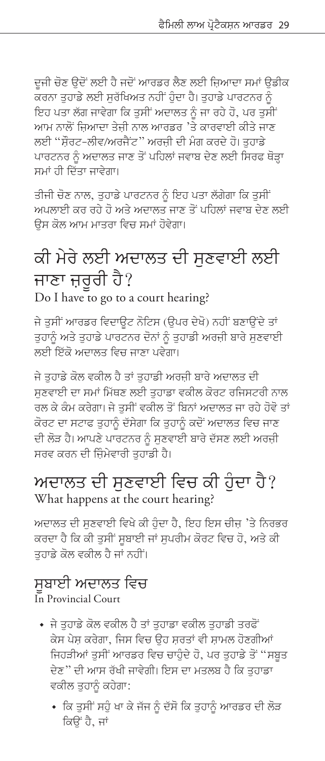ਦੂਜੀ ਚੋਣ ਉਦੋਂ ਲਈ ਹੈ ਜਦੋਂ ਆਰਡਰ ਲੈਣ ਲਈ ਜ਼ਿਆਦਾ ਸਮਾਂ ਉਡੀਕ ਕਰਨਾ ਤੁਹਾਡੇ ਲਈ ਸੁਰੱਖਿਅਤ ਨਹੀਂ ਹੁੰਦਾ ਹੈ। ਤੁਹਾਡੇ ਪਾਰਟਨਰ ਨੂੰ ਇਹ ਪਤਾ ਲੱਗ ਜਾਵੇਗਾ ਕਿ ਤੁਸੀਂ ਅਦਾਲਤ ਨੂੰ ਜਾ ਰਹੇ ਹੋ, ਪਰ ਤੁਸੀਂ ਆਮ ਨਾਲੋਂ ਜ਼ਿਆਦਾ ਤੇਜ਼ੀ ਨਾਲ ਆਰਡਰ 'ਤੇ ਕਾਰਵਾਈ ਕੀਤੇ ਜਾਣ ਲਈ "ਸ਼ੌਰਟ-ਲੀਵ/ਅਰਜੈਂਟ" ਅਰਜ਼ੀ ਦੀ ਮੰਗ ਕਰਦੇ ਹੋ। ਤੁਹਾਡੇ ਪਾਰਟਨਰ ਨੂੰ ਅਦਾਲਤ ਜਾਣ ਤੋਂ ਪਹਿਲਾਂ ਜਵਾਬ ਦੇਣ ਲਈ ਸਿਰਫ ਥੋੜ੍ਹਾ ਸਮਾਂ ਹੀ ਦਿੱਤਾ ਜਾਵੇਗਾ।

ਤੀਜੀ ਚੋਣ ਨਾਲ, ਤੁਹਾਡੇ ਪਾਰਟਨਰ ਨੂੰ ਇਹ ਪਤਾ ਲੱਗੇਗਾ ਕਿ ਤੁਸੀਂ ਅਪਲਾਈ ਕਰ ਰਹੇ ਹੋ ਅਤੇ ਅਦਾਲਤ ਜਾਣ ਤੋਂ ਪਹਿਲਾਂ ਜਵਾਬ ਦੇਣ ਲਈ ਉਸ ਕੋਲ ਆਮ ਮਾਤਰਾ ਵਿਚ ਸਮਾਂ ਹੋਵੇਗਾ।

## ਕੀ ਮੇਰੇ ਲਈ ਅਦਾਲਤ ਦੀ ਸੁਣਵਾਈ ਲਈ ਜਾਣਾ ਜ਼ਰੂਰੀ ਹੈ?

Do I have to go to a court hearing?

ਜੇ ਤੁਸੀਂ ਆਰਡਰ ਵਿਦਾਊਟ ਨੋਟਿਸ (ਉਪਰ ਦੇਖੋ) ਨਹੀਂ ਬਣਾਉਂਦੇ ਤਾਂ ਤੁਹਾਨੂੰ ਅਤੇ ਤੁਹਾਡੇ ਪਾਰਟਨਰ ਦੋਨਾਂ ਨੂੰ ਤੁਹਾਡੀ ਅਰਜ਼ੀ ਬਾਰੇ ਸੁਣਵਾਈ ਲਈ ਇੱਕੋ ਅਦਾਲਤ ਵਿਚ ਜਾਣਾ ਪਵੇਗਾ।

ਜੇ ਤੁਹਾਡੇ ਕੋਲ ਵਕੀਲ ਹੈ ਤਾਂ ਤੁਹਾਡੀ ਅਰਜ਼ੀ ਬਾਰੇ ਅਦਾਲਤ ਦੀ ਸੁਣਵਾਈ ਦਾ ਸਮਾਂ ਮਿੱਥਣ ਲਈ ਤੁਹਾਡਾ ਵਕੀਲ ਕੋਰਟ ਰਜਿਸਟਰੀ ਨਾਲ ਰਲ ਕੇ ਕੰਮ ਕਰੇਗਾ। ਜੇ ਤੁਸੀਂ ਵਕੀਲ ਤੋਂ ਬਿਨਾਂ ਅਦਾਲਤ ਜਾ ਰਹੇ ਹੋਵੋ ਤਾਂ ਕੋਰਟ ਦਾ ਸਟਾਫ ਤੁਹਾਨੂੰ ਦੱਸੇਗਾ ਕਿ ਤੁਹਾਨੂੰ ਕਦੋਂ ਅਦਾਲਤ ਵਿਚ ਜਾਣ ਦੀ ਲੋੜ ਹੈ। ਆਪਣੇ ਪਾਰਟਨਰ ਨੂੰ ਸੁਣਵਾਈ ਬਾਰੇ ਦੱਸਣ ਲਈ ਅਰਜ਼ੀ ਸਰਵ ਕਰਨ ਦੀ ਜ਼ਿੰਮੇਵਾਰੀ ਤੁਹਾਡੀ ਹੈ।

## ਅਦਾਲਤ ਦੀ ਸੁਣਵਾਈ ਵਿਚ ਕੀ ਹੁੰਦਾ ਹੈ?

What happens at the court hearing?

ਅਦਾਲਤ ਦੀ ਸੁਣਵਾਈ ਵਿਖੇ ਕੀ ਹੁੰਦਾ ਹੈ, ਇਹ ਇਸ ਚੀਜ਼ 'ਤੇ ਨਿਰਭਰ ਕਰਦਾ ਹੈ ਕਿ ਕੀ ਤੁਸੀਂ ਸੂਬਾਈ ਜਾਂ ਸੁਪਰੀਮ ਕੋਰਟ ਵਿਚ ਹੋ, ਅਤੇ ਕੀ ਤੁਹਾਡੇ ਕੋਲ ਵਕੀਲ ਹੈ ਜਾਂ ਨਹੀਂ।

### ਸੂਬਾਈ ਅਦਾਲਤ ਵਿਚ

In Provincial Court

- ਜੇ ਤੁਹਾਡੇ ਕੋਲ ਵਕੀਲ ਹੈ ਤਾਂ ਤੁਹਾਡਾ ਵਕੀਲ ਤੁਹਾਡੀ ਤਰਫੋਂ ਕੇਸ ਪੇਸ਼ ਕਰੇਗਾ, ਜਿਸ ਵਿਚ ਉਹ ਸ਼ਰਤਾਂ ਵੀ ਸ਼ਾਮਲ ਹੋਣਗੀਆਂ ਜਿਹੜੀਆਂ ਤੁਸੀਂ ਆਰਡਰ ਵਿਚ ਚਾਹੁੰਦੇ ਹੋ, ਪਰ ਤੁਹਾਡੇ ਤੋਂ "ਸਬੂਤ ਦੇਣ" ਦੀ ਆਸ ਰੱਖੀ ਜਾਵੇਗੀ। ਇਸ ਦਾ ਮਤਲਬ ਹੈ ਕਿ ਤੁਹਾਡਾ ਵਕੀਲ ਤੁਹਾਨੂੰ ਕਹੇਗਾ:
  - ਕਿ ਤੁਸੀਂ ਸਹੁੰ ਖਾ ਕੇ ਜੱਜ ਨੂੰ ਦੱਸੋ ਕਿ ਤੁਹਾਨੂੰ ਆਰਡਰ ਦੀ ਲੋੜ ਕਿਉਂ ਹੈ, ਜਾਂ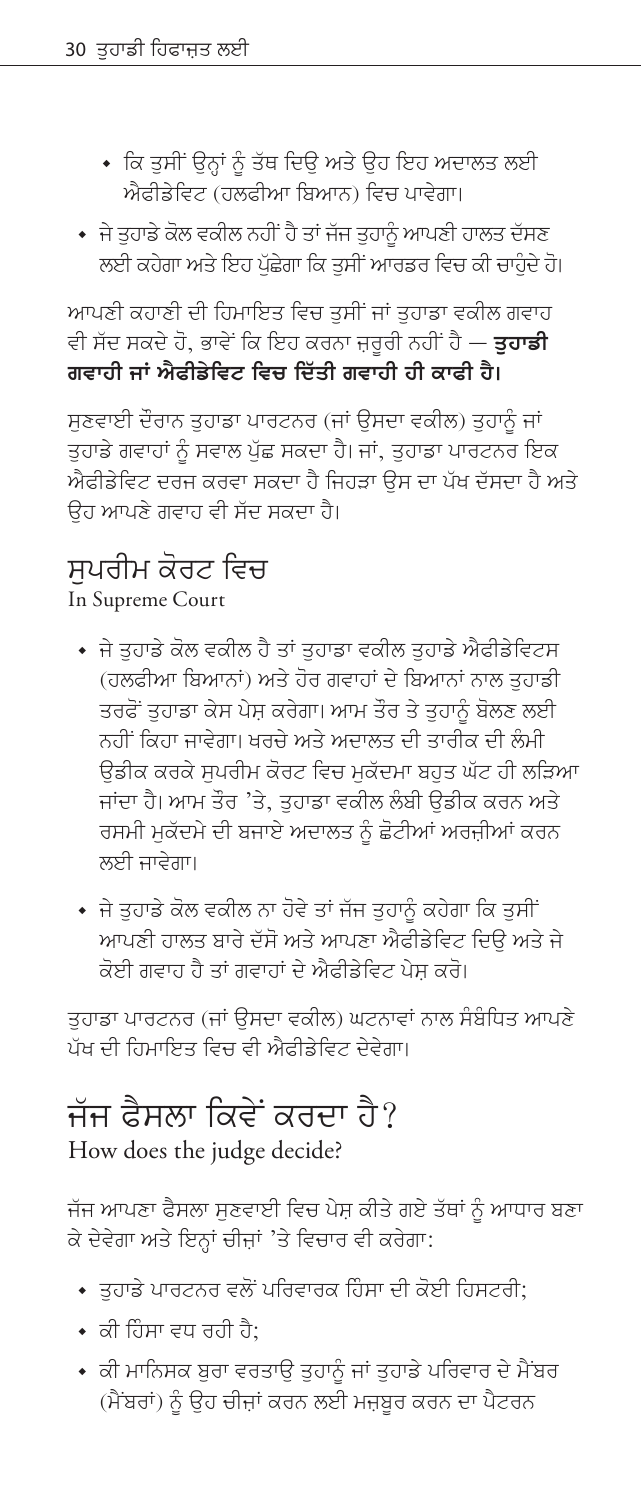- ਕਿ ਤੁਸੀਂ ਉਨ੍ਹਾਂ ਨੂੰ ਤੱਥ ਦਿਉ ਅਤੇ ਉਹ ਇਹ ਅਦਾਲਤ ਲਈ ਐਫੀਡੇਵਿਟ (ਹਲਫੀਆ ਬਿਆਨ) ਵਿਚ ਪਾਵੇਗਾ।
- ਜੇ ਤੁਹਾਡੇ ਕੋਲ ਵਕੀਲ ਨਹੀਂ ਹੈ ਤਾਂ ਜੱਜ ਤੁਹਾਨੂੰ ਆਪਣੀ ਹਾਲਤ ਦੱਸਣ ਲਈ ਕਹੇਗਾ ਅਤੇ ਇਹ ਪੁੱਛੇਗਾ ਕਿ ਤੁਸੀਂ ਆਰਡਰ ਵਿਚ ਕੀ ਚਾਹੁੰਦੇ ਹੋ।

ਆਪਣੀ ਕਹਾਣੀ ਦੀ ਹਿਮਾਇਤ ਵਿਚ ਤੁਸੀਂ ਜਾਂ ਤੁਹਾਡਾ ਵਕੀਲ ਗਵਾਹ ਵੀ ਸੱਦ ਸਕਦੇ ਹੋ, ਭਾਵੇਂ ਕਿ ਇਹ ਕਰਨਾ ਜ਼ਰੂਰੀ ਨਹੀਂ ਹੈ — **ਤੁਹਾਡੀ ਗਵਾਹੀ ਜਾਂ ਐਫੀਡੇਵਿਟ ਵਿਚ ਦਿੱਤੀ ਗਵਾਹੀ ਹੀ ਕਾਫੀ ਹੈ।**

ਸੁਣਵਾਈ ਦੌਰਾਨ ਤੁਹਾਡਾ ਪਾਰਟਨਰ (ਜਾਂ ਉਸਦਾ ਵਕੀਲ) ਤੁਹਾਨੂੰ ਜਾਂ ਤੁਹਾਡੇ ਗਵਾਹਾਂ ਨੂੰ ਸਵਾਲ ਪੁੱਛ ਸਕਦਾ ਹੈ। ਜਾਂ, ਤੁਹਾਡਾ ਪਾਰਟਨਰ ਇਕ ਐਫੀਡੇਵਿਟ ਦਰਜ ਕਰਵਾ ਸਕਦਾ ਹੈ ਜਿਹੜਾ ਉਸ ਦਾ ਪੱਖ ਦੱਸਦਾ ਹੈ ਅਤੇ ਉਹ ਆਪਣੇ ਗਵਾਹ ਵੀ ਸੱਦ ਸਕਦਾ ਹੈ।

## ਸੁਪਰੀਮ ਕੋਰਟ ਵਿਚ
In Supreme Court

- ਜੇ ਤੁਹਾਡੇ ਕੋਲ ਵਕੀਲ ਹੈ ਤਾਂ ਤੁਹਾਡਾ ਵਕੀਲ ਤੁਹਾਡੇ ਐਫੀਡੇਵਿਟਸ (ਹਲਫੀਆ ਬਿਆਨਾਂ) ਅਤੇ ਹੋਰ ਗਵਾਹਾਂ ਦੇ ਬਿਆਨਾਂ ਨਾਲ ਤੁਹਾਡੀ ਤਰਫੋਂ ਤੁਹਾਡਾ ਕੇਸ ਪੇਸ਼ ਕਰੇਗਾ। ਆਮ ਤੌਰ ਤੇ ਤੁਹਾਨੂੰ ਬੋਲਣ ਲਈ ਨਹੀਂ ਕਿਹਾ ਜਾਵੇਗਾ। ਖਰਚੇ ਅਤੇ ਅਦਾਲਤ ਦੀ ਤਾਰੀਕ ਦੀ ਲੰਮੀ ਉਡੀਕ ਕਰਕੇ ਸੁਪਰੀਮ ਕੋਰਟ ਵਿਚ ਮੁਕੱਦਮਾ ਬਹੁਤ ਘੱਟ ਹੀ ਲੜਿਆ ਜਾਂਦਾ ਹੈ। ਆਮ ਤੌਰ 'ਤੇ, ਤੁਹਾਡਾ ਵਕੀਲ ਲੰਬੀ ਉਡੀਕ ਕਰਨ ਅਤੇ ਰਸਮੀ ਮੁਕੱਦਮੇ ਦੀ ਬਜਾਏ ਅਦਾਲਤ ਨੂੰ ਛੋਟੀਆਂ ਅਰਜ਼ੀਆਂ ਕਰਨ ਲਈ ਜਾਵੇਗਾ।
- ਜੇ ਤੁਹਾਡੇ ਕੋਲ ਵਕੀਲ ਨਾ ਹੋਵੇ ਤਾਂ ਜੱਜ ਤੁਹਾਨੂੰ ਕਹੇਗਾ ਕਿ ਤੁਸੀਂ ਆਪਣੀ ਹਾਲਤ ਬਾਰੇ ਦੱਸੋ ਅਤੇ ਆਪਣਾ ਐਫੀਡੇਵਿਟ ਦਿਉ ਅਤੇ ਜੇ ਕੋਈ ਗਵਾਹ ਹੈ ਤਾਂ ਗਵਾਹਾਂ ਦੇ ਐਫੀਡੇਵਿਟ ਪੇਸ਼ ਕਰੋ।

ਤੁਹਾਡਾ ਪਾਰਟਨਰ (ਜਾਂ ਉਸਦਾ ਵਕੀਲ) ਘਟਨਾਵਾਂ ਨਾਲ ਸੰਬੰਧਿਤ ਆਪਣੇ ਪੱਖ ਦੀ ਹਿਮਾਇਤ ਵਿਚ ਵੀ ਐਫੀਡੇਵਿਟ ਦੇਵੇਗਾ।

# ਜੱਜ ਫੈਸਲਾ ਕਿਵੇਂ ਕਰਦਾ ਹੈ?
How does the judge decide?

ਜੱਜ ਆਪਣਾ ਫੈਸਲਾ ਸੁਣਵਾਈ ਵਿਚ ਪੇਸ਼ ਕੀਤੇ ਗਏ ਤੱਥਾਂ ਨੂੰ ਆਧਾਰ ਬਣਾ ਕੇ ਦੇਵੇਗਾ ਅਤੇ ਇਨ੍ਹਾਂ ਚੀਜ਼ਾਂ 'ਤੇ ਵਿਚਾਰ ਵੀ ਕਰੇਗਾ:

- ਤੁਹਾਡੇ ਪਾਰਟਨਰ ਵਲੋਂ ਪਰਿਵਾਰਕ ਹਿੰਸਾ ਦੀ ਕੋਈ ਹਿਸਟਰੀ;
- ਕੀ ਹਿੰਸਾ ਵਧ ਰਹੀ ਹੈ;
- ਕੀ ਮਾਨਿਸਕ ਬੁਰਾ ਵਰਤਾਉ ਤੁਹਾਨੂੰ ਜਾਂ ਤੁਹਾਡੇ ਪਰਿਵਾਰ ਦੇ ਮੈਂਬਰ (ਮੈਂਬਰਾਂ) ਨੂੰ ਉਹ ਚੀਜ਼ਾਂ ਕਰਨ ਲਈ ਮਜ਼ਬੂਰ ਕਰਨ ਦਾ ਪੈਟਰਨ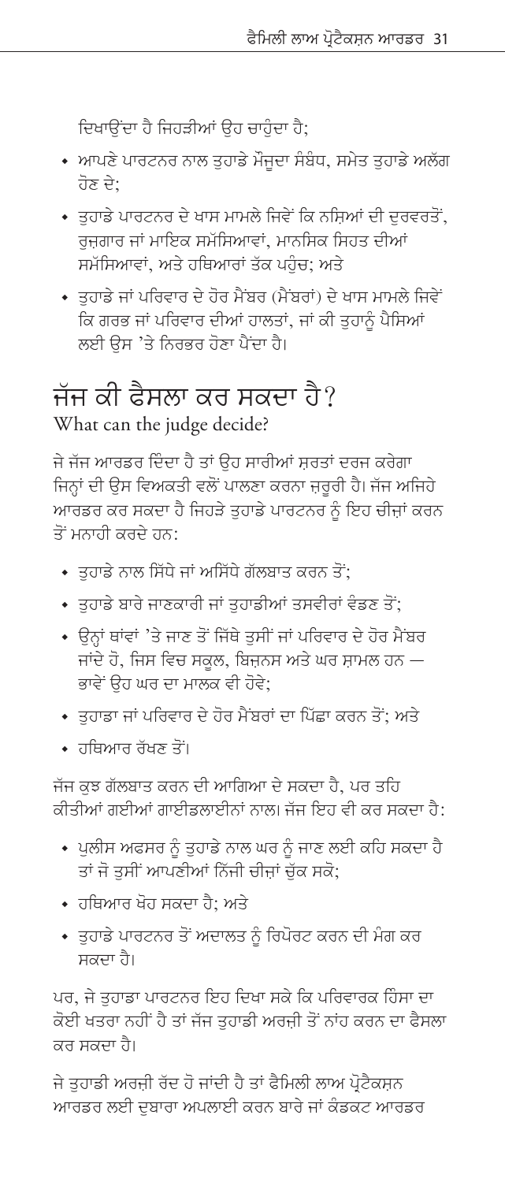ਦਿਖਾਉਂਦਾ ਹੈ ਜਿਹੜੀਆਂ ਉਹ ਚਾਹੁੰਦਾ ਹੈ;

- ਆਪਣੇ ਪਾਰਟਨਰ ਨਾਲ ਤੁਹਾਡੇ ਮੌਜੂਦਾ ਸੰਬੰਧ, ਸਮੇਤ ਤੁਹਾਡੇ ਅਲੱਗ ਹੋਣ ਦੇ;
- ਤੁਹਾਡੇ ਪਾਰਟਨਰ ਦੇ ਖਾਸ ਮਾਮਲੇ ਜਿਵੇਂ ਕਿ ਨਸ਼ਿਆਂ ਦੀ ਦੁਰਵਰਤੋਂ, ਰੁਜ਼ਗਾਰ ਜਾਂ ਮਾਇਕ ਸਮੱਸਿਆਵਾਂ, ਮਾਨਸਿਕ ਸਿਹਤ ਦੀਆਂ ਸਮੱਸਿਆਵਾਂ, ਅਤੇ ਹਥਿਆਰਾਂ ਤੱਕ ਪਹੁੰਚ; ਅਤੇ
- ਤੁਹਾਡੇ ਜਾਂ ਪਰਿਵਾਰ ਦੇ ਹੋਰ ਮੈਂਬਰ (ਮੈਂਬਰਾਂ) ਦੇ ਖਾਸ ਮਾਮਲੇ ਜਿਵੇਂ ਕਿ ਗਰਭ ਜਾਂ ਪਰਿਵਾਰ ਦੀਆਂ ਹਾਲਤਾਂ, ਜਾਂ ਕੀ ਤੁਹਾਨੂੰ ਪੈਸਿਆਂ ਲਈ ਉਸ 'ਤੇ ਨਿਰਭਰ ਹੋਣਾ ਪੈਂਦਾ ਹੈ।

## ਜੱਜ ਕੀ ਫੈਸਲਾ ਕਰ ਸਕਦਾ ਹੈ?
What can the judge decide?

ਜੇ ਜੱਜ ਆਰਡਰ ਦਿੰਦਾ ਹੈ ਤਾਂ ਉਹ ਸਾਰੀਆਂ ਸ਼ਰਤਾਂ ਦਰਜ ਕਰੇਗਾ ਜਿਨ੍ਹਾਂ ਦੀ ਉਸ ਵਿਅਕਤੀ ਵਲੋਂ ਪਾਲਣਾ ਕਰਨਾ ਜ਼ਰੂਰੀ ਹੈ। ਜੱਜ ਅਜਿਹੇ ਆਰਡਰ ਕਰ ਸਕਦਾ ਹੈ ਜਿਹੜੇ ਤੁਹਾਡੇ ਪਾਰਟਨਰ ਨੂੰ ਇਹ ਚੀਜ਼ਾਂ ਕਰਨ ਤੋਂ ਮਨਾਹੀ ਕਰਦੇ ਹਨ:

- ਤੁਹਾਡੇ ਨਾਲ ਸਿੱਧੇ ਜਾਂ ਅਸਿੱਧੇ ਗੱਲਬਾਤ ਕਰਨ ਤੋਂ;
- ਤੁਹਾਡੇ ਬਾਰੇ ਜਾਣਕਾਰੀ ਜਾਂ ਤੁਹਾਡੀਆਂ ਤਸਵੀਰਾਂ ਵੰਡਣ ਤੋਂ;
- ਉਨ੍ਹਾਂ ਥਾਂਵਾਂ 'ਤੇ ਜਾਣ ਤੋਂ ਜਿੱਥੇ ਤੁਸੀਂ ਜਾਂ ਪਰਿਵਾਰ ਦੇ ਹੋਰ ਮੈਂਬਰ ਜਾਂਦੇ ਹੋ, ਜਿਸ ਵਿਚ ਸਕੂਲ, ਬਿਜ਼ਨਸ ਅਤੇ ਘਰ ਸ਼ਾਮਲ ਹਨ — ਭਾਵੇਂ ਉਹ ਘਰ ਦਾ ਮਾਲਕ ਵੀ ਹੋਵੇ;
- ਤੁਹਾਡਾ ਜਾਂ ਪਰਿਵਾਰ ਦੇ ਹੋਰ ਮੈਂਬਰਾਂ ਦਾ ਪਿੱਛਾ ਕਰਨ ਤੋਂ; ਅਤੇ
- ਹਥਿਆਰ ਰੱਖਣ ਤੋਂ।

ਜੱਜ ਕੁਝ ਗੱਲਬਾਤ ਕਰਨ ਦੀ ਆਗਿਆ ਦੇ ਸਕਦਾ ਹੈ, ਪਰ ਤਹਿ ਕੀਤੀਆਂ ਗਈਆਂ ਗਾਈਡਲਾਈਨਾਂ ਨਾਲ। ਜੱਜ ਇਹ ਵੀ ਕਰ ਸਕਦਾ ਹੈ:

- ਪੁਲੀਸ ਅਫਸਰ ਨੂੰ ਤੁਹਾਡੇ ਨਾਲ ਘਰ ਨੂੰ ਜਾਣ ਲਈ ਕਹਿ ਸਕਦਾ ਹੈ ਤਾਂ ਜੋ ਤੁਸੀਂ ਆਪਣੀਆਂ ਨਿੱਜੀ ਚੀਜ਼ਾਂ ਚੁੱਕ ਸਕੋ;
- ਹਥਿਆਰ ਖੋਹ ਸਕਦਾ ਹੈ; ਅਤੇ
- ਤੁਹਾਡੇ ਪਾਰਟਨਰ ਤੋਂ ਅਦਾਲਤ ਨੂੰ ਰਿਪੋਰਟ ਕਰਨ ਦੀ ਮੰਗ ਕਰ ਸਕਦਾ ਹੈ।

ਪਰ, ਜੇ ਤੁਹਾਡਾ ਪਾਰਟਨਰ ਇਹ ਦਿਖਾ ਸਕੇ ਕਿ ਪਰਿਵਾਰਕ ਹਿੰਸਾ ਦਾ ਕੋਈ ਖਤਰਾ ਨਹੀਂ ਹੈ ਤਾਂ ਜੱਜ ਤੁਹਾਡੀ ਅਰਜ਼ੀ ਤੋਂ ਨਾਂਹ ਕਰਨ ਦਾ ਫੈਸਲਾ ਕਰ ਸਕਦਾ ਹੈ।

ਜੇ ਤੁਹਾਡੀ ਅਰਜ਼ੀ ਰੱਦ ਹੋ ਜਾਂਦੀ ਹੈ ਤਾਂ ਫੈਮਿਲੀ ਲਾਅ ਪ੍ਰੋਟੈਕਸ਼ਨ ਆਰਡਰ ਲਈ ਦੁਬਾਰਾ ਅਪਲਾਈ ਕਰਨ ਬਾਰੇ ਜਾਂ ਕੰਡਕਟ ਆਰਡਰ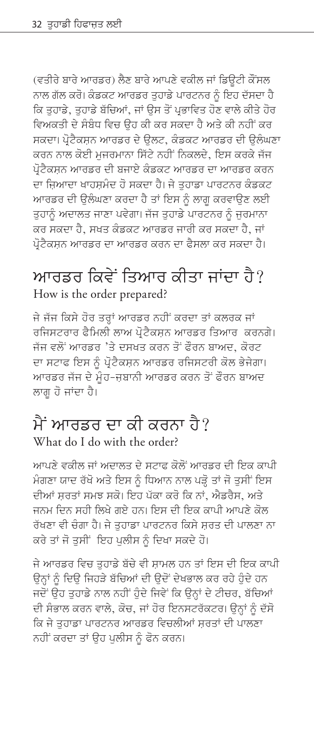(ਵਤੀਰੇ ਬਾਰੇ ਆਰਡਰ) ਲੈਣ ਬਾਰੇ ਆਪਣੇ ਵਕੀਲ ਜਾਂ ਡਿਊਟੀ ਕੌਂਸਲ ਨਾਲ ਗੱਲ ਕਰੋ। ਕੰਡਕਟ ਆਰਡਰ ਤੁਹਾਡੇ ਪਾਰਟਨਰ ਨੂੰ ਇਹ ਦੱਸਦਾ ਹੈ ਕਿ ਤੁਹਾਡੇ, ਤੁਹਾਡੇ ਬੱਚਿਆਂ, ਜਾਂ ਉਸ ਤੋਂ ਪ੍ਰਭਾਵਿਤ ਹੋਣ ਵਾਲੇ ਕੀਤੇ ਹੋਰ ਵਿਅਕਤੀ ਦੇ ਸੰਬੰਧ ਵਿਚ ਉਹ ਕੀ ਕਰ ਸਕਦਾ ਹੈ ਅਤੇ ਕੀ ਨਹੀਂ ਕਰ ਸਕਦਾ। ਪ੍ਰੋਟੈਕਸ਼ਨ ਆਰਡਰ ਦੇ ਉਲਟ, ਕੰਡਕਟ ਆਰਡਰ ਦੀ ਉਲੰਘਣਾ ਕਰਨ ਨਾਲ ਕੋਈ ਮੁਜਰਮਾਨਾ ਸਿੱਟੇ ਨਹੀਂ ਨਿਕਲਦੇ, ਇਸ ਕਰਕੇ ਜੱਜ ਪ੍ਰੋਟੈਕਸ਼ਨ ਆਰਡਰ ਦੀ ਬਜਾਏ ਕੰਡਕਟ ਆਰਡਰ ਦਾ ਆਰਡਰ ਕਰਨ ਦਾ ਜ਼ਿਆਦਾ ਖ਼ਾਹਸ਼ਮੰਦ ਹੋ ਸਕਦਾ ਹੈ। ਜੇ ਤੁਹਾਡਾ ਪਾਰਟਨਰ ਕੰਡਕਟ ਆਰਡਰ ਦੀ ਉਲੰਘਣਾ ਕਰਦਾ ਹੈ ਤਾਂ ਇਸ ਨੂੰ ਲਾਗੂ ਕਰਵਾਉਣ ਲਈ ਤੁਹਾਨੂੰ ਅਦਾਲਤ ਜਾਣਾ ਪਵੇਗਾ। ਜੱਜ ਤੁਹਾਡੇ ਪਾਰਟਨਰ ਨੂੰ ਜੁਰਮਾਨਾ ਕਰ ਸਕਦਾ ਹੈ, ਸਖਤ ਕੰਡਕਟ ਆਰਡਰ ਜਾਰੀ ਕਰ ਸਕਦਾ ਹੈ, ਜਾਂ ਪ੍ਰੋਟੈਕਸ਼ਨ ਆਰਡਰ ਦਾ ਆਰਡਰ ਕਰਨ ਦਾ ਫੈਸਲਾ ਕਰ ਸਕਦਾ ਹੈ।

## ਆਰਡਰ ਕਿਵੇਂ ਤਿਆਰ ਕੀਤਾ ਜਾਂਦਾ ਹੈ?

How is the order prepared?

ਜੇ ਜੱਜ ਕਿਸੇ ਹੋਰ ਤਰ੍ਹਾਂ ਆਰਡਰ ਨਹੀਂ ਕਰਦਾ ਤਾਂ ਕਲਰਕ ਜਾਂ ਰਜਿਸਟਰਾਰ ਫੈਮਿਲੀ ਲਾਅ ਪ੍ਰੋਟੈਕਸ਼ਨ ਆਰਡਰ ਤਿਆਰ ਕਰਨਗੇ। ਜੱਜ ਵਲੋਂ ਆਰਡਰ 'ਤੇ ਦਸਖ਼ਤ ਕਰਨ ਤੋਂ ਫੌਰਨ ਬਾਅਦ, ਕੋਰਟ ਦਾ ਸਟਾਫ ਇਸ ਨੂੰ ਪ੍ਰੋਟੈਕਸ਼ਨ ਆਰਡਰ ਰਜਿਸਟਰੀ ਕੋਲ ਭੇਜੇਗਾ। ਆਰਡਰ ਜੱਜ ਦੇ ਮੂੰਹ-ਜ਼ਬਾਨੀ ਆਰਡਰ ਕਰਨ ਤੋਂ ਫੌਰਨ ਬਾਅਦ ਲਾਗੂ ਹੋ ਜਾਂਦਾ ਹੈ।

## ਮੈਂ ਆਰਡਰ ਦਾ ਕੀ ਕਰਨਾ ਹੈ?

What do I do with the order?

ਆਪਣੇ ਵਕੀਲ ਜਾਂ ਅਦਾਲਤ ਦੇ ਸਟਾਫ ਕੋਲੋਂ ਆਰਡਰ ਦੀ ਇਕ ਕਾਪੀ ਮੰਗਣਾ ਯਾਦ ਰੱਖੋ ਅਤੇ ਇਸ ਨੂੰ ਧਿਆਨ ਨਾਲ ਪੜ੍ਹੋ ਤਾਂ ਜੋ ਤੁਸੀਂ ਇਸ ਦੀਆਂ ਸ਼ਰਤਾਂ ਸਮਝ ਸਕੋ। ਇਹ ਪੱਕਾ ਕਰੋ ਕਿ ਨਾਂ, ਐਡਰੈਸ, ਅਤੇ ਜਨਮ ਦਿਨ ਸਹੀ ਲਿਖੇ ਗਏ ਹਨ। ਇਸ ਦੀ ਇਕ ਕਾਪੀ ਆਪਣੇ ਕੋਲ ਰੱਖਣਾ ਵੀ ਚੰਗਾ ਹੈ। ਜੇ ਤੁਹਾਡਾ ਪਾਰਟਨਰ ਕਿਸੇ ਸ਼ਰਤ ਦੀ ਪਾਲਣਾ ਨਾ ਕਰੇ ਤਾਂ ਜੋ ਤੁਸੀਂ ਇਹ ਪੁਲੀਸ ਨੂੰ ਦਿਖਾ ਸਕਦੇ ਹੋ।

ਜੇ ਆਰਡਰ ਵਿਚ ਤੁਹਾਡੇ ਬੱਚੇ ਵੀ ਸ਼ਾਮਲ ਹਨ ਤਾਂ ਇਸ ਦੀ ਇਕ ਕਾਪੀ ਉਨ੍ਹਾਂ ਨੂੰ ਦਿਉ ਜਿਹੜੇ ਬੱਚਿਆਂ ਦੀ ਉਦੋਂ ਦੇਖਭਾਲ ਕਰ ਰਹੇ ਹੁੰਦੇ ਹਨ ਜਦੋਂ ਉਹ ਤੁਹਾਡੇ ਨਾਲ ਨਹੀਂ ਹੁੰਦੇ ਜਿਵੇਂ ਕਿ ਉਨ੍ਹਾਂ ਦੇ ਟੀਚਰ, ਬੱਚਿਆਂ ਦੀ ਸੰਭਾਲ ਕਰਨ ਵਾਲੇ, ਕੋਚ, ਜਾਂ ਹੋਰ ਇਨਸਟਰੱਕਟਰ। ਉਨ੍ਹਾਂ ਨੂੰ ਦੱਸੋ ਕਿ ਜੇ ਤੁਹਾਡਾ ਪਾਰਟਨਰ ਆਰਡਰ ਵਿਚਲੀਆਂ ਸ਼ਰਤਾਂ ਦੀ ਪਾਲਣਾ ਨਹੀਂ ਕਰਦਾ ਤਾਂ ਉਹ ਪੁਲੀਸ ਨੂੰ ਫੋਨ ਕਰਨ।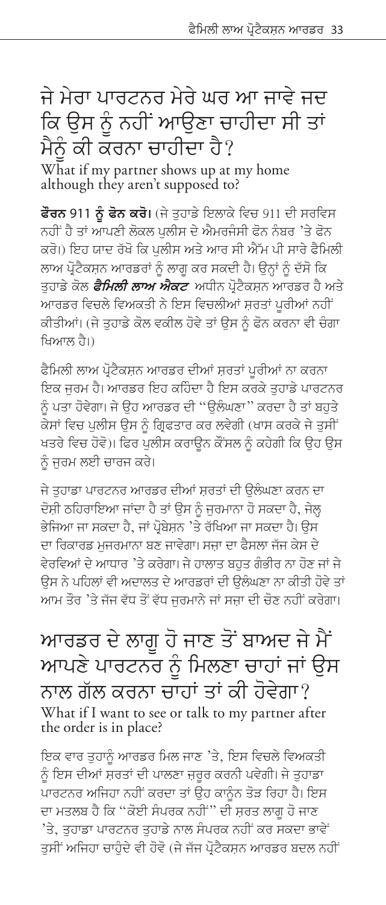## ਜੇ ਮੇਰਾ ਪਾਰਟਨਰ ਮੇਰੇ ਘਰ ਆ ਜਾਵੇ ਜਦ ਕਿ ਉਸ ਨੂੰ ਨਹੀਂ ਆਉਣਾ ਚਾਹੀਦਾ ਸੀ ਤਾਂ ਮੈਨੂੰ ਕੀ ਕਰਨਾ ਚਾਹੀਦਾ ਹੈ?

What if my partner shows up at my home although they aren't supposed to?

**ਫੌਰਨ 911 ਨੂੰ ਫੋਨ ਕਰੋ।** (ਜੇ ਤੁਹਾਡੇ ਇਲਾਕੇ ਵਿਚ 911 ਦੀ ਸਰਵਿਸ ਨਹੀਂ ਹੈ ਤਾਂ ਆਪਣੀ ਲੋਕਲ ਪੁਲੀਸ ਦੇ ਐਮਰਜੰਸੀ ਫੋਨ ਨੰਬਰ 'ਤੇ ਫੋਨ ਕਰੋ।) ਇਹ ਯਾਦ ਰੱਖੋ ਕਿ ਪੁਲੀਸ ਅਤੇ ਆਰ ਸੀ ਐੱਮ ਪੀ ਸਾਰੇ ਫੈਮਿਲੀ ਲਾਅ ਪ੍ਰੋਟੈਕਸ਼ਨ ਆਰਡਰਾਂ ਨੂੰ ਲਾਗੂ ਕਰ ਸਕਦੀ ਹੈ। ਉਨ੍ਹਾਂ ਨੂੰ ਦੱਸੋ ਕਿ ਤੁਹਾਡੇ ਕੋਲ ***ਫੈਮਿਲੀ ਲਾਅ ਐਕਟ*** ਅਧੀਨ ਪ੍ਰੋਟੈਕਸ਼ਨ ਆਰਡਰ ਹੈ ਅਤੇ ਆਰਡਰ ਵਿਚਲੇ ਵਿਅਕਤੀ ਨੇ ਇਸ ਵਿਚਲੀਆਂ ਸ਼ਰਤਾਂ ਪੂਰੀਆਂ ਨਹੀਂ ਕੀਤੀਆਂ। (ਜੇ ਤੁਹਾਡੇ ਕੋਲ ਵਕੀਲ ਹੋਵੇ ਤਾਂ ਉਸ ਨੂੰ ਫੋਨ ਕਰਨਾ ਵੀ ਚੰਗਾ ਖਿਆਲ ਹੈ।)

ਫੈਮਿਲੀ ਲਾਅ ਪ੍ਰੋਟੈਕਸ਼ਨ ਆਰਡਰ ਦੀਆਂ ਸ਼ਰਤਾਂ ਪੂਰੀਆਂ ਨਾ ਕਰਨਾ ਇਕ ਜੁਰਮ ਹੈ। ਆਰਡਰ ਇਹ ਕਹਿੰਦਾ ਹੈ ਇਸ ਕਰਕੇ ਤੁਹਾਡੇ ਪਾਰਟਨਰ ਨੂੰ ਪਤਾ ਹੋਵੇਗਾ। ਜੇ ਉਹ ਆਰਡਰ ਦੀ "ਉਲੰਘਣਾ" ਕਰਦਾ ਹੈ ਤਾਂ ਬਹੁਤੇ ਕੇਸਾਂ ਵਿਚ ਪੁਲੀਸ ਉਸ ਨੂੰ ਗ੍ਰਿਫਤਾਰ ਕਰ ਲਵੇਗੀ (ਖਾਸ ਕਰਕੇ ਜੇ ਤੁਸੀਂ ਖਤਰੇ ਵਿਚ ਹੋਵੋ)। ਫਿਰ ਪੁਲੀਸ ਕਰਾਊਨ ਕੌਂਸਲ ਨੂੰ ਕਹੇਗੀ ਕਿ ਉਹ ਉਸ ਨੂੰ ਜੁਰਮ ਲਈ ਚਾਰਜ ਕਰੇ।

ਜੇ ਤੁਹਾਡਾ ਪਾਰਟਨਰ ਆਰਡਰ ਦੀਆਂ ਸ਼ਰਤਾਂ ਦੀ ਉਲੰਘਣਾ ਕਰਨ ਦਾ ਦੋਸ਼ੀ ਠਹਿਰਾਇਆ ਜਾਂਦਾ ਹੈ ਤਾਂ ਉਸ ਨੂੰ ਜੁਰਮਾਨਾ ਹੋ ਸਕਦਾ ਹੈ, ਜੇਲ੍ਹ ਭੇਜਿਆ ਜਾ ਸਕਦਾ ਹੈ, ਜਾਂ ਪ੍ਰੋਬੇਸ਼ਨ 'ਤੇ ਰੱਖਿਆ ਜਾ ਸਕਦਾ ਹੈ। ਉਸ ਦਾ ਰਿਕਾਰਡ ਮੁਜਰਮਾਨਾ ਬਣ ਜਾਵੇਗਾ। ਸਜ਼ਾ ਦਾ ਫੈਸਲਾ ਜੱਜ ਕੇਸ ਦੇ ਵੇਰਵਿਆਂ ਦੇ ਆਧਾਰ 'ਤੇ ਕਰੇਗਾ। ਜੇ ਹਾਲਾਤ ਬਹੁਤ ਗੰਭੀਰ ਨਾ ਹੋਣ ਜਾਂ ਜੇ ਉਸ ਨੇ ਪਹਿਲਾਂ ਵੀ ਅਦਾਲਤ ਦੇ ਆਰਡਰਾਂ ਦੀ ਉਲੰਘਣਾ ਨਾ ਕੀਤੀ ਹੋਵੇ ਤਾਂ ਆਮ ਤੌਰ 'ਤੇ ਜੱਜ ਵੱਧ ਤੋਂ ਵੱਧ ਜੁਰਮਾਨੇ ਜਾਂ ਸਜ਼ਾ ਦੀ ਚੋਣ ਨਹੀਂ ਕਰੇਗਾ।

## ਆਰਡਰ ਦੇ ਲਾਗੂ ਹੋ ਜਾਣ ਤੋਂ ਬਾਅਦ ਜੇ ਮੈਂ ਆਪਣੇ ਪਾਰਟਨਰ ਨੂੰ ਮਿਲਣਾ ਚਾਹਾਂ ਜਾਂ ਉਸ ਨਾਲ ਗੱਲ ਕਰਨਾ ਚਾਹਾਂ ਤਾਂ ਕੀ ਹੋਵੇਗਾ?

What if I want to see or talk to my partner after the order is in place?

ਇਕ ਵਾਰ ਤੁਹਾਨੂੰ ਆਰਡਰ ਮਿਲ ਜਾਣ 'ਤੇ, ਇਸ ਵਿਚਲੇ ਵਿਅਕਤੀ ਨੂੰ ਇਸ ਦੀਆਂ ਸ਼ਰਤਾਂ ਦੀ ਪਾਲਣਾ ਜ਼ਰੂਰ ਕਰਨੀ ਪਵੇਗੀ। ਜੇ ਤੁਹਾਡਾ ਪਾਰਟਨਰ ਅਜਿਹਾ ਨਹੀਂ ਕਰਦਾ ਤਾਂ ਉਹ ਕਾਨੂੰਨ ਤੋੜ ਰਿਹਾ ਹੈ। ਇਸ ਦਾ ਮਤਲਬ ਹੈ ਕਿ "ਕੋਈ ਸੰਪਰਕ ਨਹੀਂ" ਦੀ ਸ਼ਰਤ ਲਾਗੂ ਹੋ ਜਾਣ 'ਤੇ, ਤੁਹਾਡਾ ਪਾਰਟਨਰ ਤੁਹਾਡੇ ਨਾਲ ਸੰਪਰਕ ਨਹੀਂ ਕਰ ਸਕਦਾ ਭਾਵੇਂ ਤੁਸੀਂ ਅਜਿਹਾ ਚਾਹੁੰਦੇ ਵੀ ਹੋਵੋ (ਜੇ ਜੱਜ ਪ੍ਰੋਟੈਕਸ਼ਨ ਆਰਡਰ ਬਦਲ ਨਹੀਂ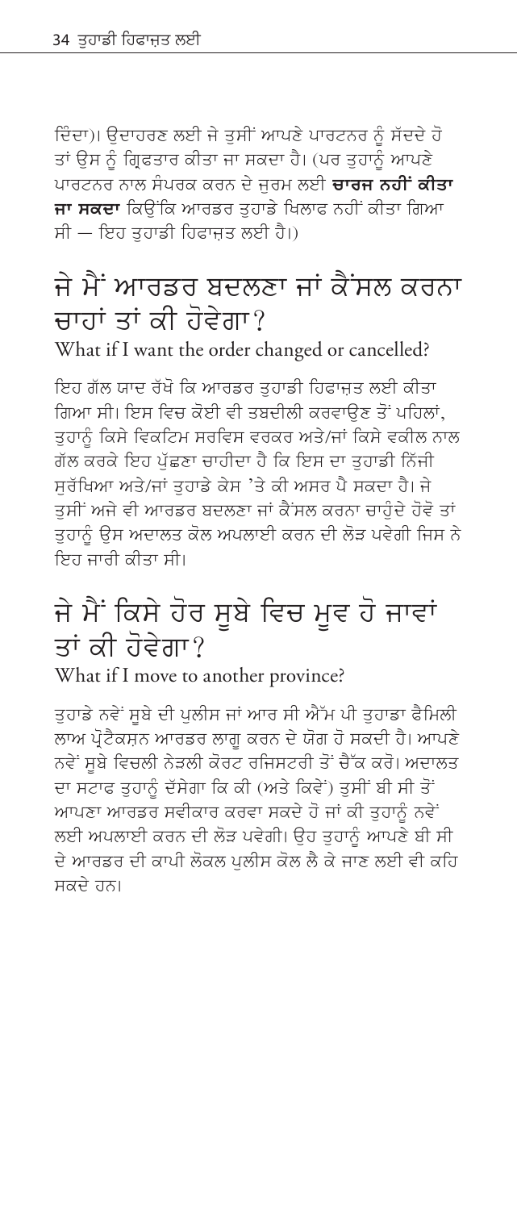ਦਿੰਦਾ)। ਉਦਾਹਰਣ ਲਈ ਜੇ ਤੁਸੀਂ ਆਪਣੇ ਪਾਰਟਨਰ ਨੂੰ ਸੱਦਦੇ ਹੋ ਤਾਂ ਉਸ ਨੂੰ ਗ੍ਰਿਫਤਾਰ ਕੀਤਾ ਜਾ ਸਕਦਾ ਹੈ। (ਪਰ ਤੁਹਾਨੂੰ ਆਪਣੇ ਪਾਰਟਨਰ ਨਾਲ ਸੰਪਰਕ ਕਰਨ ਦੇ ਜੁਰਮ ਲਈ **ਚਾਰਜ ਨਹੀਂ ਕੀਤਾ ਜਾ ਸਕਦਾ** ਕਿਉਂਕਿ ਆਰਡਰ ਤੁਹਾਡੇ ਖਿਲਾਫ ਨਹੀਂ ਕੀਤਾ ਗਿਆ ਸੀ — ਇਹ ਤੁਹਾਡੀ ਹਿਫਾਜ਼ਤ ਲਈ ਹੈ।)

## ਜੇ ਮੈਂ ਆਰਡਰ ਬਦਲਣਾ ਜਾਂ ਕੈਂਸਲ ਕਰਨਾ ਚਾਹਾਂ ਤਾਂ ਕੀ ਹੋਵੇਗਾ?

What if I want the order changed or cancelled?

ਇਹ ਗੱਲ ਯਾਦ ਰੱਖੋ ਕਿ ਆਰਡਰ ਤੁਹਾਡੀ ਹਿਫਾਜ਼ਤ ਲਈ ਕੀਤਾ ਗਿਆ ਸੀ। ਇਸ ਵਿਚ ਕੋਈ ਵੀ ਤਬਦੀਲੀ ਕਰਵਾਉਣ ਤੋਂ ਪਹਿਲਾਂ, ਤੁਹਾਨੂੰ ਕਿਸੇ ਵਿਕਟਿਮ ਸਰਵਿਸ ਵਰਕਰ ਅਤੇ/ਜਾਂ ਕਿਸੇ ਵਕੀਲ ਨਾਲ ਗੱਲ ਕਰਕੇ ਇਹ ਪੁੱਛਣਾ ਚਾਹੀਦਾ ਹੈ ਕਿ ਇਸ ਦਾ ਤੁਹਾਡੀ ਨਿੱਜੀ ਸੁਰੱਖਿਆ ਅਤੇ/ਜਾਂ ਤੁਹਾਡੇ ਕੇਸ 'ਤੇ ਕੀ ਅਸਰ ਪੈ ਸਕਦਾ ਹੈ। ਜੇ ਤੁਸੀਂ ਅਜੇ ਵੀ ਆਰਡਰ ਬਦਲਣਾ ਜਾਂ ਕੈਂਸਲ ਕਰਨਾ ਚਾਹੁੰਦੇ ਹੋਵੋ ਤਾਂ ਤੁਹਾਨੂੰ ਉਸ ਅਦਾਲਤ ਕੋਲ ਅਪਲਾਈ ਕਰਨ ਦੀ ਲੋੜ ਪਵੇਗੀ ਜਿਸ ਨੇ ਇਹ ਜਾਰੀ ਕੀਤਾ ਸੀ।

## ਜੇ ਮੈਂ ਕਿਸੇ ਹੋਰ ਸੂਬੇ ਵਿਚ ਮੂਵ ਹੋ ਜਾਵਾਂ ਤਾਂ ਕੀ ਹੋਵੇਗਾ?

What if I move to another province?

ਤੁਹਾਡੇ ਨਵੇਂ ਸੂਬੇ ਦੀ ਪੁਲੀਸ ਜਾਂ ਆਰ ਸੀ ਐੱਮ ਪੀ ਤੁਹਾਡਾ ਫੈਮਿਲੀ ਲਾਅ ਪ੍ਰੋਟੈਕਸ਼ਨ ਆਰਡਰ ਲਾਗੂ ਕਰਨ ਦੇ ਯੋਗ ਹੋ ਸਕਦੀ ਹੈ। ਆਪਣੇ ਨਵੇਂ ਸੂਬੇ ਵਿਚਲੀ ਨੇੜਲੀ ਕੋਰਟ ਰਜਿਸਟਰੀ ਤੋਂ ਚੈੱਕ ਕਰੋ। ਅਦਾਲਤ ਦਾ ਸਟਾਫ ਤੁਹਾਨੂੰ ਦੱਸੇਗਾ ਕਿ ਕੀ (ਅਤੇ ਕਿਵੇਂ) ਤੁਸੀਂ ਬੀ ਸੀ ਤੋਂ ਆਪਣਾ ਆਰਡਰ ਸਵੀਕਾਰ ਕਰਵਾ ਸਕਦੇ ਹੋ ਜਾਂ ਕੀ ਤੁਹਾਨੂੰ ਨਵੇਂ ਲਈ ਅਪਲਾਈ ਕਰਨ ਦੀ ਲੋੜ ਪਵੇਗੀ। ਉਹ ਤੁਹਾਨੂੰ ਆਪਣੇ ਬੀ ਸੀ ਦੇ ਆਰਡਰ ਦੀ ਕਾਪੀ ਲੋਕਲ ਪੁਲੀਸ ਕੋਲ ਲੈ ਕੇ ਜਾਣ ਲਈ ਵੀ ਕਹਿ ਸਕਦੇ ਹਨ।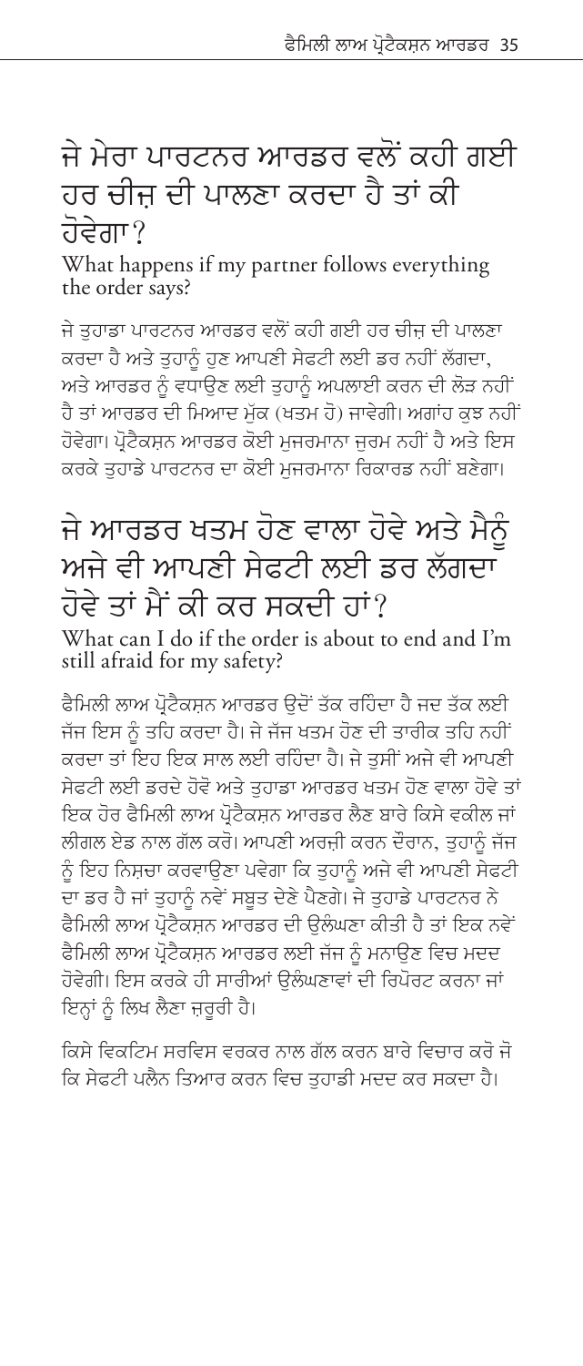## ਜੇ ਮੇਰਾ ਪਾਰਟਨਰ ਆਰਡਰ ਵਲੋਂ ਕਹੀ ਗਈ ਹਰ ਚੀਜ਼ ਦੀ ਪਾਲਣਾ ਕਰਦਾ ਹੈ ਤਾਂ ਕੀ ਹੋਵੇਗਾ?

What happens if my partner follows everything the order says?

ਜੇ ਤੁਹਾਡਾ ਪਾਰਟਨਰ ਆਰਡਰ ਵਲੋਂ ਕਹੀ ਗਈ ਹਰ ਚੀਜ਼ ਦੀ ਪਾਲਣਾ ਕਰਦਾ ਹੈ ਅਤੇ ਤੁਹਾਨੂੰ ਹੁਣ ਆਪਣੀ ਸੇਫਟੀ ਲਈ ਡਰ ਨਹੀਂ ਲੱਗਦਾ, ਅਤੇ ਆਰਡਰ ਨੂੰ ਵਧਾਉਣ ਲਈ ਤੁਹਾਨੂੰ ਅਪਲਾਈ ਕਰਨ ਦੀ ਲੋੜ ਨਹੀਂ ਹੈ ਤਾਂ ਆਰਡਰ ਦੀ ਮਿਆਦ ਮੁੱਕ (ਖਤਮ ਹੋ) ਜਾਵੇਗੀ। ਅਗਾਂਹ ਕੁਝ ਨਹੀਂ ਹੋਵੇਗਾ। ਪ੍ਰੋਟੈਕਸ਼ਨ ਆਰਡਰ ਕੋਈ ਮੁਜਰਮਾਨਾ ਜੁਰਮ ਨਹੀਂ ਹੈ ਅਤੇ ਇਸ ਕਰਕੇ ਤੁਹਾਡੇ ਪਾਰਟਨਰ ਦਾ ਕੋਈ ਮੁਜਰਮਾਨਾ ਰਿਕਾਰਡ ਨਹੀਂ ਬਣੇਗਾ।

## ਜੇ ਆਰਡਰ ਖਤਮ ਹੋਣ ਵਾਲਾ ਹੋਵੇ ਅਤੇ ਮੈਨੂੰ ਅਜੇ ਵੀ ਆਪਣੀ ਸੇਫਟੀ ਲਈ ਡਰ ਲੱਗਦਾ ਹੋਵੇ ਤਾਂ ਮੈਂ ਕੀ ਕਰ ਸਕਦੀ ਹਾਂ?

What can I do if the order is about to end and I'm still afraid for my safety?

ਫੈਮਿਲੀ ਲਾਅ ਪ੍ਰੋਟੈਕਸ਼ਨ ਆਰਡਰ ਉਦੋਂ ਤੱਕ ਰਹਿੰਦਾ ਹੈ ਜਦ ਤੱਕ ਲਈ ਜੱਜ ਇਸ ਨੂੰ ਤਹਿ ਕਰਦਾ ਹੈ। ਜੇ ਜੱਜ ਖਤਮ ਹੋਣ ਦੀ ਤਾਰੀਕ ਤਹਿ ਨਹੀਂ ਕਰਦਾ ਤਾਂ ਇਹ ਇਕ ਸਾਲ ਲਈ ਰਹਿੰਦਾ ਹੈ। ਜੇ ਤੁਸੀਂ ਅਜੇ ਵੀ ਆਪਣੀ ਸੇਫਟੀ ਲਈ ਡਰਦੇ ਹੋਵੋ ਅਤੇ ਤੁਹਾਡਾ ਆਰਡਰ ਖਤਮ ਹੋਣ ਵਾਲਾ ਹੋਵੇ ਤਾਂ ਇਕ ਹੋਰ ਫੈਮਿਲੀ ਲਾਅ ਪ੍ਰੋਟੈਕਸ਼ਨ ਆਰਡਰ ਲੈਣ ਬਾਰੇ ਕਿਸੇ ਵਕੀਲ ਜਾਂ ਲੀਗਲ ਏਡ ਨਾਲ ਗੱਲ ਕਰੋ। ਆਪਣੀ ਅਰਜ਼ੀ ਕਰਨ ਦੌਰਾਨ, ਤੁਹਾਨੂੰ ਜੱਜ ਨੂੰ ਇਹ ਨਿਸ਼ਚਾ ਕਰਵਾਉਣਾ ਪਵੇਗਾ ਕਿ ਤੁਹਾਨੂੰ ਅਜੇ ਵੀ ਆਪਣੀ ਸੇਫਟੀ ਦਾ ਡਰ ਹੈ ਜਾਂ ਤੁਹਾਨੂੰ ਨਵੇਂ ਸਬੂਤ ਦੇਣੇ ਪੈਣਗੇ। ਜੇ ਤੁਹਾਡੇ ਪਾਰਟਨਰ ਨੇ ਫੈਮਿਲੀ ਲਾਅ ਪ੍ਰੋਟੈਕਸ਼ਨ ਆਰਡਰ ਦੀ ਉਲੰਘਣਾ ਕੀਤੀ ਹੈ ਤਾਂ ਇਕ ਨਵੇਂ ਫੈਮਿਲੀ ਲਾਅ ਪ੍ਰੋਟੈਕਸ਼ਨ ਆਰਡਰ ਲਈ ਜੱਜ ਨੂੰ ਮਨਾਉਣ ਵਿਚ ਮਦਦ ਹੋਵੇਗੀ। ਇਸ ਕਰਕੇ ਹੀ ਸਾਰੀਆਂ ਉਲੰਘਣਾਵਾਂ ਦੀ ਰਿਪੋਰਟ ਕਰਨਾ ਜਾਂ ਇਨ੍ਹਾਂ ਨੂੰ ਲਿਖ ਲੈਣਾ ਜ਼ਰੂਰੀ ਹੈ।

ਕਿਸੇ ਵਿਕਟਿਮ ਸਰਵਿਸ ਵਰਕਰ ਨਾਲ ਗੱਲ ਕਰਨ ਬਾਰੇ ਵਿਚਾਰ ਕਰੋ ਜੋ ਕਿ ਸੇਫਟੀ ਪਲੈਨ ਤਿਆਰ ਕਰਨ ਵਿਚ ਤੁਹਾਡੀ ਮਦਦ ਕਰ ਸਕਦਾ ਹੈ।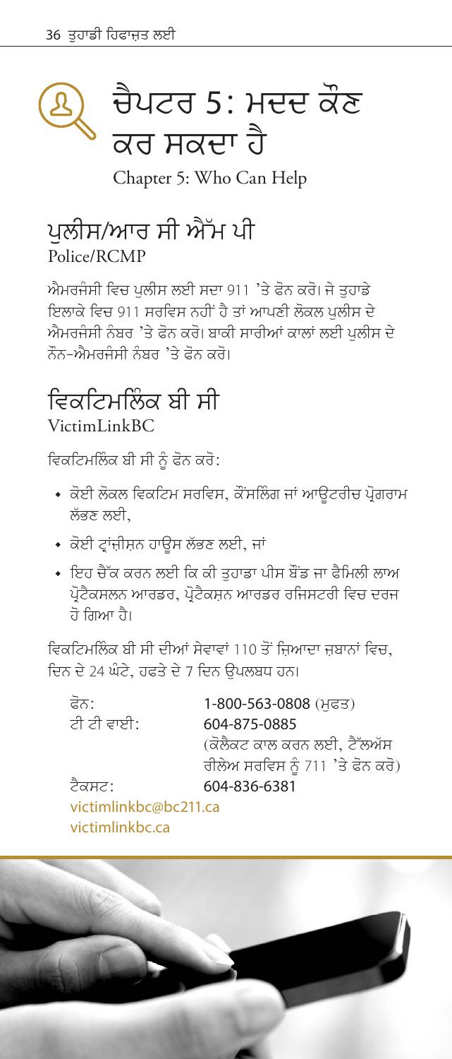# ਚੈਪਟਰ 5: ਮਦਦ ਕੌਣ ਕਰ ਸਕਦਾ ਹੈ

Chapter 5: Who Can Help

## ਪੁਲੀਸ/ਆਰ ਸੀ ਐੱਮ ਪੀ

Police/RCMP

ਐਮਰਜੰਸੀ ਵਿਚ ਪੁਲੀਸ ਲਈ ਸਦਾ 911 'ਤੇ ਫੋਨ ਕਰੋ। ਜੇ ਤੁਹਾਡੇ ਇਲਾਕੇ ਵਿਚ 911 ਸਰਵਿਸ ਨਹੀਂ ਹੈ ਤਾਂ ਆਪਣੀ ਲੋਕਲ ਪੁਲੀਸ ਦੇ ਐਮਰਜੰਸੀ ਨੰਬਰ 'ਤੇ ਫੋਨ ਕਰੋ। ਬਾਕੀ ਸਾਰੀਆਂ ਕਾਲਾਂ ਲਈ ਪੁਲੀਸ ਦੇ ਨੌਨ-ਐਮਰਜੰਸੀ ਨੰਬਰ 'ਤੇ ਫੋਨ ਕਰੋ।

## ਵਿਕਟਿਮਲਿੰਕ ਬੀ ਸੀ

VictimLinkBC

ਵਿਕਟਿਮਲਿੰਕ ਬੀ ਸੀ ਨੂੰ ਫੋਨ ਕਰੋ:

- ਕੋਈ ਲੋਕਲ ਵਿਕਟਿਮ ਸਰਵਿਸ, ਕੌਂਸਲਿੰਗ ਜਾਂ ਆਊਟਰੀਚ ਪ੍ਰੋਗਰਾਮ ਲੱਭਣ ਲਈ,
- ਕੋਈ ਟ੍ਰਾਂਜ਼ੀਸ਼ਨ ਹਾਊਸ ਲੱਭਣ ਲਈ, ਜਾਂ
- ਇਹ ਚੈੱਕ ਕਰਨ ਲਈ ਕਿ ਕੀ ਤੁਹਾਡਾ ਪੀਸ ਬੌਂਡ ਜਾ ਫੈਮਿਲੀ ਲਾਅ ਪ੍ਰੋਟੈਕਸਲਨ ਆਰਡਰ, ਪ੍ਰੋਟੈਕਸ਼ਨ ਆਰਡਰ ਰਜਿਸਟਰੀ ਵਿਚ ਦਰਜ ਹੋ ਗਿਆ ਹੈ।

ਵਿਕਟਿਮਲਿੰਕ ਬੀ ਸੀ ਦੀਆਂ ਸੇਵਾਵਾਂ 110 ਤੋਂ ਜ਼ਿਆਦਾ ਜ਼ਬਾਨਾਂ ਵਿਚ, ਦਿਨ ਦੇ 24 ਘੰਟੇ, ਹਫਤੇ ਦੇ 7 ਦਿਨ ਉਪਲਬਧ ਹਨ।

ਫੋਨ: **1-800-563-0808** (ਮੁਫਤ)

ਟੀ ਟੀ ਵਾਈ: **604-875-0885**
(ਕੋਲੈਕਟ ਕਾਲ ਕਰਨ ਲਈ, ਟੈੱਲਅੱਸ ਰੀਲੇਅ ਸਰਵਿਸ ਨੂੰ 711 'ਤੇ ਫੋਨ ਕਰੋ)

ਟੈਕਸਟ: **604-836-6381**

victimlinkbc@bc211.ca

victimlinkbc.ca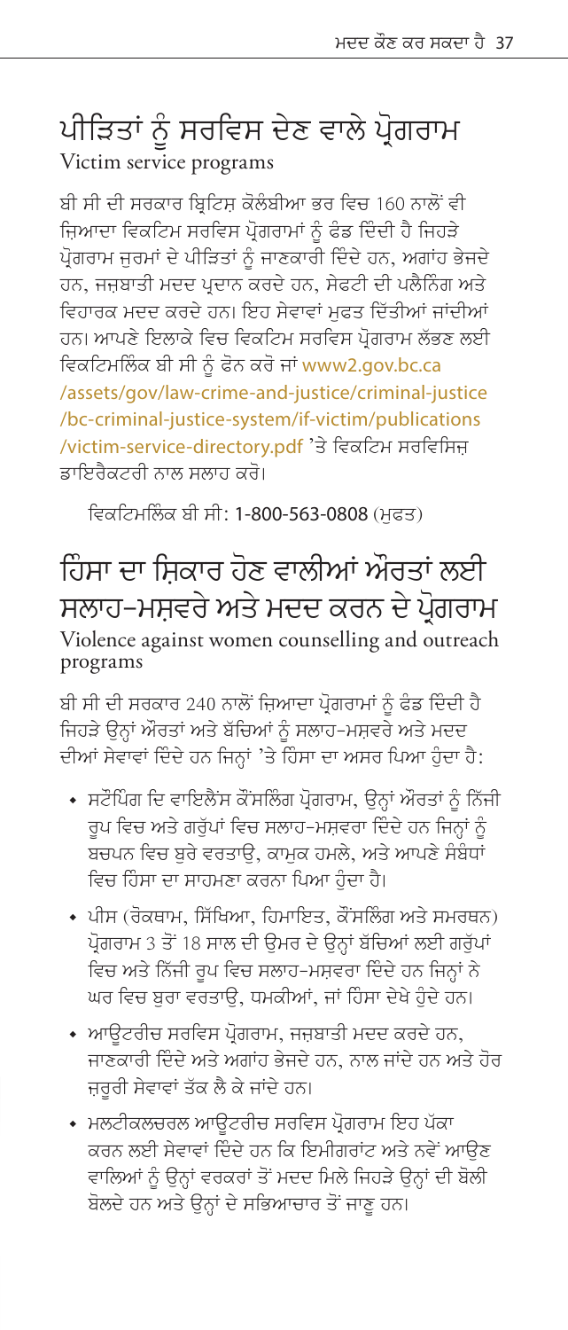## ਪੀੜਤਾਂ ਨੂੰ ਸਰਵਿਸ ਦੇਣ ਵਾਲੇ ਪ੍ਰੋਗਰਾਮ

Victim service programs

ਬੀ ਸੀ ਦੀ ਸਰਕਾਰ ਬ੍ਰਿਟਿਸ਼ ਕੋਲੰਬੀਆ ਭਰ ਵਿਚ 160 ਨਾਲੋਂ ਵੀ ਜ਼ਿਆਦਾ ਵਿਕਟਿਮ ਸਰਵਿਸ ਪ੍ਰੋਗਰਾਮਾਂ ਨੂੰ ਫੰਡ ਦਿੰਦੀ ਹੈ ਜਿਹੜੇ ਪ੍ਰੋਗਰਾਮ ਜੁਰਮਾਂ ਦੇ ਪੀੜਤਾਂ ਨੂੰ ਜਾਣਕਾਰੀ ਦਿੰਦੇ ਹਨ, ਅਗਾਂਹ ਭੇਜਦੇ ਹਨ, ਜਜ਼ਬਾਤੀ ਮਦਦ ਪ੍ਰਦਾਨ ਕਰਦੇ ਹਨ, ਸੇਫਟੀ ਦੀ ਪਲੈਨਿੰਗ ਅਤੇ ਵਿਹਾਰਕ ਮਦਦ ਕਰਦੇ ਹਨ। ਇਹ ਸੇਵਾਵਾਂ ਮੁਫਤ ਦਿੱਤੀਆਂ ਜਾਂਦੀਆਂ ਹਨ। ਆਪਣੇ ਇਲਾਕੇ ਵਿਚ ਵਿਕਟਿਮ ਸਰਵਿਸ ਪ੍ਰੋਗਰਾਮ ਲੱਭਣ ਲਈ ਵਿਕਟਿਮਲਿੰਕ ਬੀ ਸੀ ਨੂੰ ਫੋਨ ਕਰੋ ਜਾਂ www2.gov.bc.ca/assets/gov/law-crime-and-justice/criminal-justice/bc-criminal-justice-system/if-victim/publications/victim-service-directory.pdf 'ਤੇ ਵਿਕਟਿਮ ਸਰਵਿਸਿਜ਼ ਡਾਇਰੈਕਟਰੀ ਨਾਲ ਸਲਾਹ ਕਰੋ।

ਵਿਕਟਿਮਲਿੰਕ ਬੀ ਸੀ: 1-800-563-0808 (ਮੁਫਤ)

## ਹਿੰਸਾ ਦਾ ਸ਼ਿਕਾਰ ਹੋਣ ਵਾਲੀਆਂ ਔਰਤਾਂ ਲਈ ਸਲਾਹ-ਮਸ਼ਵਰੇ ਅਤੇ ਮਦਦ ਕਰਨ ਦੇ ਪ੍ਰੋਗਰਾਮ

Violence against women counselling and outreach programs

ਬੀ ਸੀ ਦੀ ਸਰਕਾਰ 240 ਨਾਲੋਂ ਜ਼ਿਆਦਾ ਪ੍ਰੋਗਰਾਮਾਂ ਨੂੰ ਫੰਡ ਦਿੰਦੀ ਹੈ ਜਿਹੜੇ ਉਨ੍ਹਾਂ ਔਰਤਾਂ ਅਤੇ ਬੱਚਿਆਂ ਨੂੰ ਸਲਾਹ-ਮਸ਼ਵਰੇ ਅਤੇ ਮਦਦ ਦੀਆਂ ਸੇਵਾਵਾਂ ਦਿੰਦੇ ਹਨ ਜਿਨ੍ਹਾਂ 'ਤੇ ਹਿੰਸਾ ਦਾ ਅਸਰ ਪਿਆ ਹੁੰਦਾ ਹੈ:

- ਸਟੌਪਿੰਗ ਦਿ ਵਾਇਲੈਂਸ ਕੌਂਸਲਿੰਗ ਪ੍ਰੋਗਰਾਮ, ਉਨ੍ਹਾਂ ਔਰਤਾਂ ਨੂੰ ਨਿੱਜੀ ਰੂਪ ਵਿਚ ਅਤੇ ਗਰੁੱਪਾਂ ਵਿਚ ਸਲਾਹ-ਮਸ਼ਵਰਾ ਦਿੰਦੇ ਹਨ ਜਿਨ੍ਹਾਂ ਨੂੰ ਬਚਪਨ ਵਿਚ ਬੁਰੇ ਵਰਤਾਉ, ਕਾਮੁਕ ਹਮਲੇ, ਅਤੇ ਆਪਣੇ ਸੰਬੰਧਾਂ ਵਿਚ ਹਿੰਸਾ ਦਾ ਸਾਹਮਣਾ ਕਰਨਾ ਪਿਆ ਹੁੰਦਾ ਹੈ।
- ਪੀਸ (ਰੋਕਥਾਮ, ਸਿੱਖਿਆ, ਹਿਮਾਇਤ, ਕੌਂਸਲਿੰਗ ਅਤੇ ਸਮਰਥਨ) ਪ੍ਰੋਗਰਾਮ 3 ਤੋਂ 18 ਸਾਲ ਦੀ ਉਮਰ ਦੇ ਉਨ੍ਹਾਂ ਬੱਚਿਆਂ ਲਈ ਗਰੁੱਪਾਂ ਵਿਚ ਅਤੇ ਨਿੱਜੀ ਰੂਪ ਵਿਚ ਸਲਾਹ-ਮਸ਼ਵਰਾ ਦਿੰਦੇ ਹਨ ਜਿਨ੍ਹਾਂ ਨੇ ਘਰ ਵਿਚ ਬੁਰਾ ਵਰਤਾਉ, ਧਮਕੀਆਂ, ਜਾਂ ਹਿੰਸਾ ਦੇਖੇ ਹੁੰਦੇ ਹਨ।
- ਆਊਟਰੀਚ ਸਰਵਿਸ ਪ੍ਰੋਗਰਾਮ, ਜਜ਼ਬਾਤੀ ਮਦਦ ਕਰਦੇ ਹਨ, ਜਾਣਕਾਰੀ ਦਿੰਦੇ ਅਤੇ ਅਗਾਂਹ ਭੇਜਦੇ ਹਨ, ਨਾਲ ਜਾਂਦੇ ਹਨ ਅਤੇ ਹੋਰ ਜ਼ਰੂਰੀ ਸੇਵਾਵਾਂ ਤੱਕ ਲੈ ਕੇ ਜਾਂਦੇ ਹਨ।
- ਮਲਟੀਕਲਚਰਲ ਆਊਟਰੀਚ ਸਰਵਿਸ ਪ੍ਰੋਗਰਾਮ ਇਹ ਪੱਕਾ ਕਰਨ ਲਈ ਸੇਵਾਵਾਂ ਦਿੰਦੇ ਹਨ ਕਿ ਇਮੀਗਰਾਂਟ ਅਤੇ ਨਵੇਂ ਆਉਣ ਵਾਲਿਆਂ ਨੂੰ ਉਨ੍ਹਾਂ ਵਰਕਰਾਂ ਤੋਂ ਮਦਦ ਮਿਲੇ ਜਿਹੜੇ ਉਨ੍ਹਾਂ ਦੀ ਬੋਲੀ ਬੋਲਦੇ ਹਨ ਅਤੇ ਉਨ੍ਹਾਂ ਦੇ ਸਭਿਆਚਾਰ ਤੋਂ ਜਾਣੂ ਹਨ।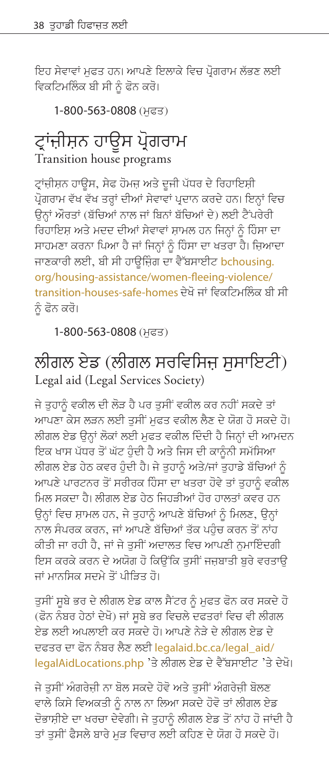ਇਹ ਸੇਵਾਵਾਂ ਮੁਫਤ ਹਨ। ਆਪਣੇ ਇਲਾਕੇ ਵਿਚ ਪ੍ਰੋਗਰਾਮ ਲੱਭਣ ਲਈ ਵਿਕਟਿਮਲਿੰਕ ਬੀ ਸੀ ਨੂੰ ਫੋਨ ਕਰੋ।

1-800-563-0808 (ਮੁਫਤ)

## ਟ੍ਰਾਂਜ਼ੀਸ਼ਨ ਹਾਊਸ ਪ੍ਰੋਗਰਾਮ
Transition house programs

ਟ੍ਰਾਂਜ਼ੀਸ਼ਨ ਹਾਊਸ, ਸੇਫ ਹੋਮਜ਼ ਅਤੇ ਦੂਜੀ ਪੱਧਰ ਦੇ ਰਿਹਾਇਸ਼ੀ ਪ੍ਰੋਗਰਾਮ ਵੱਖ ਵੱਖ ਤਰ੍ਹਾਂ ਦੀਆਂ ਸੇਵਾਵਾਂ ਪ੍ਰਦਾਨ ਕਰਦੇ ਹਨ। ਇਨ੍ਹਾਂ ਵਿਚ ਉਨ੍ਹਾਂ ਔਰਤਾਂ (ਬੱਚਿਆਂ ਨਾਲ ਜਾਂ ਬਿਨਾਂ ਬੱਚਿਆਂ ਦੇ) ਲਈ ਟੈਂਪਰੇਰੀ ਰਿਹਾਇਸ਼ ਅਤੇ ਮਦਦ ਦੀਆਂ ਸੇਵਾਵਾਂ ਸ਼ਾਮਲ ਹਨ ਜਿਨ੍ਹਾਂ ਨੂੰ ਹਿੰਸਾ ਦਾ ਸਾਹਮਣਾ ਕਰਨਾ ਪਿਆ ਹੈ ਜਾਂ ਜਿਨ੍ਹਾਂ ਨੂੰ ਹਿੰਸਾ ਦਾ ਖਤਰਾ ਹੈ। ਜ਼ਿਆਦਾ ਜਾਣਕਾਰੀ ਲਈ, ਬੀ ਸੀ ਹਾਊਜ਼ਿੰਗ ਦਾ ਵੈੱਬਸਾਈਟ bchousing.org/housing-assistance/women-fleeing-violence/transition-houses-safe-homes ਦੇਖੋ ਜਾਂ ਵਿਕਟਿਮਲਿੰਕ ਬੀ ਸੀ ਨੂੰ ਫੋਨ ਕਰੋ।

1-800-563-0808 (ਮੁਫਤ)

## ਲੀਗਲ ਏਡ (ਲੀਗਲ ਸਰਵਿਸਿਜ਼ ਸੁਸਾਇਟੀ)
Legal aid (Legal Services Society)

ਜੇ ਤੁਹਾਨੂੰ ਵਕੀਲ ਦੀ ਲੋੜ ਹੈ ਪਰ ਤੁਸੀਂ ਵਕੀਲ ਕਰ ਨਹੀਂ ਸਕਦੇ ਤਾਂ ਆਪਣਾ ਕੇਸ ਲੜਨ ਲਈ ਤੁਸੀਂ ਮੁਫਤ ਵਕੀਲ ਲੈਣ ਦੇ ਯੋਗ ਹੋ ਸਕਦੇ ਹੋ। ਲੀਗਲ ਏਡ ਉਨ੍ਹਾਂ ਲੋਕਾਂ ਲਈ ਮੁਫਤ ਵਕੀਲ ਦਿੰਦੀ ਹੈ ਜਿਨ੍ਹਾਂ ਦੀ ਆਮਦਨ ਇਕ ਖਾਸ ਪੱਧਰ ਤੋਂ ਘੱਟ ਹੁੰਦੀ ਹੈ ਅਤੇ ਜਿਸ ਦੀ ਕਾਨੂੰਨੀ ਸਮੱਸਿਆ ਲੀਗਲ ਏਡ ਹੇਠ ਕਵਰ ਹੁੰਦੀ ਹੈ। ਜੇ ਤੁਹਾਨੂੰ ਅਤੇ/ਜਾਂ ਤੁਹਾਡੇ ਬੱਚਿਆਂ ਨੂੰ ਆਪਣੇ ਪਾਰਟਨਰ ਤੋਂ ਸਰੀਰਕ ਹਿੰਸਾ ਦਾ ਖਤਰਾ ਹੋਵੇ ਤਾਂ ਤੁਹਾਨੂੰ ਵਕੀਲ ਮਿਲ ਸਕਦਾ ਹੈ। ਲੀਗਲ ਏਡ ਹੇਠ ਜਿਹੜੀਆਂ ਹੋਰ ਹਾਲਤਾਂ ਕਵਰ ਹਨ ਉਨ੍ਹਾਂ ਵਿਚ ਸ਼ਾਮਲ ਹਨ, ਜੇ ਤੁਹਾਨੂੰ ਆਪਣੇ ਬੱਚਿਆਂ ਨੂੰ ਮਿਲਣ, ਉਨ੍ਹਾਂ ਨਾਲ ਸੰਪਰਕ ਕਰਨ, ਜਾਂ ਆਪਣੇ ਬੱਚਿਆਂ ਤੱਕ ਪਹੁੰਚ ਕਰਨ ਤੋਂ ਨਾਂਹ ਕੀਤੀ ਜਾ ਰਹੀ ਹੈ, ਜਾਂ ਜੇ ਤੁਸੀਂ ਅਦਾਲਤ ਵਿਚ ਆਪਣੀ ਨੁਮਾਇੰਦਗੀ ਇਸ ਕਰਕੇ ਕਰਨ ਦੇ ਅਯੋਗ ਹੋ ਕਿਉਂਕਿ ਤੁਸੀਂ ਜਜ਼ਬਾਤੀ ਬੁਰੇ ਵਰਤਾਉ ਜਾਂ ਮਾਨਸਿਕ ਸਦਮੇ ਤੋਂ ਪੀੜਿਤ ਹੋ।

ਤੁਸੀਂ ਸੂਬੇ ਭਰ ਦੇ ਲੀਗਲ ਏਡ ਕਾਲ ਸੈਂਟਰ ਨੂੰ ਮੁਫਤ ਫੋਨ ਕਰ ਸਕਦੇ ਹੋ (ਫੋਨ ਨੰਬਰ ਹੇਠਾਂ ਦੇਖੋ) ਜਾਂ ਸੂਬੇ ਭਰ ਵਿਚਲੇ ਦਫਤਰਾਂ ਵਿਚ ਵੀ ਲੀਗਲ ਏਡ ਲਈ ਅਪਲਾਈ ਕਰ ਸਕਦੇ ਹੋ। ਆਪਣੇ ਨੇੜੇ ਦੇ ਲੀਗਲ ਏਡ ਦੇ ਦਫਤਰ ਦਾ ਫੋਨ ਨੰਬਰ ਲੈਣ ਲਈ legalaid.bc.ca/legal_aid/legalAidLocations.php 'ਤੇ ਲੀਗਲ ਏਡ ਦੇ ਵੈੱਬਸਾਈਟ 'ਤੇ ਦੇਖੋ।

ਜੇ ਤੁਸੀਂ ਅੰਗਰੇਜ਼ੀ ਨਾ ਬੋਲ ਸਕਦੇ ਹੋਵੋ ਅਤੇ ਤੁਸੀਂ ਅੰਗਰੇਜ਼ੀ ਬੋਲਣ ਵਾਲੇ ਕਿਸੇ ਵਿਅਕਤੀ ਨੂੰ ਨਾਲ ਨਾ ਲਿਆ ਸਕਦੇ ਹੋਵੋ ਤਾਂ ਲੀਗਲ ਏਡ ਦੋਭਾਸ਼ੀਏ ਦਾ ਖਰਚਾ ਦੇਵੇਗੀ। ਜੇ ਤੁਹਾਨੂੰ ਲੀਗਲ ਏਡ ਤੋਂ ਨਾਂਹ ਹੋ ਜਾਂਦੀ ਹੈ ਤਾਂ ਤੁਸੀਂ ਫੈਸਲੇ ਬਾਰੇ ਮੁੜ ਵਿਚਾਰ ਲਈ ਕਹਿਣ ਦੇ ਯੋਗ ਹੋ ਸਕਦੇ ਹੋ।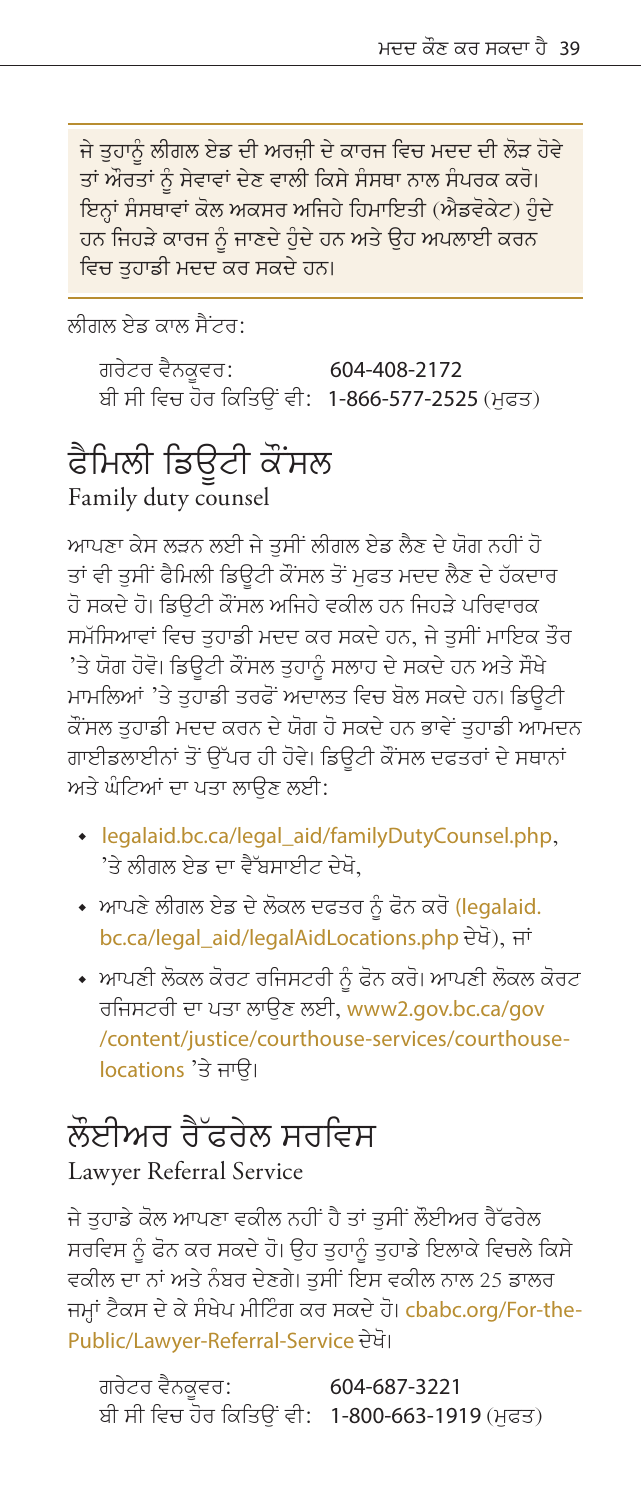ਜੇ ਤੁਹਾਨੂੰ ਲੀਗਲ ਏਡ ਦੀ ਅਰਜ਼ੀ ਦੇ ਕਾਰਜ ਵਿਚ ਮਦਦ ਦੀ ਲੋੜ ਹੋਵੇ ਤਾਂ ਔਰਤਾਂ ਨੂੰ ਸੇਵਾਵਾਂ ਦੇਣ ਵਾਲੀ ਕਿਸੇ ਸੰਸਥਾ ਨਾਲ ਸੰਪਰਕ ਕਰੋ। ਇਨ੍ਹਾਂ ਸੰਸਥਾਵਾਂ ਕੋਲ ਅਕਸਰ ਅਜਿਹੇ ਹਿਮਾਇਤੀ (ਐਡਵੋਕੇਟ) ਹੁੰਦੇ ਹਨ ਜਿਹੜੇ ਕਾਰਜ ਨੂੰ ਜਾਣਦੇ ਹੁੰਦੇ ਹਨ ਅਤੇ ਉਹ ਅਪਲਾਈ ਕਰਨ ਵਿਚ ਤੁਹਾਡੀ ਮਦਦ ਕਰ ਸਕਦੇ ਹਨ।

ਲੀਗਲ ਏਡ ਕਾਲ ਸੈਂਟਰ:

| | |
|---|---|
| ਗਰੇਟਰ ਵੈਨਕੂਵਰ: | 604-408-2172 |
| ਬੀ ਸੀ ਵਿਚ ਹੋਰ ਕਿਤਿਉਂ ਵੀ: | 1-866-577-2525 (ਮੁਫਤ) |

## ਫੈਮਿਲੀ ਡਿਊਟੀ ਕੌਂਸਲ

Family duty counsel

ਆਪਣਾ ਕੇਸ ਲੜਨ ਲਈ ਜੇ ਤੁਸੀਂ ਲੀਗਲ ਏਡ ਲੈਣ ਦੇ ਯੋਗ ਨਹੀਂ ਹੋ ਤਾਂ ਵੀ ਤੁਸੀਂ ਫੈਮਿਲੀ ਡਿਊਟੀ ਕੌਂਸਲ ਤੋਂ ਮੁਫਤ ਮਦਦ ਲੈਣ ਦੇ ਹੱਕਦਾਰ ਹੋ ਸਕਦੇ ਹੋ। ਡਿਊਟੀ ਕੌਂਸਲ ਅਜਿਹੇ ਵਕੀਲ ਹਨ ਜਿਹੜੇ ਪਰਿਵਾਰਕ ਸਮੱਸਿਆਵਾਂ ਵਿਚ ਤੁਹਾਡੀ ਮਦਦ ਕਰ ਸਕਦੇ ਹਨ, ਜੇ ਤੁਸੀਂ ਮਾਇਕ ਤੌਰ 'ਤੇ ਯੋਗ ਹੋਵੋ। ਡਿਊਟੀ ਕੌਂਸਲ ਤੁਹਾਨੂੰ ਸਲਾਹ ਦੇ ਸਕਦੇ ਹਨ ਅਤੇ ਸੌਖੇ ਮਾਮਲਿਆਂ 'ਤੇ ਤੁਹਾਡੀ ਤਰਫੋਂ ਅਦਾਲਤ ਵਿਚ ਬੋਲ ਸਕਦੇ ਹਨ। ਡਿਊਟੀ ਕੌਂਸਲ ਤੁਹਾਡੀ ਮਦਦ ਕਰਨ ਦੇ ਯੋਗ ਹੋ ਸਕਦੇ ਹਨ ਭਾਵੇਂ ਤੁਹਾਡੀ ਆਮਦਨ ਗਾਈਡਲਾਈਨਾਂ ਤੋਂ ਉੱਪਰ ਹੀ ਹੋਵੇ। ਡਿਊਟੀ ਕੌਂਸਲ ਦਫਤਰਾਂ ਦੇ ਸਥਾਨਾਂ ਅਤੇ ਘੰਟਿਆਂ ਦਾ ਪਤਾ ਲਾਉਣ ਲਈ:

- legalaid.bc.ca/legal_aid/familyDutyCounsel.php, 'ਤੇ ਲੀਗਲ ਏਡ ਦਾ ਵੈੱਬਸਾਈਟ ਦੇਖੋ,
- ਆਪਣੇ ਲੀਗਲ ਏਡ ਦੇ ਲੋਕਲ ਦਫਤਰ ਨੂੰ ਫੋਨ ਕਰੋ (legalaid.bc.ca/legal_aid/legalAidLocations.php ਦੇਖੋ), ਜਾਂ
- ਆਪਣੀ ਲੋਕਲ ਕੋਰਟ ਰਜਿਸਟਰੀ ਨੂੰ ਫੋਨ ਕਰੋ। ਆਪਣੀ ਲੋਕਲ ਕੋਰਟ ਰਜਿਸਟਰੀ ਦਾ ਪਤਾ ਲਾਉਣ ਲਈ, www2.gov.bc.ca/gov/content/justice/courthouse-services/courthouse-locations 'ਤੇ ਜਾਉ।

## ਲੌਈਅਰ ਰੈੱਫਰੇਲ ਸਰਵਿਸ

Lawyer Referral Service

ਜੇ ਤੁਹਾਡੇ ਕੋਲ ਆਪਣਾ ਵਕੀਲ ਨਹੀਂ ਹੈ ਤਾਂ ਤੁਸੀਂ ਲੌਈਅਰ ਰੈੱਫਰੇਲ ਸਰਵਿਸ ਨੂੰ ਫੋਨ ਕਰ ਸਕਦੇ ਹੋ। ਉਹ ਤੁਹਾਨੂੰ ਤੁਹਾਡੇ ਇਲਾਕੇ ਵਿਚਲੇ ਕਿਸੇ ਵਕੀਲ ਦਾ ਨਾਂ ਅਤੇ ਨੰਬਰ ਦੇਣਗੇ। ਤੁਸੀਂ ਇਸ ਵਕੀਲ ਨਾਲ 25 ਡਾਲਰ ਜਮ੍ਹਾਂ ਟੈਕਸ ਦੇ ਕੇ ਸੰਖੇਪ ਮੀਟਿੰਗ ਕਰ ਸਕਦੇ ਹੋ। cbabc.org/For-the-Public/Lawyer-Referral-Service ਦੇਖੋ।

| | |
|---|---|
| ਗਰੇਟਰ ਵੈਨਕੂਵਰ: | 604-687-3221 |
| ਬੀ ਸੀ ਵਿਚ ਹੋਰ ਕਿਤਿਉਂ ਵੀ: | 1-800-663-1919 (ਮੁਫਤ) |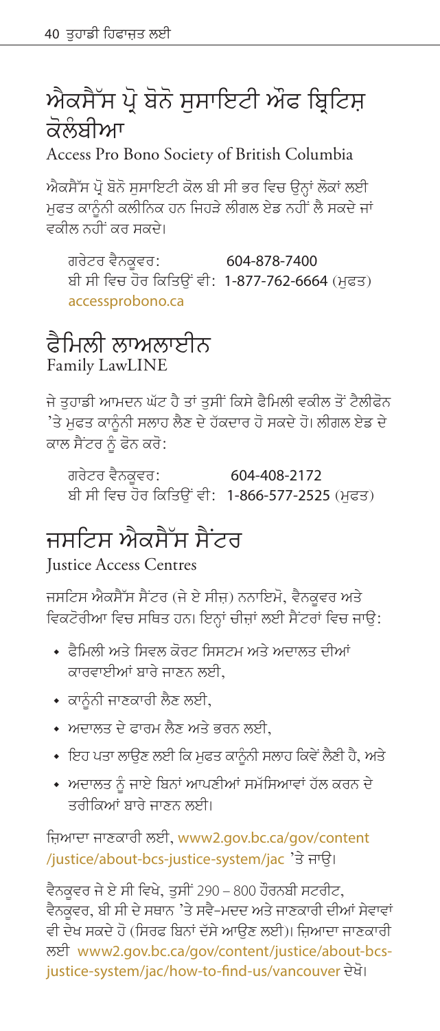## ਐਕਸੈੱਸ ਪ੍ਰੋ ਬੋਨੋ ਸੁਸਾਇਟੀ ਔਫ ਬ੍ਰਿਟਿਸ਼ ਕੋਲੰਬੀਆ

Access Pro Bono Society of British Columbia

ਐਕਸੈੱਸ ਪ੍ਰੋ ਬੋਨੋ ਸੁਸਾਇਟੀ ਕੋਲ ਬੀ ਸੀ ਭਰ ਵਿਚ ਉਨ੍ਹਾਂ ਲੋਕਾਂ ਲਈ ਮੁਫਤ ਕਾਨੂੰਨੀ ਕਲੀਨਿਕ ਹਨ ਜਿਹੜੇ ਲੀਗਲ ਏਡ ਨਹੀਂ ਲੈ ਸਕਦੇ ਜਾਂ ਵਕੀਲ ਨਹੀਂ ਕਰ ਸਕਦੇ।

ਗਰੇਟਰ ਵੈਨਕੂਵਰ: 604-878-7400
ਬੀ ਸੀ ਵਿਚ ਹੋਰ ਕਿਤਿਉਂ ਵੀ: 1-877-762-6664 (ਮੁਫਤ)
accessprobono.ca

## ਫੈਮਿਲੀ ਲਾਅਲਾਈਨ

Family LawLINE

ਜੇ ਤੁਹਾਡੀ ਆਮਦਨ ਘੱਟ ਹੈ ਤਾਂ ਤੁਸੀਂ ਕਿਸੇ ਫੈਮਿਲੀ ਵਕੀਲ ਤੋਂ ਟੈਲੀਫੋਨ 'ਤੇ ਮੁਫਤ ਕਾਨੂੰਨੀ ਸਲਾਹ ਲੈਣ ਦੇ ਹੱਕਦਾਰ ਹੋ ਸਕਦੇ ਹੋ। ਲੀਗਲ ਏਡ ਦੇ ਕਾਲ ਸੈਂਟਰ ਨੂੰ ਫੋਨ ਕਰੋ:

ਗਰੇਟਰ ਵੈਨਕੂਵਰ: 604-408-2172
ਬੀ ਸੀ ਵਿਚ ਹੋਰ ਕਿਤਿਉਂ ਵੀ: 1-866-577-2525 (ਮੁਫਤ)

## ਜਸਟਿਸ ਐਕਸੈੱਸ ਸੈਂਟਰ

Justice Access Centres

ਜਸਟਿਸ ਐਕਸੈੱਸ ਸੈਂਟਰ (ਜੇ ਏ ਸੀਜ਼) ਨਨਾਇਮੋ, ਵੈਨਕੂਵਰ ਅਤੇ ਵਿਕਟੋਰੀਆ ਵਿਚ ਸਥਿਤ ਹਨ। ਇਨ੍ਹਾਂ ਚੀਜ਼ਾਂ ਲਈ ਸੈਂਟਰਾਂ ਵਿਚ ਜਾਉ:

- ਫੈਮਿਲੀ ਅਤੇ ਸਿਵਲ ਕੋਰਟ ਸਿਸਟਮ ਅਤੇ ਅਦਾਲਤ ਦੀਆਂ ਕਾਰਵਾਈਆਂ ਬਾਰੇ ਜਾਣਨ ਲਈ,
- ਕਾਨੂੰਨੀ ਜਾਣਕਾਰੀ ਲੈਣ ਲਈ,
- ਅਦਾਲਤ ਦੇ ਫਾਰਮ ਲੈਣ ਅਤੇ ਭਰਨ ਲਈ,
- ਇਹ ਪਤਾ ਲਾਉਣ ਲਈ ਕਿ ਮੁਫਤ ਕਾਨੂੰਨੀ ਸਲਾਹ ਕਿਵੇਂ ਲੈਣੀ ਹੈ, ਅਤੇ
- ਅਦਾਲਤ ਨੂੰ ਜਾਏ ਬਿਨਾਂ ਆਪਣੀਆਂ ਸਮੱਸਿਆਵਾਂ ਹੱਲ ਕਰਨ ਦੇ ਤਰੀਕਿਆਂ ਬਾਰੇ ਜਾਣਨ ਲਈ।

ਜ਼ਿਆਦਾ ਜਾਣਕਾਰੀ ਲਈ, www2.gov.bc.ca/gov/content/justice/about-bcs-justice-system/jac 'ਤੇ ਜਾਉ।

ਵੈਨਕੂਵਰ ਜੇ ਏ ਸੀ ਵਿਖੇ, ਤੁਸੀਂ 290 – 800 ਹੌਰਨਬੀ ਸਟਰੀਟ, ਵੈਨਕੂਵਰ, ਬੀ ਸੀ ਦੇ ਸਥਾਨ 'ਤੇ ਸਵੈ-ਮਦਦ ਅਤੇ ਜਾਣਕਾਰੀ ਦੀਆਂ ਸੇਵਾਵਾਂ ਵੀ ਦੇਖ ਸਕਦੇ ਹੋ (ਸਿਰਫ ਬਿਨਾਂ ਦੱਸੇ ਆਉਣ ਲਈ)। ਜ਼ਿਆਦਾ ਜਾਣਕਾਰੀ ਲਈ www2.gov.bc.ca/gov/content/justice/about-bcs-justice-system/jac/how-to-find-us/vancouver ਦੇਖੋ।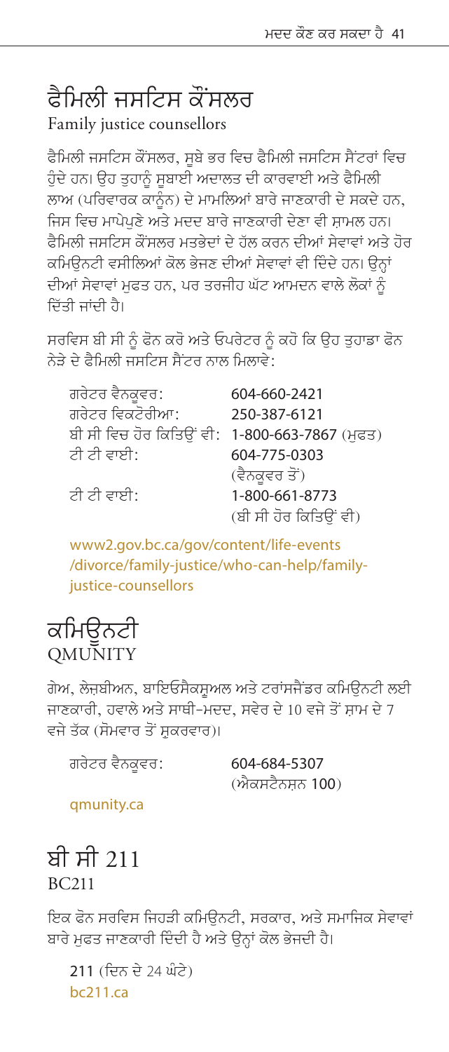## ਫੈਮਿਲੀ ਜਸਟਿਸ ਕੌਂਸਲਰ

Family justice counsellors

ਫੈਮਿਲੀ ਜਸਟਿਸ ਕੌਂਸਲਰ, ਸੂਬੇ ਭਰ ਵਿਚ ਫੈਮਿਲੀ ਜਸਟਿਸ ਸੈਂਟਰਾਂ ਵਿਚ ਹੁੰਦੇ ਹਨ। ਉਹ ਤੁਹਾਨੂੰ ਸੂਬਾਈ ਅਦਾਲਤ ਦੀ ਕਾਰਵਾਈ ਅਤੇ ਫੈਮਿਲੀ ਲਾਅ (ਪਰਿਵਾਰਕ ਕਾਨੂੰਨ) ਦੇ ਮਾਮਲਿਆਂ ਬਾਰੇ ਜਾਣਕਾਰੀ ਦੇ ਸਕਦੇ ਹਨ, ਜਿਸ ਵਿਚ ਮਾਪੇਪੁਣੇ ਅਤੇ ਮਦਦ ਬਾਰੇ ਜਾਣਕਾਰੀ ਦੇਣਾ ਵੀ ਸ਼ਾਮਲ ਹਨ। ਫੈਮਿਲੀ ਜਸਟਿਸ ਕੌਂਸਲਰ ਮਤਭੇਦਾਂ ਦੇ ਹੱਲ ਕਰਨ ਦੀਆਂ ਸੇਵਾਵਾਂ ਅਤੇ ਹੋਰ ਕਮਿਉਨਟੀ ਵਸੀਲਿਆਂ ਕੋਲ ਭੇਜਣ ਦੀਆਂ ਸੇਵਾਵਾਂ ਵੀ ਦਿੰਦੇ ਹਨ। ਉਨ੍ਹਾਂ ਦੀਆਂ ਸੇਵਾਵਾਂ ਮੁਫਤ ਹਨ, ਪਰ ਤਰਜੀਹ ਘੱਟ ਆਮਦਨ ਵਾਲੇ ਲੋਕਾਂ ਨੂੰ ਦਿੱਤੀ ਜਾਂਦੀ ਹੈ।

ਸਰਵਿਸ ਬੀ ਸੀ ਨੂੰ ਫੋਨ ਕਰੋ ਅਤੇ ਓਪਰੇਟਰ ਨੂੰ ਕਹੋ ਕਿ ਉਹ ਤੁਹਾਡਾ ਫੋਨ ਨੇੜੇ ਦੇ ਫੈਮਿਲੀ ਜਸਟਿਸ ਸੈਂਟਰ ਨਾਲ ਮਿਲਾਵੇ:

| | |
|---|---|
| ਗਰੇਟਰ ਵੈਨਕੂਵਰ: | 604-660-2421 |
| ਗਰੇਟਰ ਵਿਕਟੋਰੀਆ: | 250-387-6121 |
| ਬੀ ਸੀ ਵਿਚ ਹੋਰ ਕਿਤਿਉਂ ਵੀ: | 1-800-663-7867 (ਮੁਫਤ) |
| ਟੀ ਟੀ ਵਾਈ: | 604-775-0303 (ਵੈਨਕੂਵਰ ਤੋਂ) |
| ਟੀ ਟੀ ਵਾਈ: | 1-800-661-8773 (ਬੀ ਸੀ ਹੋਰ ਕਿਤਿਉਂ ਵੀ) |

www2.gov.bc.ca/gov/content/life-events/divorce/family-justice/who-can-help/family-justice-counsellors

## ਕਮਿਉਨਟੀ

QMUNITY

ਗੇਅ, ਲੇਜ਼ਬੀਅਨ, ਬਾਇਓਸੈਕਸ਼ੂਅਲ ਅਤੇ ਟਰਾਂਸਜੈਂਡਰ ਕਮਿਉਨਟੀ ਲਈ ਜਾਣਕਾਰੀ, ਹਵਾਲੇ ਅਤੇ ਸਾਥੀ-ਮਦਦ, ਸਵੇਰ ਦੇ 10 ਵਜੇ ਤੋਂ ਸ਼ਾਮ ਦੇ 7 ਵਜੇ ਤੱਕ (ਸੋਮਵਾਰ ਤੋਂ ਸ਼ੁਕਰਵਾਰ)।

| | |
|---|---|
| ਗਰੇਟਰ ਵੈਨਕੂਵਰ: | 604-684-5307 (ਐਕਸਟੈਨਸ਼ਨ 100) |

qmunity.ca

## ਬੀ ਸੀ 211

BC211

ਇਕ ਫੋਨ ਸਰਵਿਸ ਜਿਹੜੀ ਕਮਿਉਨਟੀ, ਸਰਕਾਰ, ਅਤੇ ਸਮਾਜਿਕ ਸੇਵਾਵਾਂ ਬਾਰੇ ਮੁਫਤ ਜਾਣਕਾਰੀ ਦਿੰਦੀ ਹੈ ਅਤੇ ਉਨ੍ਹਾਂ ਕੋਲ ਭੇਜਦੀ ਹੈ।

211 (ਦਿਨ ਦੇ 24 ਘੰਟੇ)
bc211.ca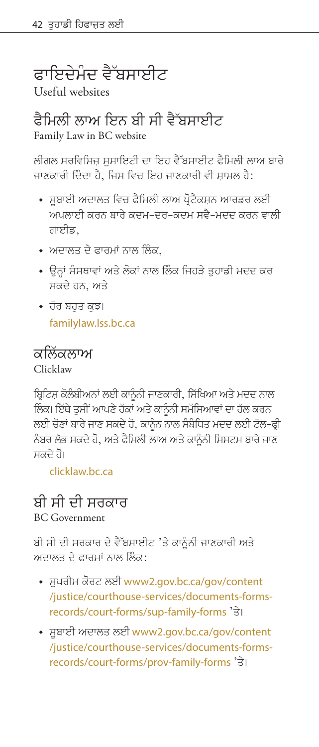# ਫਾਇਦੇਮੰਦ ਵੈੱਬਸਾਈਟ

Useful websites

## ਫੈਮਿਲੀ ਲਾਅ ਇਨ ਬੀ ਸੀ ਵੈੱਬਸਾਈਟ

Family Law in BC website

ਲੀਗਲ ਸਰਵਿਸਿਜ਼ ਸੁਸਾਇਟੀ ਦਾ ਇਹ ਵੈੱਬਸਾਈਟ ਫੈਮਿਲੀ ਲਾਅ ਬਾਰੇ ਜਾਣਕਾਰੀ ਦਿੰਦਾ ਹੈ, ਜਿਸ ਵਿਚ ਇਹ ਜਾਣਕਾਰੀ ਵੀ ਸ਼ਾਮਲ ਹੈ:

- ਸੂਬਾਈ ਅਦਾਲਤ ਵਿਚ ਫੈਮਿਲੀ ਲਾਅ ਪ੍ਰੋਟੈਕਸ਼ਨ ਆਰਡਰ ਲਈ ਅਪਲਾਈ ਕਰਨ ਬਾਰੇ ਕਦਮ-ਦਰ-ਕਦਮ ਸਵੈ-ਮਦਦ ਕਰਨ ਵਾਲੀ ਗਾਈਡ,
- ਅਦਾਲਤ ਦੇ ਫਾਰਮਾਂ ਨਾਲ ਲਿੰਕ,
- ਉਨ੍ਹਾਂ ਸੰਸਥਾਵਾਂ ਅਤੇ ਲੋਕਾਂ ਨਾਲ ਲਿੰਕ ਜਿਹੜੇ ਤੁਹਾਡੀ ਮਦਦ ਕਰ ਸਕਦੇ ਹਨ, ਅਤੇ
- ਹੋਰ ਬਹੁਤ ਕੁਝ।

  familylaw.lss.bc.ca

## ਕਲਿੱਕਲਾਅ

Clicklaw

ਬ੍ਰਿਟਿਸ਼ ਕੋਲੰਬੀਅਨਾਂ ਲਈ ਕਾਨੂੰਨੀ ਜਾਣਕਾਰੀ, ਸਿੱਖਿਆ ਅਤੇ ਮਦਦ ਨਾਲ ਲਿੰਕ। ਇੱਥੇ ਤੁਸੀਂ ਆਪਣੇ ਹੱਕਾਂ ਅਤੇ ਕਾਨੂੰਨੀ ਸਮੱਸਿਆਵਾਂ ਦਾ ਹੱਲ ਕਰਨ ਲਈ ਚੋਣਾਂ ਬਾਰੇ ਜਾਣ ਸਕਦੇ ਹੋ, ਕਾਨੂੰਨ ਨਾਲ ਸੰਬੰਧਿਤ ਮਦਦ ਲਈ ਟੋਲ-ਫ੍ਰੀ ਨੰਬਰ ਲੱਭ ਸਕਦੇ ਹੋ, ਅਤੇ ਫੈਮਿਲੀ ਲਾਅ ਅਤੇ ਕਾਨੂੰਨੀ ਸਿਸਟਮ ਬਾਰੇ ਜਾਣ ਸਕਦੇ ਹੋ।

clicklaw.bc.ca

## ਬੀ ਸੀ ਦੀ ਸਰਕਾਰ

BC Government

ਬੀ ਸੀ ਦੀ ਸਰਕਾਰ ਦੇ ਵੈੱਬਸਾਈਟ 'ਤੇ ਕਾਨੂੰਨੀ ਜਾਣਕਾਰੀ ਅਤੇ ਅਦਾਲਤ ਦੇ ਫਾਰਮਾਂ ਨਾਲ ਲਿੰਕ:

- ਸੁਪਰੀਮ ਕੋਰਟ ਲਈ www2.gov.bc.ca/gov/content/justice/courthouse-services/documents-forms-records/court-forms/sup-family-forms 'ਤੇ।
- ਸੂਬਾਈ ਅਦਾਲਤ ਲਈ www2.gov.bc.ca/gov/content/justice/courthouse-services/documents-forms-records/court-forms/prov-family-forms 'ਤੇ।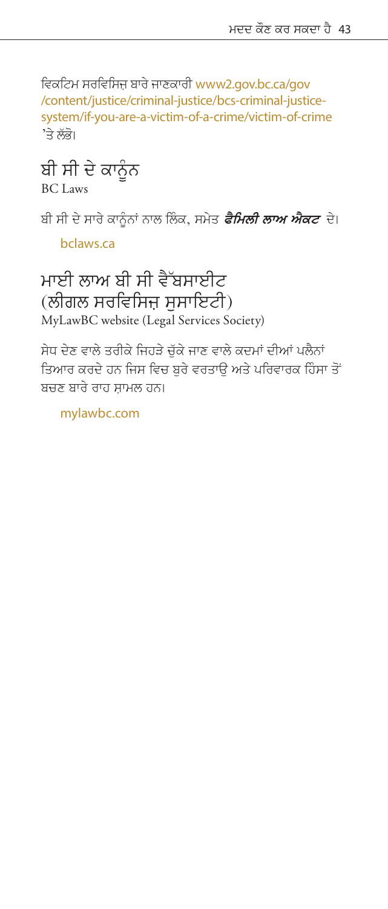ਵਿਕਟਿਮ ਸਰਵਿਸਿਜ਼ ਬਾਰੇ ਜਾਣਕਾਰੀ www2.gov.bc.ca/gov/content/justice/criminal-justice/bcs-criminal-justice-system/if-you-are-a-victim-of-a-crime/victim-of-crime ’ਤੇ ਲੱਭੋ।

## ਬੀ ਸੀ ਦੇ ਕਾਨੂੰਨ

BC Laws

ਬੀ ਸੀ ਦੇ ਸਾਰੇ ਕਾਨੂੰਨਾਂ ਨਾਲ ਲਿੰਕ, ਸਮੇਤ ***ਫੈਮਿਲੀ ਲਾਅ ਐਕਟ*** ਦੇ।

bclaws.ca

## ਮਾਈ ਲਾਅ ਬੀ ਸੀ ਵੈੱਬਸਾਈਟ (ਲੀਗਲ ਸਰਵਿਸਿਜ਼ ਸੁਸਾਇਟੀ)

MyLawBC website (Legal Services Society)

ਸੇਧ ਦੇਣ ਵਾਲੇ ਤਰੀਕੇ ਜਿਹੜੇ ਚੁੱਕੇ ਜਾਣ ਵਾਲੇ ਕਦਮਾਂ ਦੀਆਂ ਪਲੈਨਾਂ ਤਿਆਰ ਕਰਦੇ ਹਨ ਜਿਸ ਵਿਚ ਬੁਰੇ ਵਰਤਾਉ ਅਤੇ ਪਰਿਵਾਰਕ ਹਿੰਸਾ ਤੋਂ ਬਚਣ ਬਾਰੇ ਰਾਹ ਸ਼ਾਮਲ ਹਨ।

mylawbc.com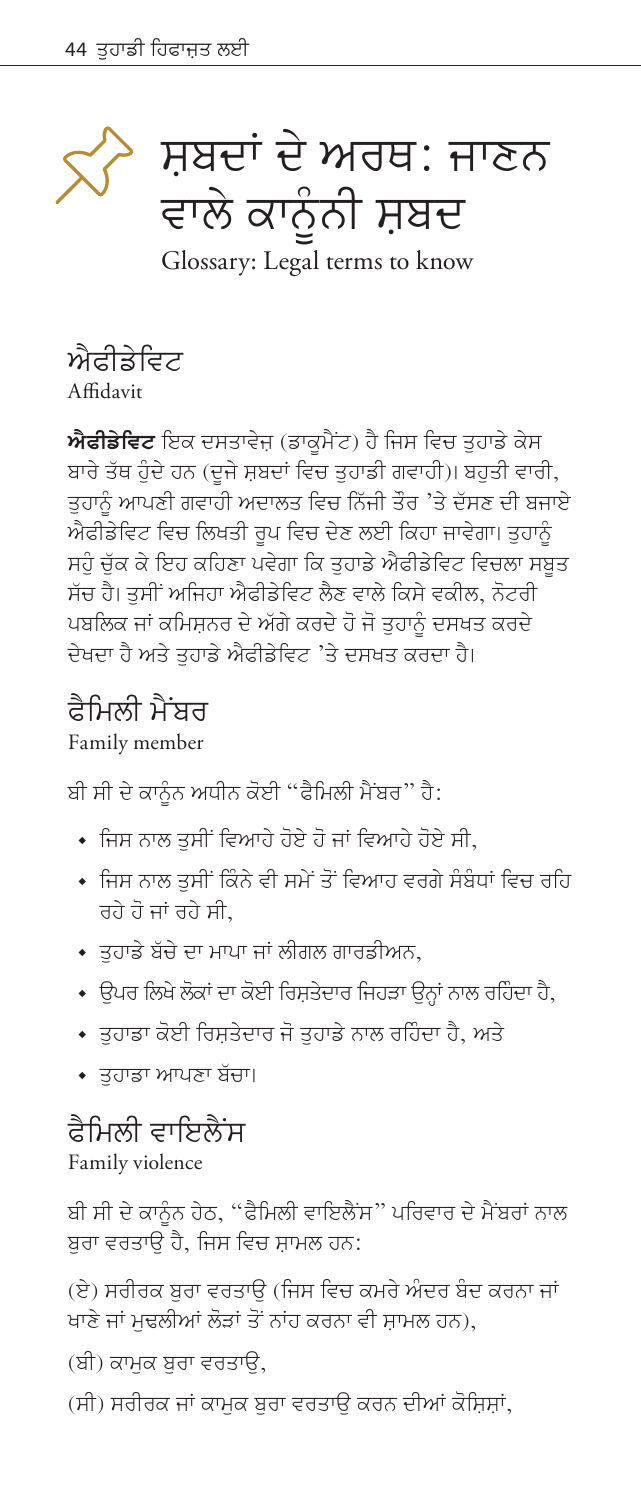# ਸ਼ਬਦਾਂ ਦੇ ਅਰਥ: ਜਾਣਨ ਵਾਲੇ ਕਾਨੂੰਨੀ ਸ਼ਬਦ

Glossary: Legal terms to know

## ਐਫੀਡੇਵਿਟ

Affidavit

**ਐਫੀਡੇਵਿਟ** ਇਕ ਦਸਤਾਵੇਜ਼ (ਡਾਕੂਮੈਂਟ) ਹੈ ਜਿਸ ਵਿਚ ਤੁਹਾਡੇ ਕੇਸ ਬਾਰੇ ਤੱਥ ਹੁੰਦੇ ਹਨ (ਦੂਜੇ ਸ਼ਬਦਾਂ ਵਿਚ ਤੁਹਾਡੀ ਗਵਾਹੀ)। ਬਹੁਤੀ ਵਾਰੀ, ਤੁਹਾਨੂੰ ਆਪਣੀ ਗਵਾਹੀ ਅਦਾਲਤ ਵਿਚ ਨਿੱਜੀ ਤੌਰ 'ਤੇ ਦੱਸਣ ਦੀ ਬਜਾਏ ਐਫੀਡੇਵਿਟ ਵਿਚ ਲਿਖਤੀ ਰੂਪ ਵਿਚ ਦੇਣ ਲਈ ਕਿਹਾ ਜਾਵੇਗਾ। ਤੁਹਾਨੂੰ ਸਹੁੰ ਚੁੱਕ ਕੇ ਇਹ ਕਹਿਣਾ ਪਵੇਗਾ ਕਿ ਤੁਹਾਡੇ ਐਫੀਡੇਵਿਟ ਵਿਚਲਾ ਸਬੂਤ ਸੱਚ ਹੈ। ਤੁਸੀਂ ਅਜਿਹਾ ਐਫੀਡੇਵਿਟ ਲੈਣ ਵਾਲੇ ਕਿਸੇ ਵਕੀਲ, ਨੋਟਰੀ ਪਬਲਿਕ ਜਾਂ ਕਮਿਸ਼ਨਰ ਦੇ ਅੱਗੇ ਕਰਦੇ ਹੋ ਜੋ ਤੁਹਾਨੂੰ ਦਸਖਤ ਕਰਦੇ ਦੇਖਦਾ ਹੈ ਅਤੇ ਤੁਹਾਡੇ ਐਫੀਡੇਵਿਟ 'ਤੇ ਦਸਖਤ ਕਰਦਾ ਹੈ।

## ਫੈਮਿਲੀ ਮੈਂਬਰ

Family member

ਬੀ ਸੀ ਦੇ ਕਾਨੂੰਨ ਅਧੀਨ ਕੋਈ "ਫੈਮਿਲੀ ਮੈਂਬਰ" ਹੈ:

- ਜਿਸ ਨਾਲ ਤੁਸੀਂ ਵਿਆਹੇ ਹੋਏ ਹੋ ਜਾਂ ਵਿਆਹੇ ਹੋਏ ਸੀ,
- ਜਿਸ ਨਾਲ ਤੁਸੀਂ ਕਿੰਨੇ ਵੀ ਸਮੇਂ ਤੋਂ ਵਿਆਹ ਵਰਗੇ ਸੰਬੰਧਾਂ ਵਿਚ ਰਹਿ ਰਹੇ ਹੋ ਜਾਂ ਰਹੇ ਸੀ,
- ਤੁਹਾਡੇ ਬੱਚੇ ਦਾ ਮਾਪਾ ਜਾਂ ਲੀਗਲ ਗਾਰਡੀਅਨ,
- ਉਪਰ ਲਿਖੇ ਲੋਕਾਂ ਦਾ ਕੋਈ ਰਿਸ਼ਤੇਦਾਰ ਜਿਹੜਾ ਉਨ੍ਹਾਂ ਨਾਲ ਰਹਿੰਦਾ ਹੈ,
- ਤੁਹਾਡਾ ਕੋਈ ਰਿਸ਼ਤੇਦਾਰ ਜੋ ਤੁਹਾਡੇ ਨਾਲ ਰਹਿੰਦਾ ਹੈ, ਅਤੇ
- ਤੁਹਾਡਾ ਆਪਣਾ ਬੱਚਾ।

## ਫੈਮਿਲੀ ਵਾਇਲੈਂਸ

Family violence

ਬੀ ਸੀ ਦੇ ਕਾਨੂੰਨ ਹੇਠ, "ਫੈਮਿਲੀ ਵਾਇਲੈਂਸ" ਪਰਿਵਾਰ ਦੇ ਮੈਂਬਰਾਂ ਨਾਲ ਬੁਰਾ ਵਰਤਾਉ ਹੈ, ਜਿਸ ਵਿਚ ਸ਼ਾਮਲ ਹਨ:

(ਏ) ਸਰੀਰਕ ਬੁਰਾ ਵਰਤਾਉ (ਜਿਸ ਵਿਚ ਕਮਰੇ ਅੰਦਰ ਬੰਦ ਕਰਨਾ ਜਾਂ ਖਾਣੇ ਜਾਂ ਮੁਢਲੀਆਂ ਲੋੜਾਂ ਤੋਂ ਨਾਂਹ ਕਰਨਾ ਵੀ ਸ਼ਾਮਲ ਹਨ),

(ਬੀ) ਕਾਮੁਕ ਬੁਰਾ ਵਰਤਾਉ,

(ਸੀ) ਸਰੀਰਕ ਜਾਂ ਕਾਮੁਕ ਬੁਰਾ ਵਰਤਾਉ ਕਰਨ ਦੀਆਂ ਕੋਸ਼ਿਸ਼ਾਂ,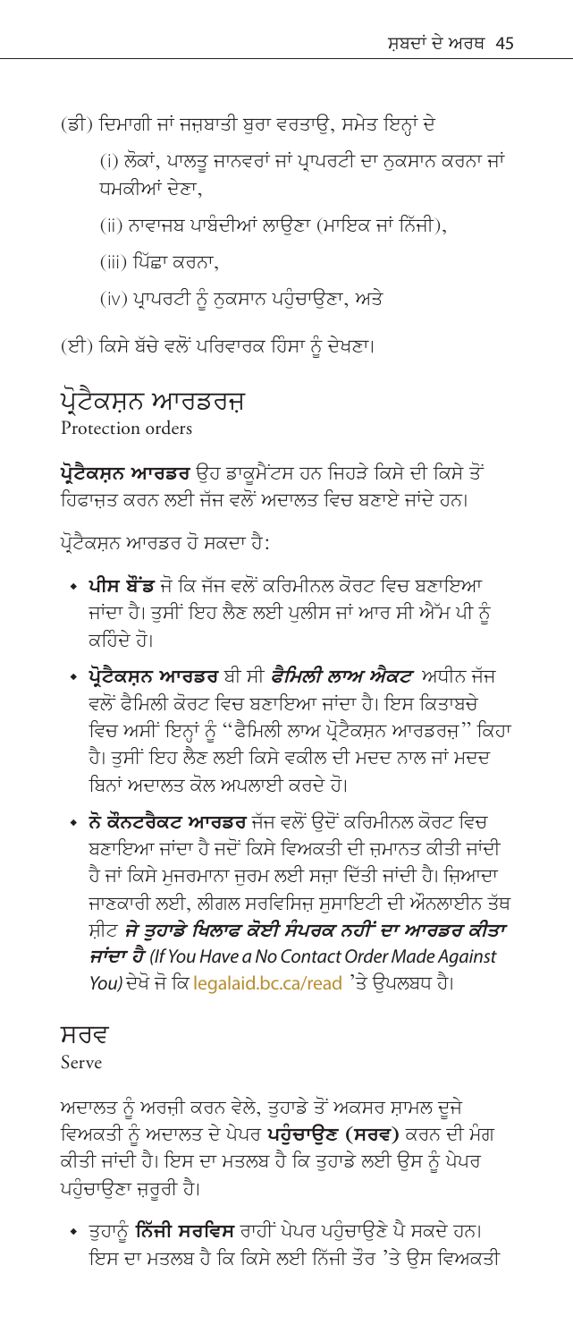(ਡੀ) ਦਿਮਾਗੀ ਜਾਂ ਜਜ਼ਬਾਤੀ ਬੁਰਾ ਵਰਤਾਉ, ਸਮੇਤ ਇਨ੍ਹਾਂ ਦੇ

(i) ਲੋਕਾਂ, ਪਾਲਤੂ ਜਾਨਵਰਾਂ ਜਾਂ ਪ੍ਰਾਪਰਟੀ ਦਾ ਨੁਕਸਾਨ ਕਰਨਾ ਜਾਂ ਧਮਕੀਆਂ ਦੇਣਾ,

(ii) ਨਾਵਾਜਬ ਪਾਬੰਦੀਆਂ ਲਾਉਣਾ (ਮਾਇਕ ਜਾਂ ਨਿੱਜੀ),

(iii) ਪਿੱਛਾ ਕਰਨਾ,

(iv) ਪ੍ਰਾਪਰਟੀ ਨੂੰ ਨੁਕਸਾਨ ਪਹੁੰਚਾਉਣਾ, ਅਤੇ

(ਈ) ਕਿਸੇ ਬੱਚੇ ਵਲੋਂ ਪਰਿਵਾਰਕ ਹਿੰਸਾ ਨੂੰ ਦੇਖਣਾ।

## ਪ੍ਰੋਟੈਕਸ਼ਨ ਆਰਡਰਜ਼

Protection orders

**ਪ੍ਰੋਟੈਕਸ਼ਨ ਆਰਡਰ** ਉਹ ਡਾਕੂਮੈਂਟਸ ਹਨ ਜਿਹੜੇ ਕਿਸੇ ਦੀ ਕਿਸੇ ਤੋਂ ਹਿਫਾਜ਼ਤ ਕਰਨ ਲਈ ਜੱਜ ਵਲੋਂ ਅਦਾਲਤ ਵਿਚ ਬਣਾਏ ਜਾਂਦੇ ਹਨ।

ਪ੍ਰੋਟੈਕਸ਼ਨ ਆਰਡਰ ਹੋ ਸਕਦਾ ਹੈ:

- **ਪੀਸ ਬੌਂਡ** ਜੋ ਕਿ ਜੱਜ ਵਲੋਂ ਕਰਿਮੀਨਲ ਕੋਰਟ ਵਿਚ ਬਣਾਇਆ ਜਾਂਦਾ ਹੈ। ਤੁਸੀਂ ਇਹ ਲੈਣ ਲਈ ਪੁਲੀਸ ਜਾਂ ਆਰ ਸੀ ਐੱਮ ਪੀ ਨੂੰ ਕਹਿੰਦੇ ਹੋ।
- **ਪ੍ਰੋਟੈਕਸ਼ਨ ਆਰਡਰ** ਬੀ ਸੀ ***ਫੈਮਿਲੀ ਲਾਅ ਐਕਟ*** ਅਧੀਨ ਜੱਜ ਵਲੋਂ ਫੈਮਿਲੀ ਕੋਰਟ ਵਿਚ ਬਣਾਇਆ ਜਾਂਦਾ ਹੈ। ਇਸ ਕਿਤਾਬਚੇ ਵਿਚ ਅਸੀਂ ਇਨ੍ਹਾਂ ਨੂੰ "ਫੈਮਿਲੀ ਲਾਅ ਪ੍ਰੋਟੈਕਸ਼ਨ ਆਰਡਰਜ਼" ਕਿਹਾ ਹੈ। ਤੁਸੀਂ ਇਹ ਲੈਣ ਲਈ ਕਿਸੇ ਵਕੀਲ ਦੀ ਮਦਦ ਨਾਲ ਜਾਂ ਮਦਦ ਬਿਨਾਂ ਅਦਾਲਤ ਕੋਲ ਅਪਲਾਈ ਕਰਦੇ ਹੋ।
- **ਨੋ ਕੌਨਟਰੈਕਟ ਆਰਡਰ** ਜੱਜ ਵਲੋਂ ਉਦੋਂ ਕਰਿਮੀਨਲ ਕੋਰਟ ਵਿਚ ਬਣਾਇਆ ਜਾਂਦਾ ਹੈ ਜਦੋਂ ਕਿਸੇ ਵਿਅਕਤੀ ਦੀ ਜ਼ਮਾਨਤ ਕੀਤੀ ਜਾਂਦੀ ਹੈ ਜਾਂ ਕਿਸੇ ਮੁਜਰਮਾਨਾ ਜੁਰਮ ਲਈ ਸਜ਼ਾ ਦਿੱਤੀ ਜਾਂਦੀ ਹੈ। ਜ਼ਿਆਦਾ ਜਾਣਕਾਰੀ ਲਈ, ਲੀਗਲ ਸਰਵਿਸਿਜ਼ ਸੁਸਾਇਟੀ ਦੀ ਔਨਲਾਈਨ ਤੱਥ ਸ਼ੀਟ ***ਜੇ ਤੁਹਾਡੇ ਖਿਲਾਫ ਕੋਈ ਸੰਪਰਕ ਨਹੀਂ ਦਾ ਆਰਡਰ ਕੀਤਾ ਜਾਂਦਾ ਹੈ*** *(If You Have a No Contact Order Made Against You)* ਦੇਖੋ ਜੋ ਕਿ legalaid.bc.ca/read 'ਤੇ ਉਪਲਬਧ ਹੈ।

## ਸਰਵ

Serve

ਅਦਾਲਤ ਨੂੰ ਅਰਜ਼ੀ ਕਰਨ ਵੇਲੇ, ਤੁਹਾਡੇ ਤੋਂ ਅਕਸਰ ਸ਼ਾਮਲ ਦੂਜੇ ਵਿਅਕਤੀ ਨੂੰ ਅਦਾਲਤ ਦੇ ਪੇਪਰ **ਪਹੁੰਚਾਉਣ (ਸਰਵ)** ਕਰਨ ਦੀ ਮੰਗ ਕੀਤੀ ਜਾਂਦੀ ਹੈ। ਇਸ ਦਾ ਮਤਲਬ ਹੈ ਕਿ ਤੁਹਾਡੇ ਲਈ ਉਸ ਨੂੰ ਪੇਪਰ ਪਹੁੰਚਾਉਣਾ ਜ਼ਰੂਰੀ ਹੈ।

- ਤੁਹਾਨੂੰ **ਨਿੱਜੀ ਸਰਵਿਸ** ਰਾਹੀਂ ਪੇਪਰ ਪਹੁੰਚਾਉਣੇ ਪੈ ਸਕਦੇ ਹਨ। ਇਸ ਦਾ ਮਤਲਬ ਹੈ ਕਿ ਕਿਸੇ ਲਈ ਨਿੱਜੀ ਤੌਰ 'ਤੇ ਉਸ ਵਿਅਕਤੀ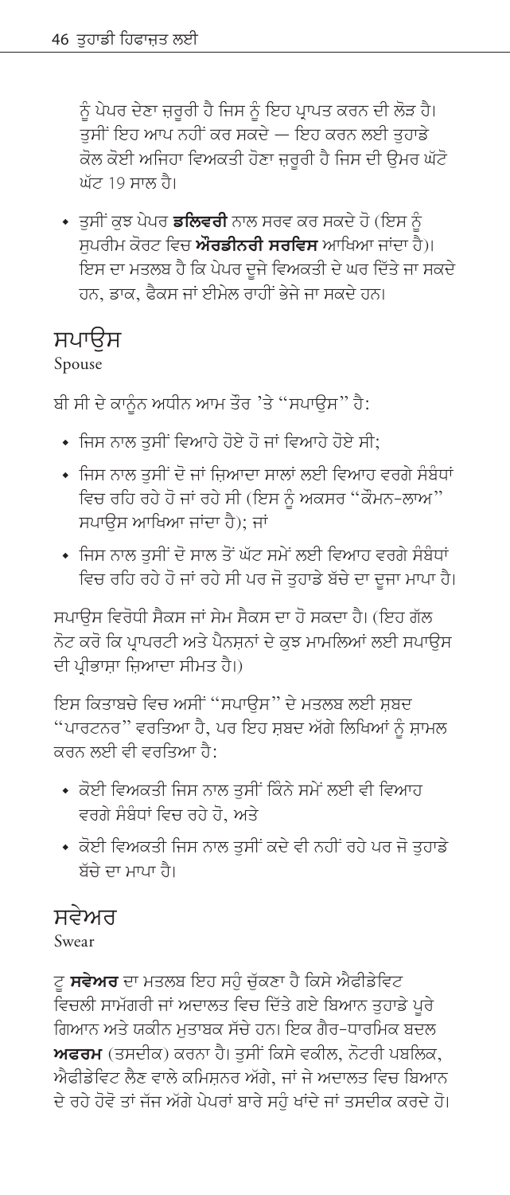ਨੂੰ ਪੇਪਰ ਦੇਣਾ ਜ਼ਰੂਰੀ ਹੈ ਜਿਸ ਨੂੰ ਇਹ ਪ੍ਰਾਪਤ ਕਰਨ ਦੀ ਲੋੜ ਹੈ। ਤੁਸੀਂ ਇਹ ਆਪ ਨਹੀਂ ਕਰ ਸਕਦੇ — ਇਹ ਕਰਨ ਲਈ ਤੁਹਾਡੇ ਕੋਲ ਕੋਈ ਅਜਿਹਾ ਵਿਅਕਤੀ ਹੋਣਾ ਜ਼ਰੂਰੀ ਹੈ ਜਿਸ ਦੀ ਉਮਰ ਘੱਟੋ ਘੱਟ 19 ਸਾਲ ਹੈ।

- ਤੁਸੀਂ ਕੁਝ ਪੇਪਰ **ਡਲਿਵਰੀ** ਨਾਲ ਸਰਵ ਕਰ ਸਕਦੇ ਹੋ (ਇਸ ਨੂੰ ਸੁਪਰੀਮ ਕੋਰਟ ਵਿਚ **ਔਰਡੀਨਰੀ ਸਰਵਿਸ** ਆਖਿਆ ਜਾਂਦਾ ਹੈ)। ਇਸ ਦਾ ਮਤਲਬ ਹੈ ਕਿ ਪੇਪਰ ਦੂਜੇ ਵਿਅਕਤੀ ਦੇ ਘਰ ਦਿੱਤੇ ਜਾ ਸਕਦੇ ਹਨ, ਡਾਕ, ਫੈਕਸ ਜਾਂ ਈਮੇਲ ਰਾਹੀਂ ਭੇਜੇ ਜਾ ਸਕਦੇ ਹਨ।

## ਸਪਾਉਸ

Spouse

ਬੀ ਸੀ ਦੇ ਕਾਨੂੰਨ ਅਧੀਨ ਆਮ ਤੌਰ 'ਤੇ "ਸਪਾਉਸ" ਹੈ:

- ਜਿਸ ਨਾਲ ਤੁਸੀਂ ਵਿਆਹੇ ਹੋਏ ਹੋ ਜਾਂ ਵਿਆਹੇ ਹੋਏ ਸੀ;
- ਜਿਸ ਨਾਲ ਤੁਸੀਂ ਦੋ ਜਾਂ ਜ਼ਿਆਦਾ ਸਾਲਾਂ ਲਈ ਵਿਆਹ ਵਰਗੇ ਸੰਬੰਧਾਂ ਵਿਚ ਰਹਿ ਰਹੇ ਹੋ ਜਾਂ ਰਹੇ ਸੀ (ਇਸ ਨੂੰ ਅਕਸਰ "ਕੌਮਨ-ਲਾਅ" ਸਪਾਉਸ ਆਖਿਆ ਜਾਂਦਾ ਹੈ); ਜਾਂ
- ਜਿਸ ਨਾਲ ਤੁਸੀਂ ਦੋ ਸਾਲ ਤੋਂ ਘੱਟ ਸਮੇਂ ਲਈ ਵਿਆਹ ਵਰਗੇ ਸੰਬੰਧਾਂ ਵਿਚ ਰਹਿ ਰਹੇ ਹੋ ਜਾਂ ਰਹੇ ਸੀ ਪਰ ਜੋ ਤੁਹਾਡੇ ਬੱਚੇ ਦਾ ਦੂਜਾ ਮਾਪਾ ਹੈ।

ਸਪਾਉਸ ਵਿਰੋਧੀ ਸੈਕਸ ਜਾਂ ਸੇਮ ਸੈਕਸ ਦਾ ਹੋ ਸਕਦਾ ਹੈ। (ਇਹ ਗੱਲ ਨੋਟ ਕਰੋ ਕਿ ਪ੍ਰਾਪਰਟੀ ਅਤੇ ਪੈਨਸ਼ਨਾਂ ਦੇ ਕੁਝ ਮਾਮਲਿਆਂ ਲਈ ਸਪਾਉਸ ਦੀ ਪ੍ਰੀਭਾਸ਼ਾ ਜ਼ਿਆਦਾ ਸੀਮਤ ਹੈ।)

ਇਸ ਕਿਤਾਬਚੇ ਵਿਚ ਅਸੀਂ "ਸਪਾਉਸ" ਦੇ ਮਤਲਬ ਲਈ ਸ਼ਬਦ "ਪਾਰਟਨਰ" ਵਰਤਿਆ ਹੈ, ਪਰ ਇਹ ਸ਼ਬਦ ਅੱਗੇ ਲਿਖਿਆਂ ਨੂੰ ਸ਼ਾਮਲ ਕਰਨ ਲਈ ਵੀ ਵਰਤਿਆ ਹੈ:

- ਕੋਈ ਵਿਅਕਤੀ ਜਿਸ ਨਾਲ ਤੁਸੀਂ ਕਿੰਨੇ ਸਮੇਂ ਲਈ ਵੀ ਵਿਆਹ ਵਰਗੇ ਸੰਬੰਧਾਂ ਵਿਚ ਰਹੇ ਹੋ, ਅਤੇ
- ਕੋਈ ਵਿਅਕਤੀ ਜਿਸ ਨਾਲ ਤੁਸੀਂ ਕਦੇ ਵੀ ਨਹੀਂ ਰਹੇ ਪਰ ਜੋ ਤੁਹਾਡੇ ਬੱਚੇ ਦਾ ਮਾਪਾ ਹੈ।

## ਸਵੇਅਰ

Swear

ਟੂ **ਸਵੇਅਰ** ਦਾ ਮਤਲਬ ਇਹ ਸਹੁੰ ਚੁੱਕਣਾ ਹੈ ਕਿਸੇ ਐਫੀਡੇਵਿਟ ਵਿਚਲੀ ਸਾਮੱਗਰੀ ਜਾਂ ਅਦਾਲਤ ਵਿਚ ਦਿੱਤੇ ਗਏ ਬਿਆਨ ਤੁਹਾਡੇ ਪੂਰੇ ਗਿਆਨ ਅਤੇ ਯਕੀਨ ਮੁਤਾਬਕ ਸੱਚੇ ਹਨ। ਇਕ ਗੈਰ-ਧਾਰਮਿਕ ਬਦਲ **ਅਫਰਮ** (ਤਸਦੀਕ) ਕਰਨਾ ਹੈ। ਤੁਸੀਂ ਕਿਸੇ ਵਕੀਲ, ਨੋਟਰੀ ਪਬਲਿਕ, ਐਫੀਡੇਵਿਟ ਲੈਣ ਵਾਲੇ ਕਮਿਸ਼ਨਰ ਅੱਗੇ, ਜਾਂ ਜੇ ਅਦਾਲਤ ਵਿਚ ਬਿਆਨ ਦੇ ਰਹੇ ਹੋਵੋ ਤਾਂ ਜੱਜ ਅੱਗੇ ਪੇਪਰਾਂ ਬਾਰੇ ਸਹੁੰ ਖਾਂਦੇ ਜਾਂ ਤਸਦੀਕ ਕਰਦੇ ਹੋ।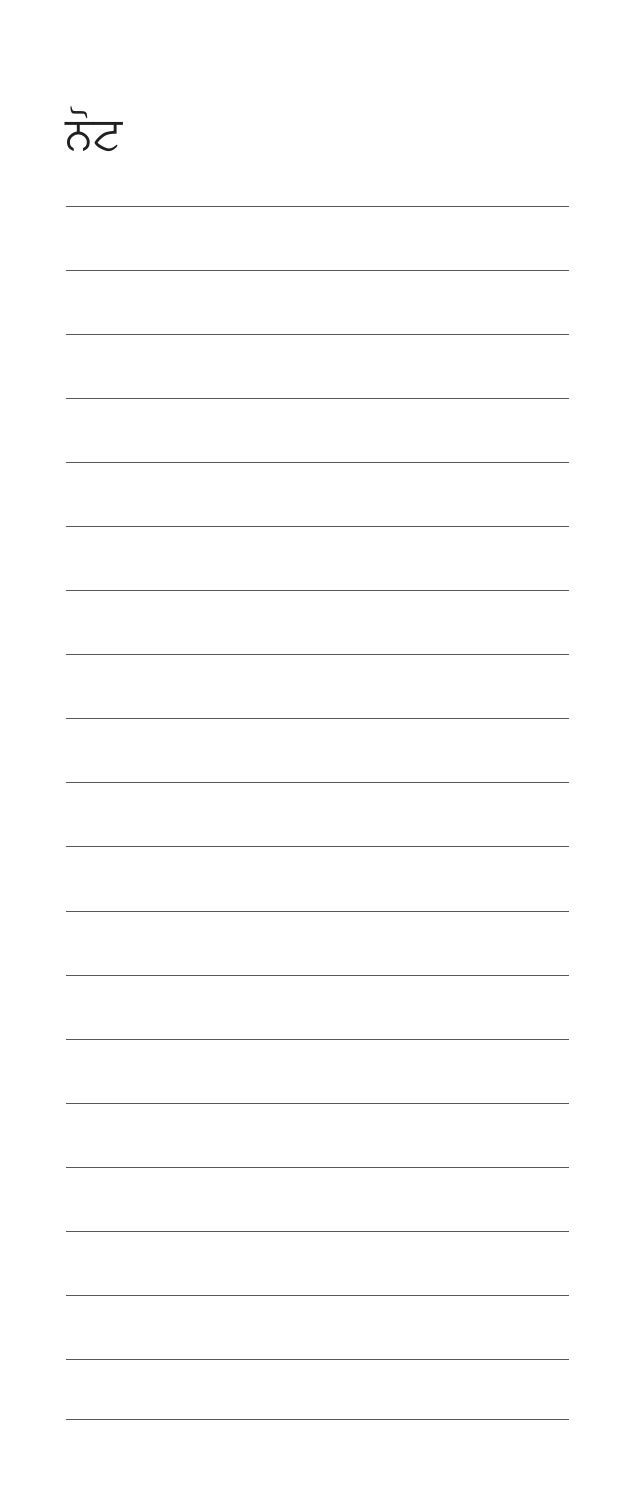# ਨੋਟ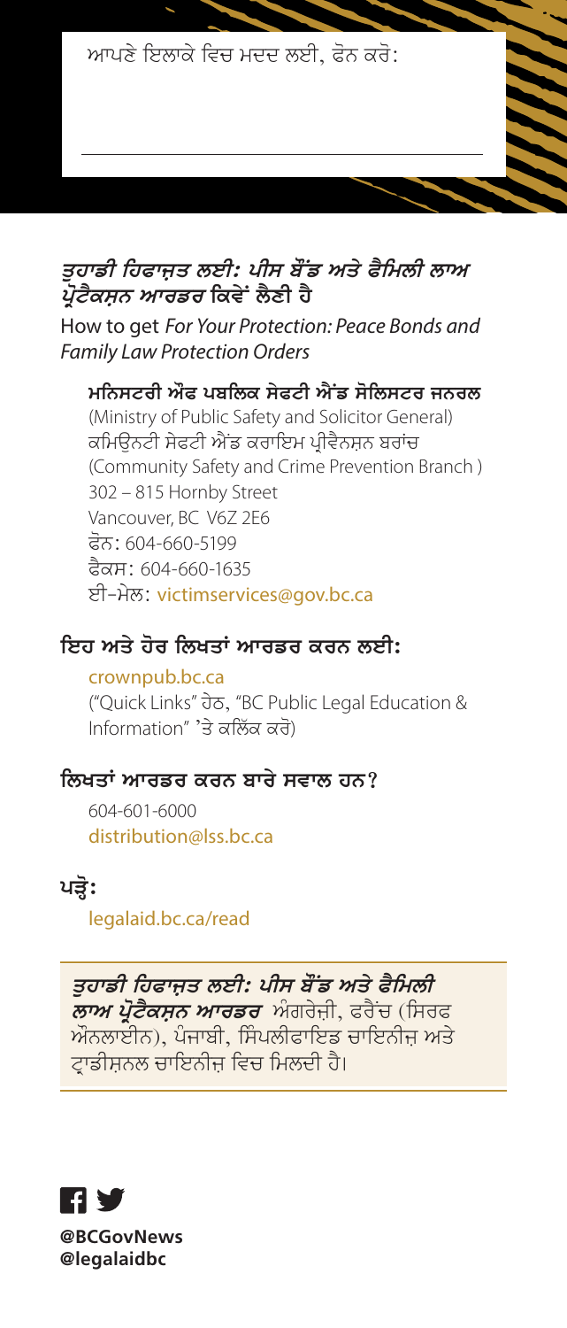ਆਪਣੇ ਇਲਾਕੇ ਵਿਚ ਮਦਦ ਲਈ, ਫੋਨ ਕਰੋ:

## *ਤੁਹਾਡੀ ਹਿਫਾਜ਼ਤ ਲਈ: ਪੀਸ ਬੌਂਡ ਅਤੇ ਫੈਮਿਲੀ ਲਾਅ ਪ੍ਰੋਟੈਕਸ਼ਨ ਆਰਡਰ* ਕਿਵੇਂ ਲੈਣੀ ਹੈ

How to get *For Your Protection: Peace Bonds and Family Law Protection Orders*

**ਮਨਿਸਟਰੀ ਔਫ ਪਬਲਿਕ ਸੇਫਟੀ ਐਂਡ ਸੋਲਿਸਟਰ ਜਨਰਲ**
(Ministry of Public Safety and Solicitor General)
ਕਮਿਉਨਟੀ ਸੇਫਟੀ ਐਂਡ ਕਰਾਇਮ ਪ੍ਰੀਵੈਨਸ਼ਨ ਬਰਾਂਚ
(Community Safety and Crime Prevention Branch )
302 – 815 Hornby Street
Vancouver, BC V6Z 2E6
ਫੋਨ: 604-660-5199
ਫੈਕਸ: 604-660-1635
ਈ-ਮੇਲ: victimservices@gov.bc.ca

### ਇਹ ਅਤੇ ਹੋਰ ਲਿਖਤਾਂ ਆਰਡਰ ਕਰਨ ਲਈ:

crownpub.bc.ca
("Quick Links" ਹੇਠ, "BC Public Legal Education & Information" 'ਤੇ ਕਲਿੱਕ ਕਰੋ)

### ਲਿਖਤਾਂ ਆਰਡਰ ਕਰਨ ਬਾਰੇ ਸਵਾਲ ਹਨ?

604-601-6000
distribution@lss.bc.ca

### ਪੜ੍ਹੋ:

legalaid.bc.ca/read

***ਤੁਹਾਡੀ ਹਿਫਾਜ਼ਤ ਲਈ: ਪੀਸ ਬੌਂਡ ਅਤੇ ਫੈਮਿਲੀ ਲਾਅ ਪ੍ਰੋਟੈਕਸ਼ਨ ਆਰਡਰ*** ਅੰਗਰੇਜ਼ੀ, ਫਰੈਂਚ (ਸਿਰਫ ਔਨਲਾਈਨ), ਪੰਜਾਬੀ, ਸਿੰਪਲੀਫਾਇਡ ਚਾਇਨੀਜ਼ ਅਤੇ ਟ੍ਰਾਡੀਸ਼ਨਲ ਚਾਇਨੀਜ਼ ਵਿਚ ਮਿਲਦੀ ਹੈ।

**@BCGovNews**
**@legalaidbc**